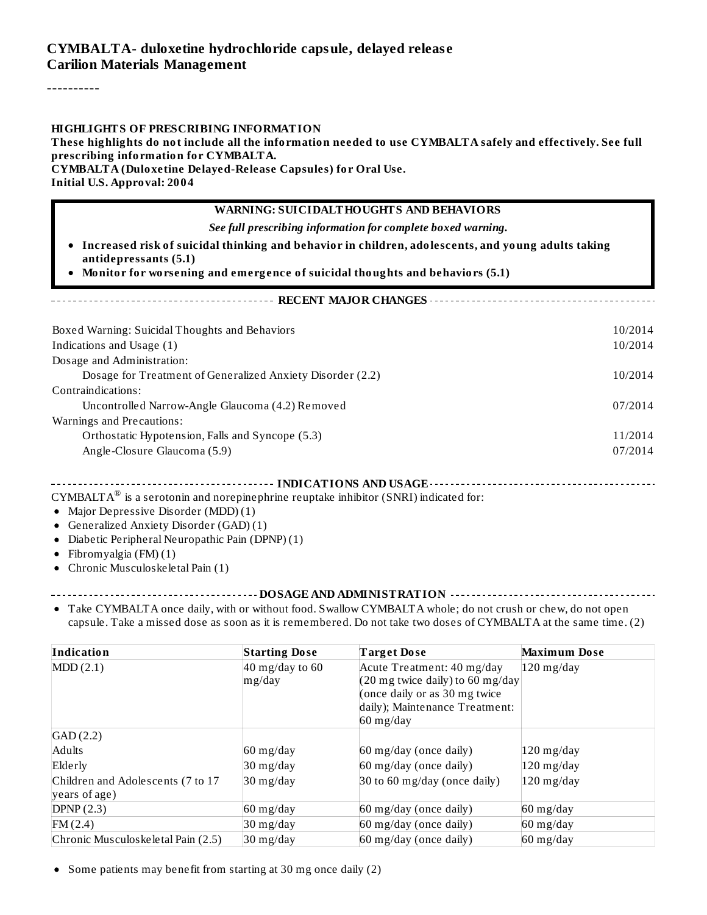# CYMBALTA- duloxetine hydrochloride capsule, delayed release
**Carilion Materials Management**

----------

**HIGHLIGHTS OF PRESCRIBING INFORMATION**

**These highlights do not include all the information needed to use CYMBALTA safely and effectively. See full prescribing information for CYMBALTA.**

**CYMBALTA (Duloxetine Delayed-Release Capsules) for Oral Use.**

**Initial U.S. Approval: 2004**

**WARNING: SUICIDALTHOUGHTS AND BEHAVIORS**

*See full prescribing information for complete boxed warning.*

- **Increased risk of suicidal thinking and behavior in children, adolescents, and young adults taking antidepressants (5.1)**
- **Monitor for worsening and emergence of suicidal thoughts and behaviors (5.1)**

**RECENT MAJOR CHANGES**

| | |
|---|---|
| Boxed Warning: Suicidal Thoughts and Behaviors | 10/2014 |
| Indications and Usage (1) | 10/2014 |
| Dosage and Administration: | |
| Dosage for Treatment of Generalized Anxiety Disorder (2.2) | 10/2014 |
| Contraindications: | |
| Uncontrolled Narrow-Angle Glaucoma (4.2) Removed | 07/2014 |
| Warnings and Precautions: | |
| Orthostatic Hypotension, Falls and Syncope (5.3) | 11/2014 |
| Angle-Closure Glaucoma (5.9) | 07/2014 |

**INDICATIONS AND USAGE**

CYMBALTA® is a serotonin and norepinephrine reuptake inhibitor (SNRI) indicated for:

- Major Depressive Disorder (MDD) (1)
- Generalized Anxiety Disorder (GAD) (1)
- Diabetic Peripheral Neuropathic Pain (DPNP) (1)
- Fibromyalgia (FM) (1)
- Chronic Musculoskeletal Pain (1)

**DOSAGE AND ADMINISTRATION**

- Take CYMBALTA once daily, with or without food. Swallow CYMBALTA whole; do not crush or chew, do not open capsule. Take a missed dose as soon as it is remembered. Do not take two doses of CYMBALTA at the same time. (2)

| Indication | Starting Dose | Target Dose | Maximum Dose |
|---|---|---|---|
| MDD (2.1) | 40 mg/day to 60 mg/day | Acute Treatment: 40 mg/day (20 mg twice daily) to 60 mg/day (once daily or as 30 mg twice daily); Maintenance Treatment: 60 mg/day | 120 mg/day |
| GAD (2.2) | | | |
| Adults | 60 mg/day | 60 mg/day (once daily) | 120 mg/day |
| Elderly | 30 mg/day | 60 mg/day (once daily) | 120 mg/day |
| Children and Adolescents (7 to 17 years of age) | 30 mg/day | 30 to 60 mg/day (once daily) | 120 mg/day |
| DPNP (2.3) | 60 mg/day | 60 mg/day (once daily) | 60 mg/day |
| FM (2.4) | 30 mg/day | 60 mg/day (once daily) | 60 mg/day |
| Chronic Musculoskeletal Pain (2.5) | 30 mg/day | 60 mg/day (once daily) | 60 mg/day |

- Some patients may benefit from starting at 30 mg once daily (2)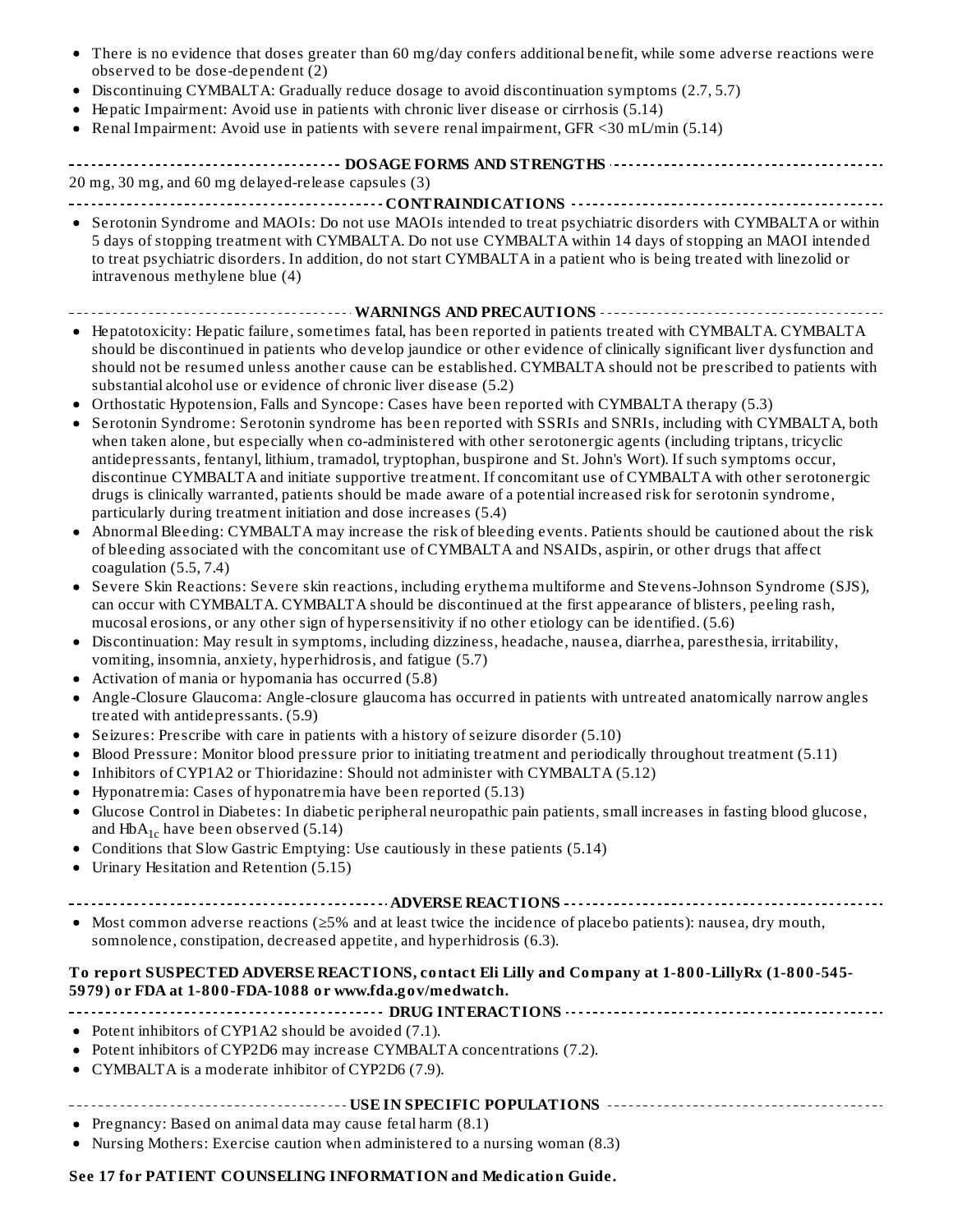- There is no evidence that doses greater than 60 mg/day confers additional benefit, while some adverse reactions were observed to be dose-dependent (2)
- Discontinuing CYMBALTA: Gradually reduce dosage to avoid discontinuation symptoms (2.7, 5.7)
- Hepatic Impairment: Avoid use in patients with chronic liver disease or cirrhosis (5.14)
- Renal Impairment: Avoid use in patients with severe renal impairment, GFR <30 mL/min (5.14)

## DOSAGE FORMS AND STRENGTHS

20 mg, 30 mg, and 60 mg delayed-release capsules (3)

## CONTRAINDICATIONS

- Serotonin Syndrome and MAOIs: Do not use MAOIs intended to treat psychiatric disorders with CYMBALTA or within 5 days of stopping treatment with CYMBALTA. Do not use CYMBALTA within 14 days of stopping an MAOI intended to treat psychiatric disorders. In addition, do not start CYMBALTA in a patient who is being treated with linezolid or intravenous methylene blue (4)

## WARNINGS AND PRECAUTIONS

- Hepatotoxicity: Hepatic failure, sometimes fatal, has been reported in patients treated with CYMBALTA. CYMBALTA should be discontinued in patients who develop jaundice or other evidence of clinically significant liver dysfunction and should not be resumed unless another cause can be established. CYMBALTA should not be prescribed to patients with substantial alcohol use or evidence of chronic liver disease (5.2)
- Orthostatic Hypotension, Falls and Syncope: Cases have been reported with CYMBALTA therapy (5.3)
- Serotonin Syndrome: Serotonin syndrome has been reported with SSRIs and SNRIs, including with CYMBALTA, both when taken alone, but especially when co-administered with other serotonergic agents (including triptans, tricyclic antidepressants, fentanyl, lithium, tramadol, tryptophan, buspirone and St. John's Wort). If such symptoms occur, discontinue CYMBALTA and initiate supportive treatment. If concomitant use of CYMBALTA with other serotonergic drugs is clinically warranted, patients should be made aware of a potential increased risk for serotonin syndrome, particularly during treatment initiation and dose increases (5.4)
- Abnormal Bleeding: CYMBALTA may increase the risk of bleeding events. Patients should be cautioned about the risk of bleeding associated with the concomitant use of CYMBALTA and NSAIDs, aspirin, or other drugs that affect coagulation (5.5, 7.4)
- Severe Skin Reactions: Severe skin reactions, including erythema multiforme and Stevens-Johnson Syndrome (SJS), can occur with CYMBALTA. CYMBALTA should be discontinued at the first appearance of blisters, peeling rash, mucosal erosions, or any other sign of hypersensitivity if no other etiology can be identified. (5.6)
- Discontinuation: May result in symptoms, including dizziness, headache, nausea, diarrhea, paresthesia, irritability, vomiting, insomnia, anxiety, hyperhidrosis, and fatigue (5.7)
- Activation of mania or hypomania has occurred (5.8)
- Angle-Closure Glaucoma: Angle-closure glaucoma has occurred in patients with untreated anatomically narrow angles treated with antidepressants. (5.9)
- Seizures: Prescribe with care in patients with a history of seizure disorder (5.10)
- Blood Pressure: Monitor blood pressure prior to initiating treatment and periodically throughout treatment (5.11)
- Inhibitors of CYP1A2 or Thioridazine: Should not administer with CYMBALTA (5.12)
- Hyponatremia: Cases of hyponatremia have been reported (5.13)
- Glucose Control in Diabetes: In diabetic peripheral neuropathic pain patients, small increases in fasting blood glucose, and $HbA_{1c}$ have been observed (5.14)
- Conditions that Slow Gastric Emptying: Use cautiously in these patients (5.14)
- Urinary Hesitation and Retention (5.15)

## ADVERSE REACTIONS

- Most common adverse reactions (≥5% and at least twice the incidence of placebo patients): nausea, dry mouth, somnolence, constipation, decreased appetite, and hyperhidrosis (6.3).

**To report SUSPECTED ADVERSE REACTIONS, contact Eli Lilly and Company at 1-800-LillyRx (1-800-545-5979) or FDA at 1-800-FDA-1088 or www.fda.gov/medwatch.**

## DRUG INTERACTIONS

- Potent inhibitors of CYP1A2 should be avoided (7.1).
- Potent inhibitors of CYP2D6 may increase CYMBALTA concentrations (7.2).
- CYMBALTA is a moderate inhibitor of CYP2D6 (7.9).

## USE IN SPECIFIC POPULATIONS

- Pregnancy: Based on animal data may cause fetal harm (8.1)
- Nursing Mothers: Exercise caution when administered to a nursing woman (8.3)

**See 17 for PATIENT COUNSELING INFORMATION and Medication Guide.**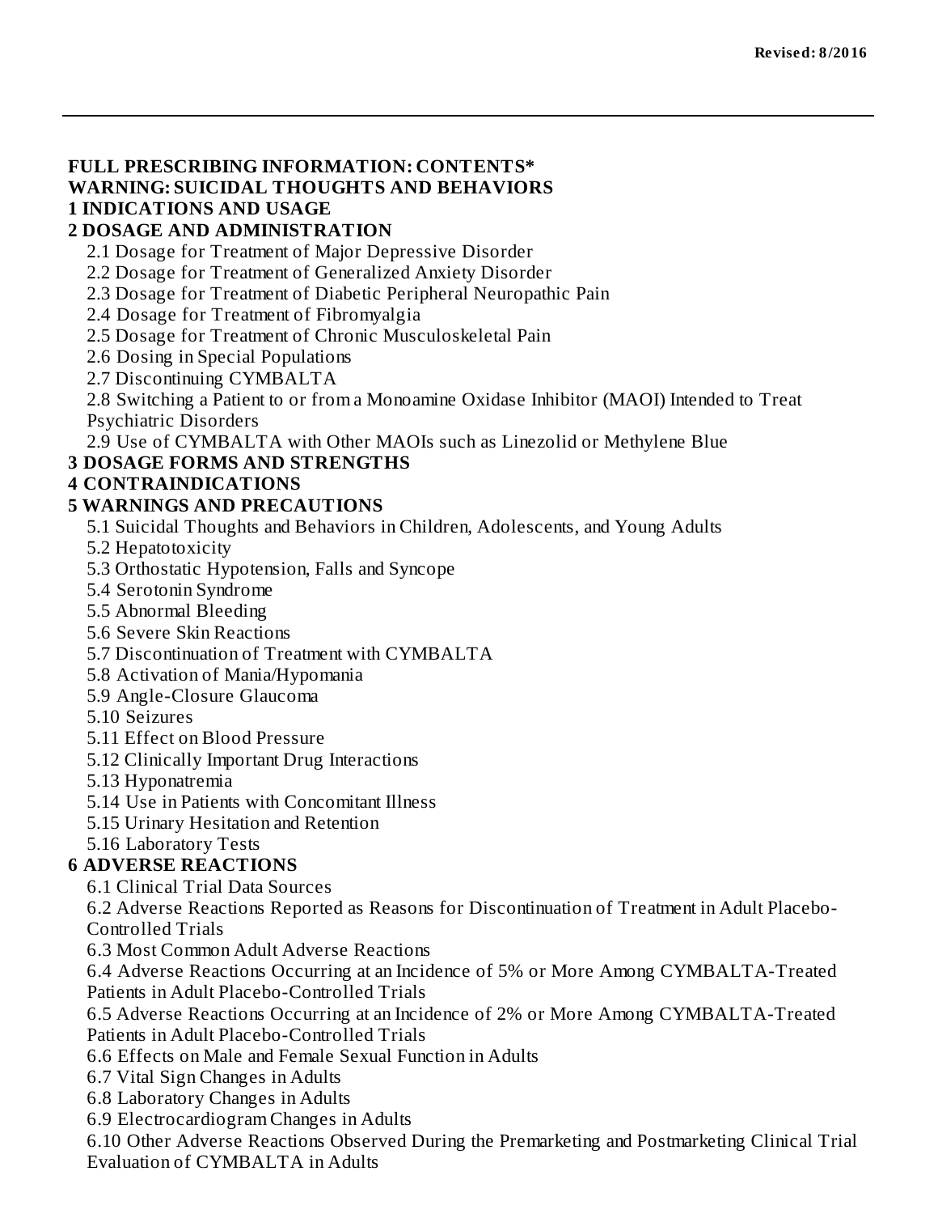**Revised: 8/2016**

---

**FULL PRESCRIBING INFORMATION: CONTENTS***

**WARNING: SUICIDAL THOUGHTS AND BEHAVIORS**

**1 INDICATIONS AND USAGE**

**2 DOSAGE AND ADMINISTRATION**

- 2.1 Dosage for Treatment of Major Depressive Disorder
- 2.2 Dosage for Treatment of Generalized Anxiety Disorder
- 2.3 Dosage for Treatment of Diabetic Peripheral Neuropathic Pain
- 2.4 Dosage for Treatment of Fibromyalgia
- 2.5 Dosage for Treatment of Chronic Musculoskeletal Pain
- 2.6 Dosing in Special Populations
- 2.7 Discontinuing CYMBALTA
- 2.8 Switching a Patient to or from a Monoamine Oxidase Inhibitor (MAOI) Intended to Treat Psychiatric Disorders
- 2.9 Use of CYMBALTA with Other MAOIs such as Linezolid or Methylene Blue

**3 DOSAGE FORMS AND STRENGTHS**

**4 CONTRAINDICATIONS**

**5 WARNINGS AND PRECAUTIONS**

- 5.1 Suicidal Thoughts and Behaviors in Children, Adolescents, and Young Adults
- 5.2 Hepatotoxicity
- 5.3 Orthostatic Hypotension, Falls and Syncope
- 5.4 Serotonin Syndrome
- 5.5 Abnormal Bleeding
- 5.6 Severe Skin Reactions
- 5.7 Discontinuation of Treatment with CYMBALTA
- 5.8 Activation of Mania/Hypomania
- 5.9 Angle-Closure Glaucoma
- 5.10 Seizures
- 5.11 Effect on Blood Pressure
- 5.12 Clinically Important Drug Interactions
- 5.13 Hyponatremia
- 5.14 Use in Patients with Concomitant Illness
- 5.15 Urinary Hesitation and Retention
- 5.16 Laboratory Tests

**6 ADVERSE REACTIONS**

- 6.1 Clinical Trial Data Sources
- 6.2 Adverse Reactions Reported as Reasons for Discontinuation of Treatment in Adult Placebo-Controlled Trials
- 6.3 Most Common Adult Adverse Reactions
- 6.4 Adverse Reactions Occurring at an Incidence of 5% or More Among CYMBALTA-Treated Patients in Adult Placebo-Controlled Trials
- 6.5 Adverse Reactions Occurring at an Incidence of 2% or More Among CYMBALTA-Treated Patients in Adult Placebo-Controlled Trials
- 6.6 Effects on Male and Female Sexual Function in Adults
- 6.7 Vital Sign Changes in Adults
- 6.8 Laboratory Changes in Adults
- 6.9 Electrocardiogram Changes in Adults
- 6.10 Other Adverse Reactions Observed During the Premarketing and Postmarketing Clinical Trial Evaluation of CYMBALTA in Adults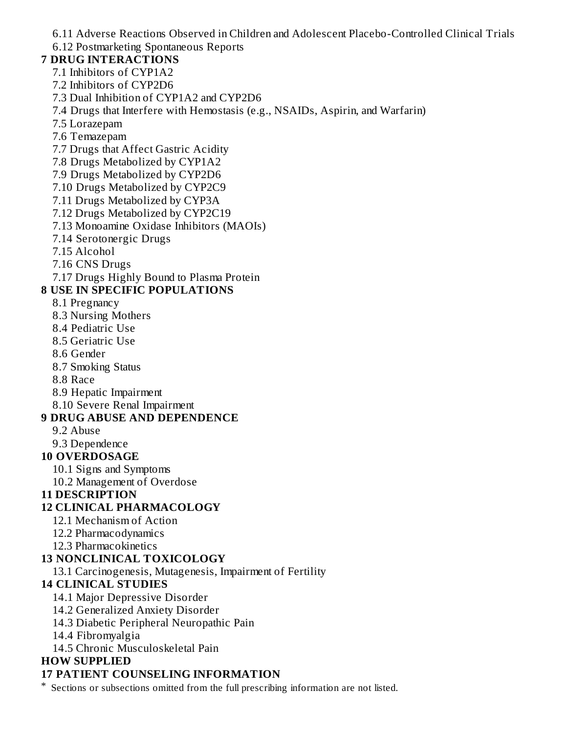6.11 Adverse Reactions Observed in Children and Adolescent Placebo-Controlled Clinical Trials
6.12 Postmarketing Spontaneous Reports

**7 DRUG INTERACTIONS**

7.1 Inhibitors of CYP1A2
7.2 Inhibitors of CYP2D6
7.3 Dual Inhibition of CYP1A2 and CYP2D6
7.4 Drugs that Interfere with Hemostasis (e.g., NSAIDs, Aspirin, and Warfarin)
7.5 Lorazepam
7.6 Temazepam
7.7 Drugs that Affect Gastric Acidity
7.8 Drugs Metabolized by CYP1A2
7.9 Drugs Metabolized by CYP2D6
7.10 Drugs Metabolized by CYP2C9
7.11 Drugs Metabolized by CYP3A
7.12 Drugs Metabolized by CYP2C19
7.13 Monoamine Oxidase Inhibitors (MAOIs)
7.14 Serotonergic Drugs
7.15 Alcohol
7.16 CNS Drugs
7.17 Drugs Highly Bound to Plasma Protein

**8 USE IN SPECIFIC POPULATIONS**

8.1 Pregnancy
8.3 Nursing Mothers
8.4 Pediatric Use
8.5 Geriatric Use
8.6 Gender
8.7 Smoking Status
8.8 Race
8.9 Hepatic Impairment
8.10 Severe Renal Impairment

**9 DRUG ABUSE AND DEPENDENCE**

9.2 Abuse
9.3 Dependence

**10 OVERDOSAGE**

10.1 Signs and Symptoms
10.2 Management of Overdose

**11 DESCRIPTION**

**12 CLINICAL PHARMACOLOGY**

12.1 Mechanism of Action
12.2 Pharmacodynamics
12.3 Pharmacokinetics

**13 NONCLINICAL TOXICOLOGY**

13.1 Carcinogenesis, Mutagenesis, Impairment of Fertility

**14 CLINICAL STUDIES**

14.1 Major Depressive Disorder
14.2 Generalized Anxiety Disorder
14.3 Diabetic Peripheral Neuropathic Pain
14.4 Fibromyalgia
14.5 Chronic Musculoskeletal Pain

**HOW SUPPLIED**

**17 PATIENT COUNSELING INFORMATION**

* Sections or subsections omitted from the full prescribing information are not listed.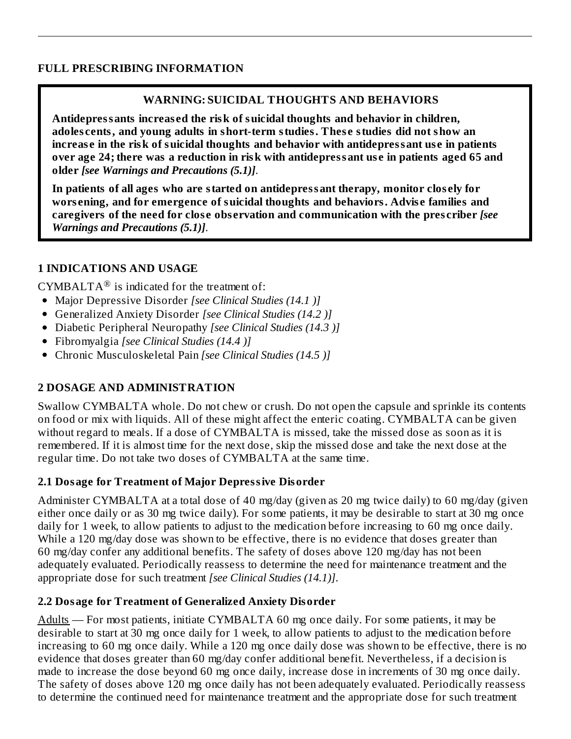# FULL PRESCRIBING INFORMATION

> **WARNING: SUICIDAL THOUGHTS AND BEHAVIORS**
>
> **Antidepressants increased the risk of suicidal thoughts and behavior in children, adolescents, and young adults in short-term studies. These studies did not show an increase in the risk of suicidal thoughts and behavior with antidepressant use in patients over age 24; there was a reduction in risk with antidepressant use in patients aged 65 and older** ***[see Warnings and Precautions (5.1)]***.
>
> **In patients of all ages who are started on antidepressant therapy, monitor closely for worsening, and for emergence of suicidal thoughts and behaviors. Advise families and caregivers of the need for close observation and communication with the prescriber** ***[see Warnings and Precautions (5.1)]***.

## 1 INDICATIONS AND USAGE

CYMBALTA® is indicated for the treatment of:

- Major Depressive Disorder *[see Clinical Studies (14.1 )]*
- Generalized Anxiety Disorder *[see Clinical Studies (14.2 )]*
- Diabetic Peripheral Neuropathy *[see Clinical Studies (14.3 )]*
- Fibromyalgia *[see Clinical Studies (14.4 )]*
- Chronic Musculoskeletal Pain *[see Clinical Studies (14.5 )]*

## 2 DOSAGE AND ADMINISTRATION

Swallow CYMBALTA whole. Do not chew or crush. Do not open the capsule and sprinkle its contents on food or mix with liquids. All of these might affect the enteric coating. CYMBALTA can be given without regard to meals. If a dose of CYMBALTA is missed, take the missed dose as soon as it is remembered. If it is almost time for the next dose, skip the missed dose and take the next dose at the regular time. Do not take two doses of CYMBALTA at the same time.

### 2.1 Dosage for Treatment of Major Depressive Disorder

Administer CYMBALTA at a total dose of 40 mg/day (given as 20 mg twice daily) to 60 mg/day (given either once daily or as 30 mg twice daily). For some patients, it may be desirable to start at 30 mg once daily for 1 week, to allow patients to adjust to the medication before increasing to 60 mg once daily. While a 120 mg/day dose was shown to be effective, there is no evidence that doses greater than 60 mg/day confer any additional benefits. The safety of doses above 120 mg/day has not been adequately evaluated. Periodically reassess to determine the need for maintenance treatment and the appropriate dose for such treatment *[see Clinical Studies (14.1)]*.

### 2.2 Dosage for Treatment of Generalized Anxiety Disorder

Adults — For most patients, initiate CYMBALTA 60 mg once daily. For some patients, it may be desirable to start at 30 mg once daily for 1 week, to allow patients to adjust to the medication before increasing to 60 mg once daily. While a 120 mg once daily dose was shown to be effective, there is no evidence that doses greater than 60 mg/day confer additional benefit. Nevertheless, if a decision is made to increase the dose beyond 60 mg once daily, increase dose in increments of 30 mg once daily. The safety of doses above 120 mg once daily has not been adequately evaluated. Periodically reassess to determine the continued need for maintenance treatment and the appropriate dose for such treatment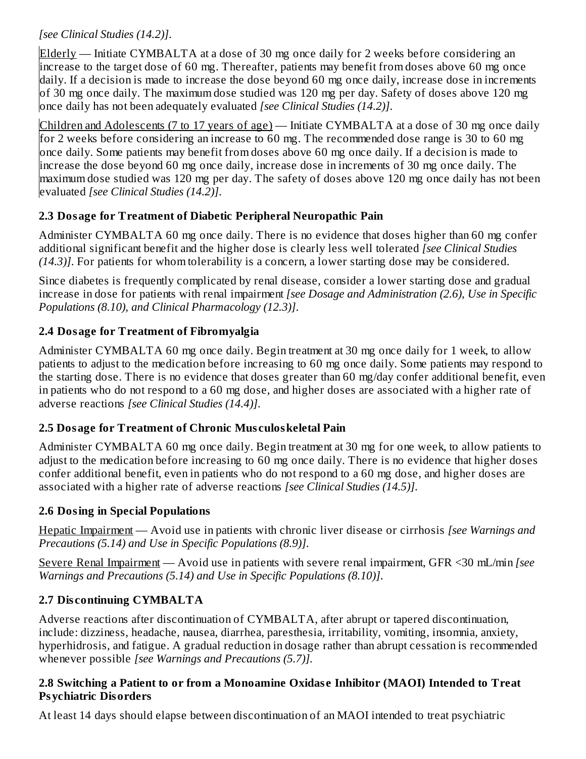*[see Clinical Studies (14.2)]*.

Elderly — Initiate CYMBALTA at a dose of 30 mg once daily for 2 weeks before considering an increase to the target dose of 60 mg. Thereafter, patients may benefit from doses above 60 mg once daily. If a decision is made to increase the dose beyond 60 mg once daily, increase dose in increments of 30 mg once daily. The maximum dose studied was 120 mg per day. Safety of doses above 120 mg once daily has not been adequately evaluated *[see Clinical Studies (14.2)]*.

Children and Adolescents (7 to 17 years of age) — Initiate CYMBALTA at a dose of 30 mg once daily for 2 weeks before considering an increase to 60 mg. The recommended dose range is 30 to 60 mg once daily. Some patients may benefit from doses above 60 mg once daily. If a decision is made to increase the dose beyond 60 mg once daily, increase dose in increments of 30 mg once daily. The maximum dose studied was 120 mg per day. The safety of doses above 120 mg once daily has not been evaluated *[see Clinical Studies (14.2)]*.

### 2.3 Dosage for Treatment of Diabetic Peripheral Neuropathic Pain

Administer CYMBALTA 60 mg once daily. There is no evidence that doses higher than 60 mg confer additional significant benefit and the higher dose is clearly less well tolerated *[see Clinical Studies (14.3)]*. For patients for whom tolerability is a concern, a lower starting dose may be considered.

Since diabetes is frequently complicated by renal disease, consider a lower starting dose and gradual increase in dose for patients with renal impairment *[see Dosage and Administration (2.6), Use in Specific Populations (8.10), and Clinical Pharmacology (12.3)]*.

### 2.4 Dosage for Treatment of Fibromyalgia

Administer CYMBALTA 60 mg once daily. Begin treatment at 30 mg once daily for 1 week, to allow patients to adjust to the medication before increasing to 60 mg once daily. Some patients may respond to the starting dose. There is no evidence that doses greater than 60 mg/day confer additional benefit, even in patients who do not respond to a 60 mg dose, and higher doses are associated with a higher rate of adverse reactions *[see Clinical Studies (14.4)]*.

### 2.5 Dosage for Treatment of Chronic Musculoskeletal Pain

Administer CYMBALTA 60 mg once daily. Begin treatment at 30 mg for one week, to allow patients to adjust to the medication before increasing to 60 mg once daily. There is no evidence that higher doses confer additional benefit, even in patients who do not respond to a 60 mg dose, and higher doses are associated with a higher rate of adverse reactions *[see Clinical Studies (14.5)]*.

### 2.6 Dosing in Special Populations

Hepatic Impairment — Avoid use in patients with chronic liver disease or cirrhosis *[see Warnings and Precautions (5.14) and Use in Specific Populations (8.9)]*.

Severe Renal Impairment — Avoid use in patients with severe renal impairment, GFR <30 mL/min *[see Warnings and Precautions (5.14) and Use in Specific Populations (8.10)]*.

### 2.7 Discontinuing CYMBALTA

Adverse reactions after discontinuation of CYMBALTA, after abrupt or tapered discontinuation, include: dizziness, headache, nausea, diarrhea, paresthesia, irritability, vomiting, insomnia, anxiety, hyperhidrosis, and fatigue. A gradual reduction in dosage rather than abrupt cessation is recommended whenever possible *[see Warnings and Precautions (5.7)]*.

### 2.8 Switching a Patient to or from a Monoamine Oxidase Inhibitor (MAOI) Intended to Treat Psychiatric Disorders

At least 14 days should elapse between discontinuation of an MAOI intended to treat psychiatric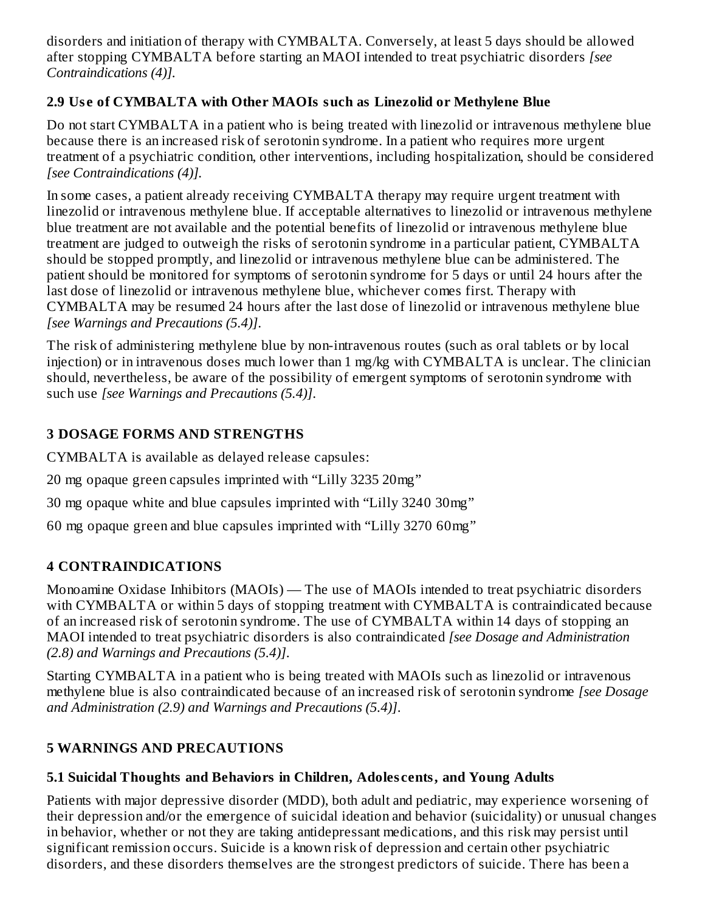disorders and initiation of therapy with CYMBALTA. Conversely, at least 5 days should be allowed after stopping CYMBALTA before starting an MAOI intended to treat psychiatric disorders *[see Contraindications (4)].*

### 2.9 Use of CYMBALTA with Other MAOIs such as Linezolid or Methylene Blue

Do not start CYMBALTA in a patient who is being treated with linezolid or intravenous methylene blue because there is an increased risk of serotonin syndrome. In a patient who requires more urgent treatment of a psychiatric condition, other interventions, including hospitalization, should be considered *[see Contraindications (4)].*

In some cases, a patient already receiving CYMBALTA therapy may require urgent treatment with linezolid or intravenous methylene blue. If acceptable alternatives to linezolid or intravenous methylene blue treatment are not available and the potential benefits of linezolid or intravenous methylene blue treatment are judged to outweigh the risks of serotonin syndrome in a particular patient, CYMBALTA should be stopped promptly, and linezolid or intravenous methylene blue can be administered. The patient should be monitored for symptoms of serotonin syndrome for 5 days or until 24 hours after the last dose of linezolid or intravenous methylene blue, whichever comes first. Therapy with CYMBALTA may be resumed 24 hours after the last dose of linezolid or intravenous methylene blue *[see Warnings and Precautions (5.4)].*

The risk of administering methylene blue by non-intravenous routes (such as oral tablets or by local injection) or in intravenous doses much lower than 1 mg/kg with CYMBALTA is unclear. The clinician should, nevertheless, be aware of the possibility of emergent symptoms of serotonin syndrome with such use *[see Warnings and Precautions (5.4)].*

## 3 DOSAGE FORMS AND STRENGTHS

CYMBALTA is available as delayed release capsules:

20 mg opaque green capsules imprinted with “Lilly 3235 20mg”

30 mg opaque white and blue capsules imprinted with “Lilly 3240 30mg”

60 mg opaque green and blue capsules imprinted with “Lilly 3270 60mg”

## 4 CONTRAINDICATIONS

Monoamine Oxidase Inhibitors (MAOIs) — The use of MAOIs intended to treat psychiatric disorders with CYMBALTA or within 5 days of stopping treatment with CYMBALTA is contraindicated because of an increased risk of serotonin syndrome. The use of CYMBALTA within 14 days of stopping an MAOI intended to treat psychiatric disorders is also contraindicated *[see Dosage and Administration (2.8) and Warnings and Precautions (5.4)].*

Starting CYMBALTA in a patient who is being treated with MAOIs such as linezolid or intravenous methylene blue is also contraindicated because of an increased risk of serotonin syndrome *[see Dosage and Administration (2.9) and Warnings and Precautions (5.4)].*

## 5 WARNINGS AND PRECAUTIONS

### 5.1 Suicidal Thoughts and Behaviors in Children, Adolescents, and Young Adults

Patients with major depressive disorder (MDD), both adult and pediatric, may experience worsening of their depression and/or the emergence of suicidal ideation and behavior (suicidality) or unusual changes in behavior, whether or not they are taking antidepressant medications, and this risk may persist until significant remission occurs. Suicide is a known risk of depression and certain other psychiatric disorders, and these disorders themselves are the strongest predictors of suicide. There has been a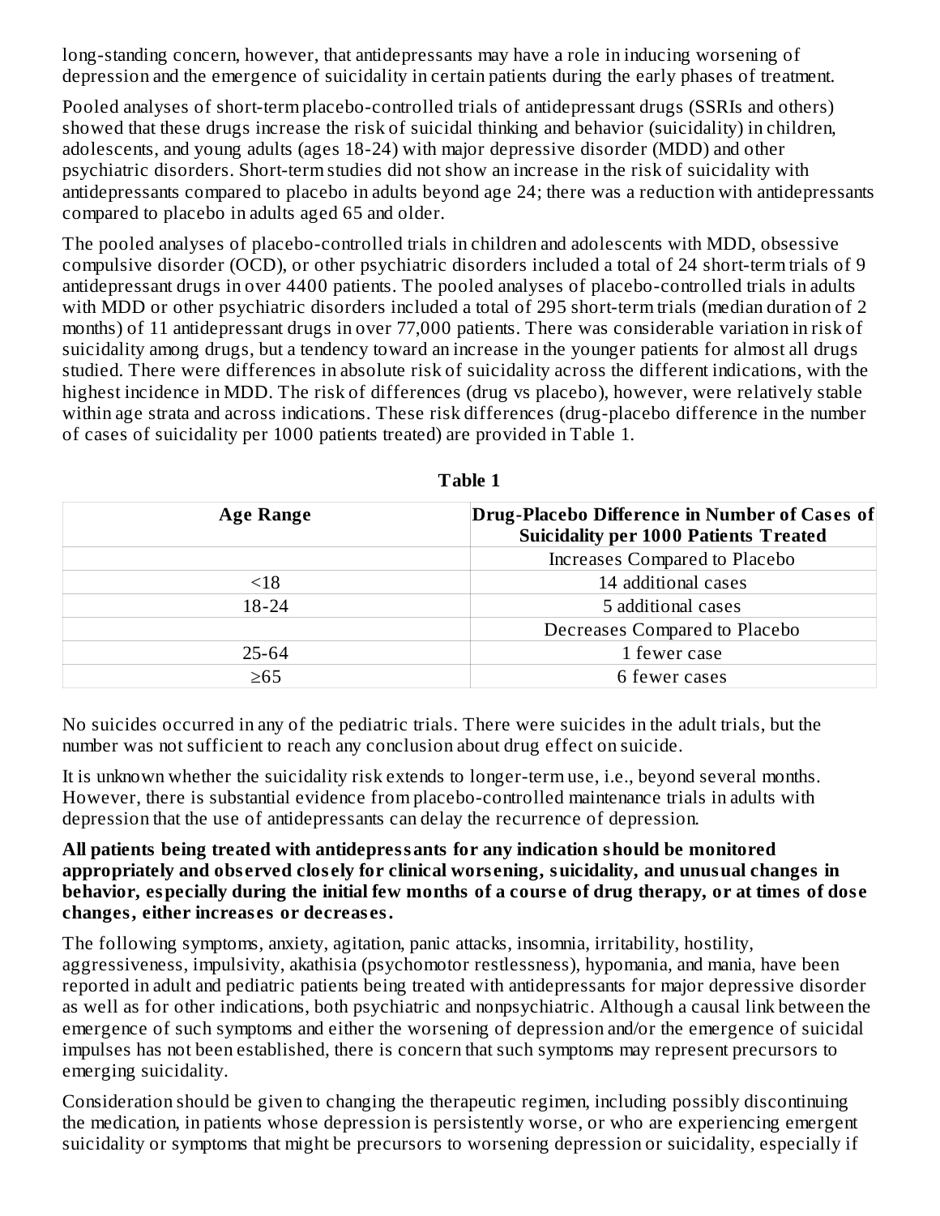long-standing concern, however, that antidepressants may have a role in inducing worsening of depression and the emergence of suicidality in certain patients during the early phases of treatment.

Pooled analyses of short-term placebo-controlled trials of antidepressant drugs (SSRIs and others) showed that these drugs increase the risk of suicidal thinking and behavior (suicidality) in children, adolescents, and young adults (ages 18-24) with major depressive disorder (MDD) and other psychiatric disorders. Short-term studies did not show an increase in the risk of suicidality with antidepressants compared to placebo in adults beyond age 24; there was a reduction with antidepressants compared to placebo in adults aged 65 and older.

The pooled analyses of placebo-controlled trials in children and adolescents with MDD, obsessive compulsive disorder (OCD), or other psychiatric disorders included a total of 24 short-term trials of 9 antidepressant drugs in over 4400 patients. The pooled analyses of placebo-controlled trials in adults with MDD or other psychiatric disorders included a total of 295 short-term trials (median duration of 2 months) of 11 antidepressant drugs in over 77,000 patients. There was considerable variation in risk of suicidality among drugs, but a tendency toward an increase in the younger patients for almost all drugs studied. There were differences in absolute risk of suicidality across the different indications, with the highest incidence in MDD. The risk of differences (drug vs placebo), however, were relatively stable within age strata and across indications. These risk differences (drug-placebo difference in the number of cases of suicidality per 1000 patients treated) are provided in Table 1.

**Table 1**

| Age Range | Drug-Placebo Difference in Number of Cases of Suicidality per 1000 Patients Treated |
|---|---|
| | Increases Compared to Placebo |
| <18 | 14 additional cases |
| 18-24 | 5 additional cases |
| | Decreases Compared to Placebo |
| 25-64 | 1 fewer case |
| ≥65 | 6 fewer cases |

No suicides occurred in any of the pediatric trials. There were suicides in the adult trials, but the number was not sufficient to reach any conclusion about drug effect on suicide.

It is unknown whether the suicidality risk extends to longer-term use, i.e., beyond several months. However, there is substantial evidence from placebo-controlled maintenance trials in adults with depression that the use of antidepressants can delay the recurrence of depression.

**All patients being treated with antidepressants for any indication should be monitored appropriately and observed closely for clinical worsening, suicidality, and unusual changes in behavior, especially during the initial few months of a course of drug therapy, or at times of dose changes, either increases or decreases.**

The following symptoms, anxiety, agitation, panic attacks, insomnia, irritability, hostility, aggressiveness, impulsivity, akathisia (psychomotor restlessness), hypomania, and mania, have been reported in adult and pediatric patients being treated with antidepressants for major depressive disorder as well as for other indications, both psychiatric and nonpsychiatric. Although a causal link between the emergence of such symptoms and either the worsening of depression and/or the emergence of suicidal impulses has not been established, there is concern that such symptoms may represent precursors to emerging suicidality.

Consideration should be given to changing the therapeutic regimen, including possibly discontinuing the medication, in patients whose depression is persistently worse, or who are experiencing emergent suicidality or symptoms that might be precursors to worsening depression or suicidality, especially if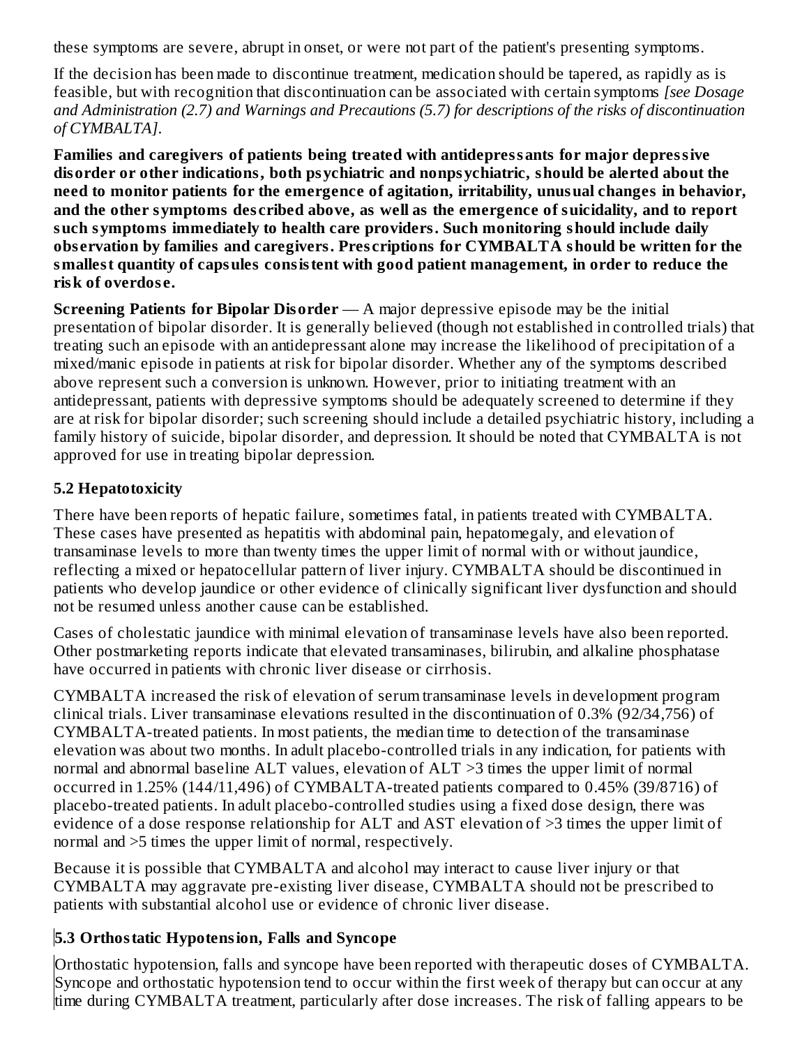these symptoms are severe, abrupt in onset, or were not part of the patient's presenting symptoms.

If the decision has been made to discontinue treatment, medication should be tapered, as rapidly as is feasible, but with recognition that discontinuation can be associated with certain symptoms *[see Dosage and Administration (2.7) and Warnings and Precautions (5.7) for descriptions of the risks of discontinuation of CYMBALTA].*

**Families and caregivers of patients being treated with antidepressants for major depressive disorder or other indications, both psychiatric and nonpsychiatric, should be alerted about the need to monitor patients for the emergence of agitation, irritability, unusual changes in behavior, and the other symptoms described above, as well as the emergence of suicidality, and to report such symptoms immediately to health care providers. Such monitoring should include daily observation by families and caregivers. Prescriptions for CYMBALTA should be written for the smallest quantity of capsules consistent with good patient management, in order to reduce the risk of overdose.**

**Screening Patients for Bipolar Disorder** — A major depressive episode may be the initial presentation of bipolar disorder. It is generally believed (though not established in controlled trials) that treating such an episode with an antidepressant alone may increase the likelihood of precipitation of a mixed/manic episode in patients at risk for bipolar disorder. Whether any of the symptoms described above represent such a conversion is unknown. However, prior to initiating treatment with an antidepressant, patients with depressive symptoms should be adequately screened to determine if they are at risk for bipolar disorder; such screening should include a detailed psychiatric history, including a family history of suicide, bipolar disorder, and depression. It should be noted that CYMBALTA is not approved for use in treating bipolar depression.

### 5.2 Hepatotoxicity

There have been reports of hepatic failure, sometimes fatal, in patients treated with CYMBALTA. These cases have presented as hepatitis with abdominal pain, hepatomegaly, and elevation of transaminase levels to more than twenty times the upper limit of normal with or without jaundice, reflecting a mixed or hepatocellular pattern of liver injury. CYMBALTA should be discontinued in patients who develop jaundice or other evidence of clinically significant liver dysfunction and should not be resumed unless another cause can be established.

Cases of cholestatic jaundice with minimal elevation of transaminase levels have also been reported. Other postmarketing reports indicate that elevated transaminases, bilirubin, and alkaline phosphatase have occurred in patients with chronic liver disease or cirrhosis.

CYMBALTA increased the risk of elevation of serum transaminase levels in development program clinical trials. Liver transaminase elevations resulted in the discontinuation of 0.3% (92/34,756) of CYMBALTA-treated patients. In most patients, the median time to detection of the transaminase elevation was about two months. In adult placebo-controlled trials in any indication, for patients with normal and abnormal baseline ALT values, elevation of ALT >3 times the upper limit of normal occurred in 1.25% (144/11,496) of CYMBALTA-treated patients compared to 0.45% (39/8716) of placebo-treated patients. In adult placebo-controlled studies using a fixed dose design, there was evidence of a dose response relationship for ALT and AST elevation of >3 times the upper limit of normal and >5 times the upper limit of normal, respectively.

Because it is possible that CYMBALTA and alcohol may interact to cause liver injury or that CYMBALTA may aggravate pre-existing liver disease, CYMBALTA should not be prescribed to patients with substantial alcohol use or evidence of chronic liver disease.

### 5.3 Orthostatic Hypotension, Falls and Syncope

Orthostatic hypotension, falls and syncope have been reported with therapeutic doses of CYMBALTA. Syncope and orthostatic hypotension tend to occur within the first week of therapy but can occur at any time during CYMBALTA treatment, particularly after dose increases. The risk of falling appears to be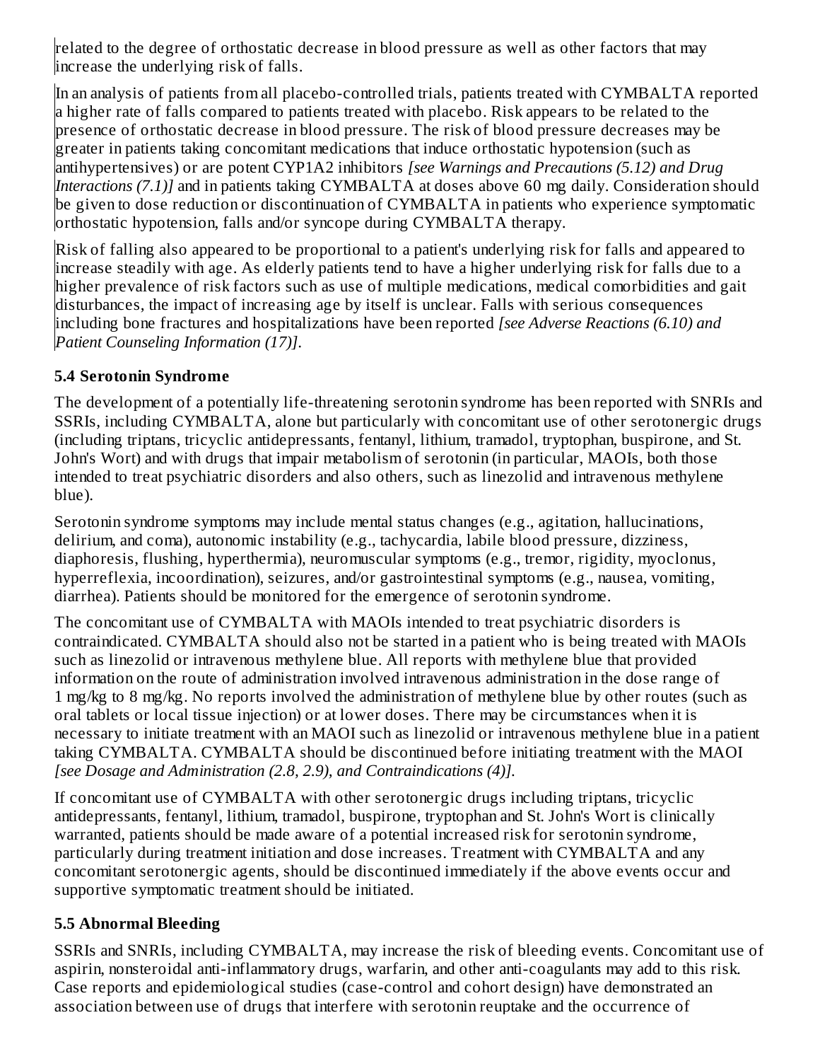related to the degree of orthostatic decrease in blood pressure as well as other factors that may increase the underlying risk of falls.

In an analysis of patients from all placebo-controlled trials, patients treated with CYMBALTA reported a higher rate of falls compared to patients treated with placebo. Risk appears to be related to the presence of orthostatic decrease in blood pressure. The risk of blood pressure decreases may be greater in patients taking concomitant medications that induce orthostatic hypotension (such as antihypertensives) or are potent CYP1A2 inhibitors *[see Warnings and Precautions (5.12) and Drug Interactions (7.1)]* and in patients taking CYMBALTA at doses above 60 mg daily. Consideration should be given to dose reduction or discontinuation of CYMBALTA in patients who experience symptomatic orthostatic hypotension, falls and/or syncope during CYMBALTA therapy.

Risk of falling also appeared to be proportional to a patient's underlying risk for falls and appeared to increase steadily with age. As elderly patients tend to have a higher underlying risk for falls due to a higher prevalence of risk factors such as use of multiple medications, medical comorbidities and gait disturbances, the impact of increasing age by itself is unclear. Falls with serious consequences including bone fractures and hospitalizations have been reported *[see Adverse Reactions (6.10) and Patient Counseling Information (17)]*.

### 5.4 Serotonin Syndrome

The development of a potentially life-threatening serotonin syndrome has been reported with SNRIs and SSRIs, including CYMBALTA, alone but particularly with concomitant use of other serotonergic drugs (including triptans, tricyclic antidepressants, fentanyl, lithium, tramadol, tryptophan, buspirone, and St. John's Wort) and with drugs that impair metabolism of serotonin (in particular, MAOIs, both those intended to treat psychiatric disorders and also others, such as linezolid and intravenous methylene blue).

Serotonin syndrome symptoms may include mental status changes (e.g., agitation, hallucinations, delirium, and coma), autonomic instability (e.g., tachycardia, labile blood pressure, dizziness, diaphoresis, flushing, hyperthermia), neuromuscular symptoms (e.g., tremor, rigidity, myoclonus, hyperreflexia, incoordination), seizures, and/or gastrointestinal symptoms (e.g., nausea, vomiting, diarrhea). Patients should be monitored for the emergence of serotonin syndrome.

The concomitant use of CYMBALTA with MAOIs intended to treat psychiatric disorders is contraindicated. CYMBALTA should also not be started in a patient who is being treated with MAOIs such as linezolid or intravenous methylene blue. All reports with methylene blue that provided information on the route of administration involved intravenous administration in the dose range of 1 mg/kg to 8 mg/kg. No reports involved the administration of methylene blue by other routes (such as oral tablets or local tissue injection) or at lower doses. There may be circumstances when it is necessary to initiate treatment with an MAOI such as linezolid or intravenous methylene blue in a patient taking CYMBALTA. CYMBALTA should be discontinued before initiating treatment with the MAOI *[see Dosage and Administration (2.8, 2.9), and Contraindications (4)]*.

If concomitant use of CYMBALTA with other serotonergic drugs including triptans, tricyclic antidepressants, fentanyl, lithium, tramadol, buspirone, tryptophan and St. John's Wort is clinically warranted, patients should be made aware of a potential increased risk for serotonin syndrome, particularly during treatment initiation and dose increases. Treatment with CYMBALTA and any concomitant serotonergic agents, should be discontinued immediately if the above events occur and supportive symptomatic treatment should be initiated.

### 5.5 Abnormal Bleeding

SSRIs and SNRIs, including CYMBALTA, may increase the risk of bleeding events. Concomitant use of aspirin, nonsteroidal anti-inflammatory drugs, warfarin, and other anti-coagulants may add to this risk. Case reports and epidemiological studies (case-control and cohort design) have demonstrated an association between use of drugs that interfere with serotonin reuptake and the occurrence of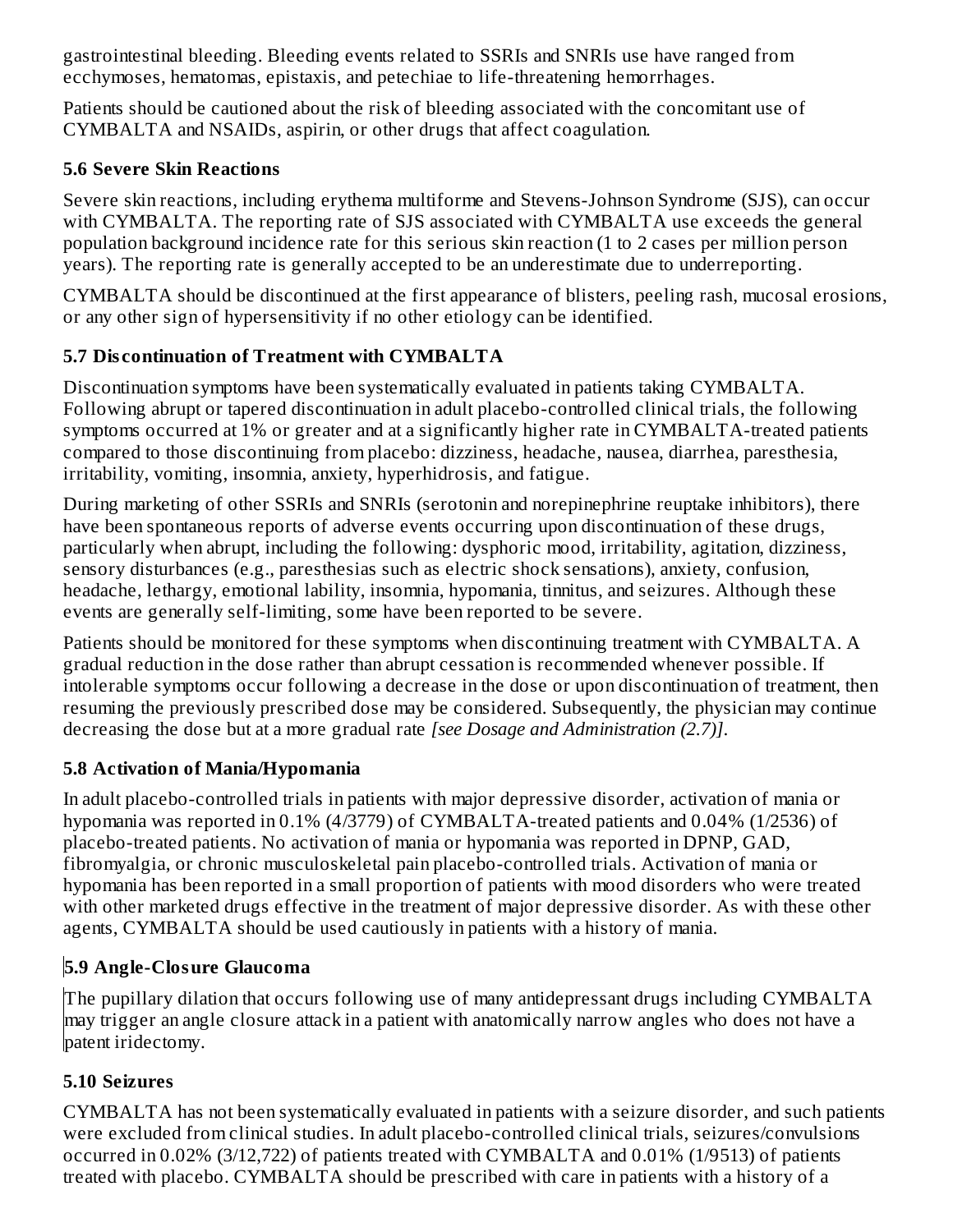gastrointestinal bleeding. Bleeding events related to SSRIs and SNRIs use have ranged from ecchymoses, hematomas, epistaxis, and petechiae to life-threatening hemorrhages.

Patients should be cautioned about the risk of bleeding associated with the concomitant use of CYMBALTA and NSAIDs, aspirin, or other drugs that affect coagulation.

### 5.6 Severe Skin Reactions

Severe skin reactions, including erythema multiforme and Stevens-Johnson Syndrome (SJS), can occur with CYMBALTA. The reporting rate of SJS associated with CYMBALTA use exceeds the general population background incidence rate for this serious skin reaction (1 to 2 cases per million person years). The reporting rate is generally accepted to be an underestimate due to underreporting.

CYMBALTA should be discontinued at the first appearance of blisters, peeling rash, mucosal erosions, or any other sign of hypersensitivity if no other etiology can be identified.

### 5.7 Discontinuation of Treatment with CYMBALTA

Discontinuation symptoms have been systematically evaluated in patients taking CYMBALTA. Following abrupt or tapered discontinuation in adult placebo-controlled clinical trials, the following symptoms occurred at 1% or greater and at a significantly higher rate in CYMBALTA-treated patients compared to those discontinuing from placebo: dizziness, headache, nausea, diarrhea, paresthesia, irritability, vomiting, insomnia, anxiety, hyperhidrosis, and fatigue.

During marketing of other SSRIs and SNRIs (serotonin and norepinephrine reuptake inhibitors), there have been spontaneous reports of adverse events occurring upon discontinuation of these drugs, particularly when abrupt, including the following: dysphoric mood, irritability, agitation, dizziness, sensory disturbances (e.g., paresthesias such as electric shock sensations), anxiety, confusion, headache, lethargy, emotional lability, insomnia, hypomania, tinnitus, and seizures. Although these events are generally self-limiting, some have been reported to be severe.

Patients should be monitored for these symptoms when discontinuing treatment with CYMBALTA. A gradual reduction in the dose rather than abrupt cessation is recommended whenever possible. If intolerable symptoms occur following a decrease in the dose or upon discontinuation of treatment, then resuming the previously prescribed dose may be considered. Subsequently, the physician may continue decreasing the dose but at a more gradual rate *[see Dosage and Administration (2.7)]*.

### 5.8 Activation of Mania/Hypomania

In adult placebo-controlled trials in patients with major depressive disorder, activation of mania or hypomania was reported in 0.1% (4/3779) of CYMBALTA-treated patients and 0.04% (1/2536) of placebo-treated patients. No activation of mania or hypomania was reported in DPNP, GAD, fibromyalgia, or chronic musculoskeletal pain placebo-controlled trials. Activation of mania or hypomania has been reported in a small proportion of patients with mood disorders who were treated with other marketed drugs effective in the treatment of major depressive disorder. As with these other agents, CYMBALTA should be used cautiously in patients with a history of mania.

### 5.9 Angle-Closure Glaucoma

The pupillary dilation that occurs following use of many antidepressant drugs including CYMBALTA may trigger an angle closure attack in a patient with anatomically narrow angles who does not have a patent iridectomy.

### 5.10 Seizures

CYMBALTA has not been systematically evaluated in patients with a seizure disorder, and such patients were excluded from clinical studies. In adult placebo-controlled clinical trials, seizures/convulsions occurred in 0.02% (3/12,722) of patients treated with CYMBALTA and 0.01% (1/9513) of patients treated with placebo. CYMBALTA should be prescribed with care in patients with a history of a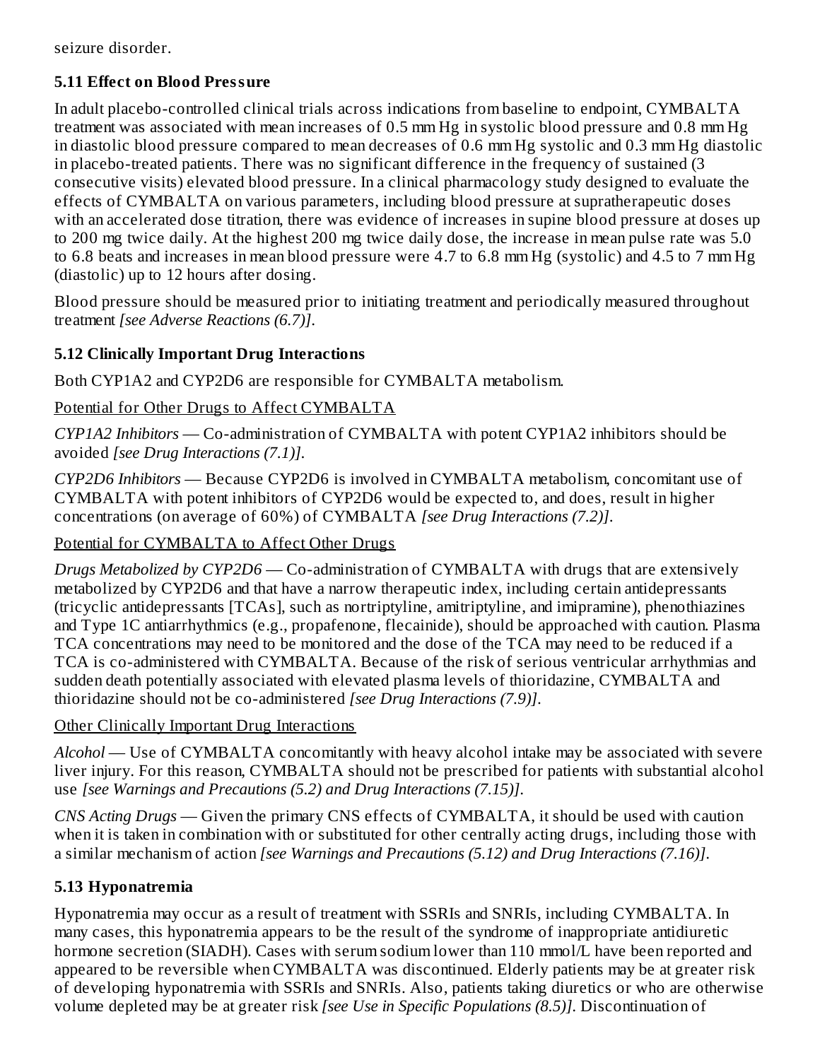seizure disorder.

### 5.11 Effect on Blood Pressure

In adult placebo-controlled clinical trials across indications from baseline to endpoint, CYMBALTA treatment was associated with mean increases of 0.5 mm Hg in systolic blood pressure and 0.8 mm Hg in diastolic blood pressure compared to mean decreases of 0.6 mm Hg systolic and 0.3 mm Hg diastolic in placebo-treated patients. There was no significant difference in the frequency of sustained (3 consecutive visits) elevated blood pressure. In a clinical pharmacology study designed to evaluate the effects of CYMBALTA on various parameters, including blood pressure at supratherapeutic doses with an accelerated dose titration, there was evidence of increases in supine blood pressure at doses up to 200 mg twice daily. At the highest 200 mg twice daily dose, the increase in mean pulse rate was 5.0 to 6.8 beats and increases in mean blood pressure were 4.7 to 6.8 mm Hg (systolic) and 4.5 to 7 mm Hg (diastolic) up to 12 hours after dosing.

Blood pressure should be measured prior to initiating treatment and periodically measured throughout treatment *[see Adverse Reactions (6.7)]*.

### 5.12 Clinically Important Drug Interactions

Both CYP1A2 and CYP2D6 are responsible for CYMBALTA metabolism.

<u>Potential for Other Drugs to Affect CYMBALTA</u>

*CYP1A2 Inhibitors* — Co-administration of CYMBALTA with potent CYP1A2 inhibitors should be avoided *[see Drug Interactions (7.1)]*.

*CYP2D6 Inhibitors* — Because CYP2D6 is involved in CYMBALTA metabolism, concomitant use of CYMBALTA with potent inhibitors of CYP2D6 would be expected to, and does, result in higher concentrations (on average of 60%) of CYMBALTA *[see Drug Interactions (7.2)]*.

<u>Potential for CYMBALTA to Affect Other Drugs</u>

*Drugs Metabolized by CYP2D6* — Co-administration of CYMBALTA with drugs that are extensively metabolized by CYP2D6 and that have a narrow therapeutic index, including certain antidepressants (tricyclic antidepressants [TCAs], such as nortriptyline, amitriptyline, and imipramine), phenothiazines and Type 1C antiarrhythmics (e.g., propafenone, flecainide), should be approached with caution. Plasma TCA concentrations may need to be monitored and the dose of the TCA may need to be reduced if a TCA is co-administered with CYMBALTA. Because of the risk of serious ventricular arrhythmias and sudden death potentially associated with elevated plasma levels of thioridazine, CYMBALTA and thioridazine should not be co-administered *[see Drug Interactions (7.9)]*.

<u>Other Clinically Important Drug Interactions</u>

*Alcohol* — Use of CYMBALTA concomitantly with heavy alcohol intake may be associated with severe liver injury. For this reason, CYMBALTA should not be prescribed for patients with substantial alcohol use *[see Warnings and Precautions (5.2) and Drug Interactions (7.15)]*.

*CNS Acting Drugs* — Given the primary CNS effects of CYMBALTA, it should be used with caution when it is taken in combination with or substituted for other centrally acting drugs, including those with a similar mechanism of action *[see Warnings and Precautions (5.12) and Drug Interactions (7.16)]*.

### 5.13 Hyponatremia

Hyponatremia may occur as a result of treatment with SSRIs and SNRIs, including CYMBALTA. In many cases, this hyponatremia appears to be the result of the syndrome of inappropriate antidiuretic hormone secretion (SIADH). Cases with serum sodium lower than 110 mmol/L have been reported and appeared to be reversible when CYMBALTA was discontinued. Elderly patients may be at greater risk of developing hyponatremia with SSRIs and SNRIs. Also, patients taking diuretics or who are otherwise volume depleted may be at greater risk *[see Use in Specific Populations (8.5)]*. Discontinuation of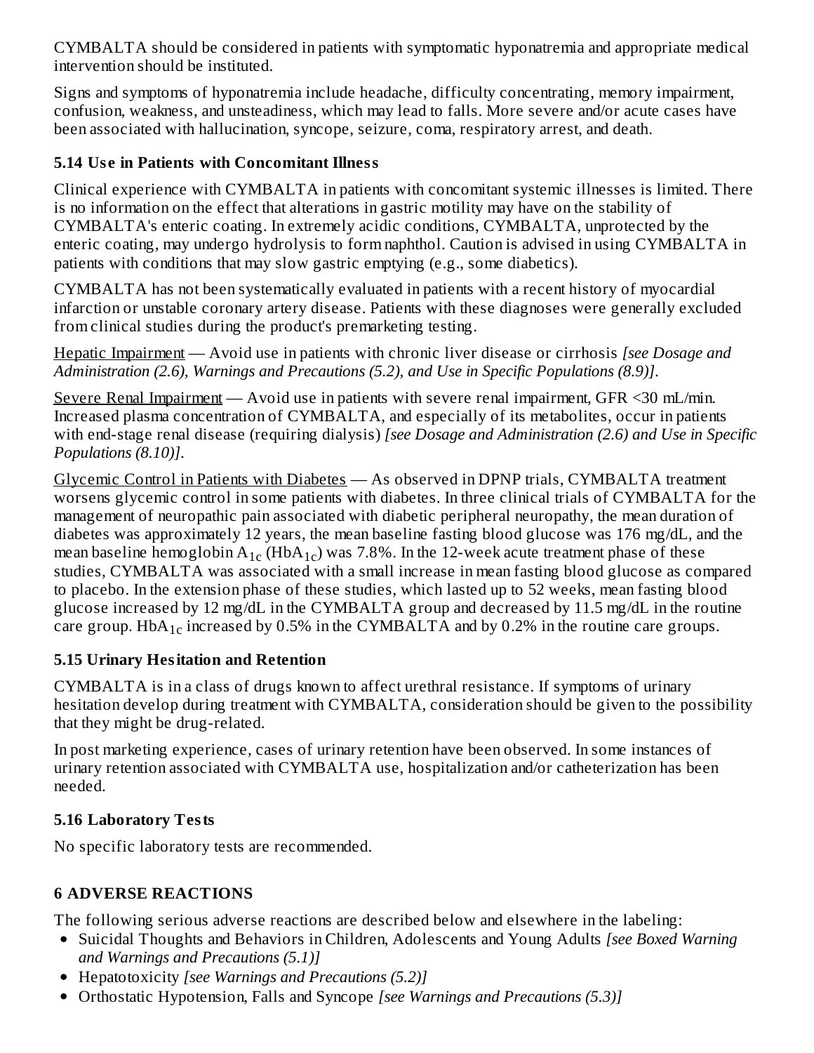CYMBALTA should be considered in patients with symptomatic hyponatremia and appropriate medical intervention should be instituted.

Signs and symptoms of hyponatremia include headache, difficulty concentrating, memory impairment, confusion, weakness, and unsteadiness, which may lead to falls. More severe and/or acute cases have been associated with hallucination, syncope, seizure, coma, respiratory arrest, and death.

### 5.14 Use in Patients with Concomitant Illness

Clinical experience with CYMBALTA in patients with concomitant systemic illnesses is limited. There is no information on the effect that alterations in gastric motility may have on the stability of CYMBALTA's enteric coating. In extremely acidic conditions, CYMBALTA, unprotected by the enteric coating, may undergo hydrolysis to form naphthol. Caution is advised in using CYMBALTA in patients with conditions that may slow gastric emptying (e.g., some diabetics).

CYMBALTA has not been systematically evaluated in patients with a recent history of myocardial infarction or unstable coronary artery disease. Patients with these diagnoses were generally excluded from clinical studies during the product's premarketing testing.

Hepatic Impairment — Avoid use in patients with chronic liver disease or cirrhosis *[see Dosage and Administration (2.6), Warnings and Precautions (5.2), and Use in Specific Populations (8.9)]*.

Severe Renal Impairment — Avoid use in patients with severe renal impairment, GFR <30 mL/min. Increased plasma concentration of CYMBALTA, and especially of its metabolites, occur in patients with end-stage renal disease (requiring dialysis) *[see Dosage and Administration (2.6) and Use in Specific Populations (8.10)]*.

Glycemic Control in Patients with Diabetes — As observed in DPNP trials, CYMBALTA treatment worsens glycemic control in some patients with diabetes. In three clinical trials of CYMBALTA for the management of neuropathic pain associated with diabetic peripheral neuropathy, the mean duration of diabetes was approximately 12 years, the mean baseline fasting blood glucose was 176 mg/dL, and the mean baseline hemoglobin $A_{1c}$ ($HbA_{1c}$) was 7.8%. In the 12-week acute treatment phase of these studies, CYMBALTA was associated with a small increase in mean fasting blood glucose as compared to placebo. In the extension phase of these studies, which lasted up to 52 weeks, mean fasting blood glucose increased by 12 mg/dL in the CYMBALTA group and decreased by 11.5 mg/dL in the routine care group. $HbA_{1c}$ increased by 0.5% in the CYMBALTA and by 0.2% in the routine care groups.

### 5.15 Urinary Hesitation and Retention

CYMBALTA is in a class of drugs known to affect urethral resistance. If symptoms of urinary hesitation develop during treatment with CYMBALTA, consideration should be given to the possibility that they might be drug-related.

In post marketing experience, cases of urinary retention have been observed. In some instances of urinary retention associated with CYMBALTA use, hospitalization and/or catheterization has been needed.

### 5.16 Laboratory Tests

No specific laboratory tests are recommended.

## 6 ADVERSE REACTIONS

The following serious adverse reactions are described below and elsewhere in the labeling:

- Suicidal Thoughts and Behaviors in Children, Adolescents and Young Adults *[see Boxed Warning and Warnings and Precautions (5.1)]*
- Hepatotoxicity *[see Warnings and Precautions (5.2)]*
- Orthostatic Hypotension, Falls and Syncope *[see Warnings and Precautions (5.3)]*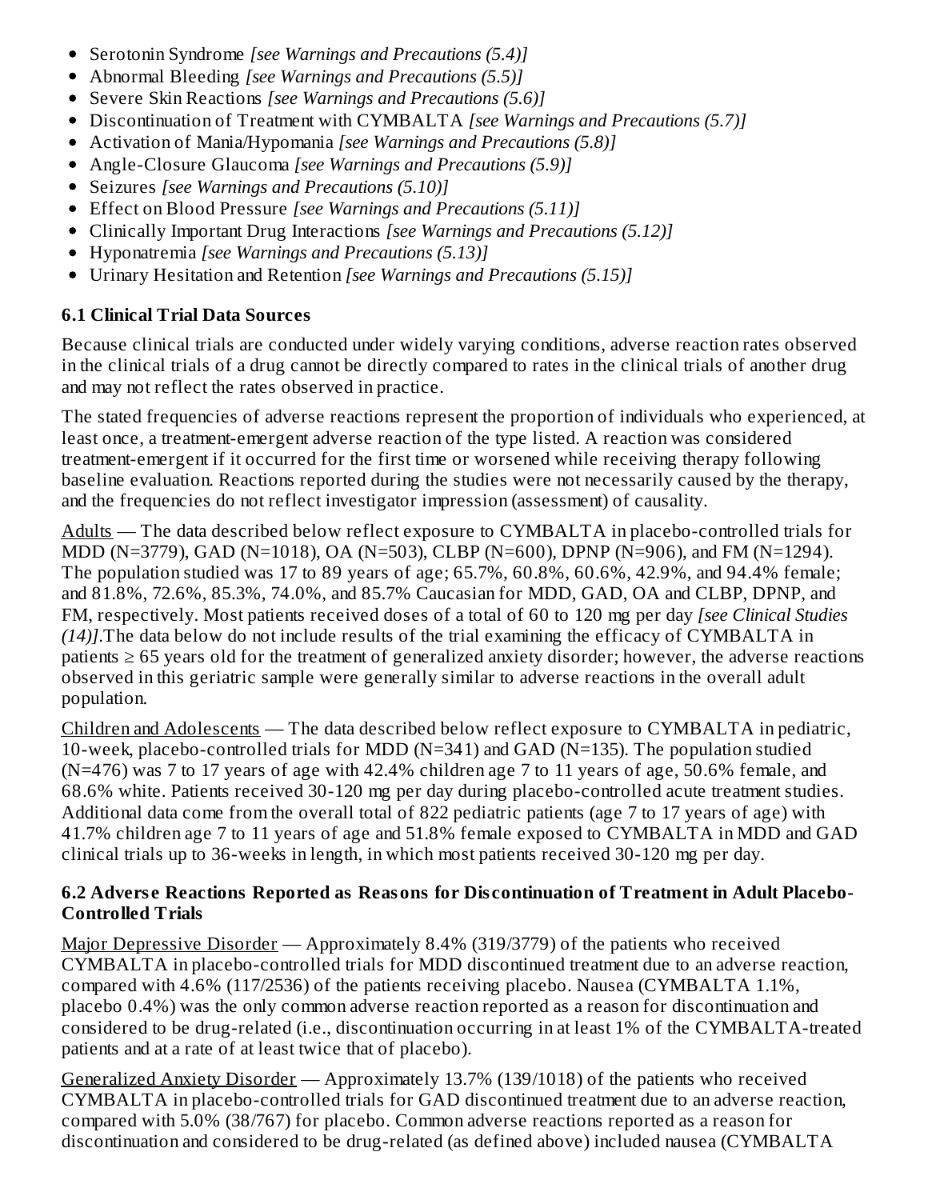- Serotonin Syndrome *[see Warnings and Precautions (5.4)]*
- Abnormal Bleeding *[see Warnings and Precautions (5.5)]*
- Severe Skin Reactions *[see Warnings and Precautions (5.6)]*
- Discontinuation of Treatment with CYMBALTA *[see Warnings and Precautions (5.7)]*
- Activation of Mania/Hypomania *[see Warnings and Precautions (5.8)]*
- Angle-Closure Glaucoma *[see Warnings and Precautions (5.9)]*
- Seizures *[see Warnings and Precautions (5.10)]*
- Effect on Blood Pressure *[see Warnings and Precautions (5.11)]*
- Clinically Important Drug Interactions *[see Warnings and Precautions (5.12)]*
- Hyponatremia *[see Warnings and Precautions (5.13)]*
- Urinary Hesitation and Retention *[see Warnings and Precautions (5.15)]*

### 6.1 Clinical Trial Data Sources

Because clinical trials are conducted under widely varying conditions, adverse reaction rates observed in the clinical trials of a drug cannot be directly compared to rates in the clinical trials of another drug and may not reflect the rates observed in practice.

The stated frequencies of adverse reactions represent the proportion of individuals who experienced, at least once, a treatment-emergent adverse reaction of the type listed. A reaction was considered treatment-emergent if it occurred for the first time or worsened while receiving therapy following baseline evaluation. Reactions reported during the studies were not necessarily caused by the therapy, and the frequencies do not reflect investigator impression (assessment) of causality.

Adults — The data described below reflect exposure to CYMBALTA in placebo-controlled trials for MDD (N=3779), GAD (N=1018), OA (N=503), CLBP (N=600), DPNP (N=906), and FM (N=1294). The population studied was 17 to 89 years of age; 65.7%, 60.8%, 60.6%, 42.9%, and 94.4% female; and 81.8%, 72.6%, 85.3%, 74.0%, and 85.7% Caucasian for MDD, GAD, OA and CLBP, DPNP, and FM, respectively. Most patients received doses of a total of 60 to 120 mg per day *[see Clinical Studies (14)]*.The data below do not include results of the trial examining the efficacy of CYMBALTA in patients ≥ 65 years old for the treatment of generalized anxiety disorder; however, the adverse reactions observed in this geriatric sample were generally similar to adverse reactions in the overall adult population.

Children and Adolescents — The data described below reflect exposure to CYMBALTA in pediatric, 10-week, placebo-controlled trials for MDD (N=341) and GAD (N=135). The population studied (N=476) was 7 to 17 years of age with 42.4% children age 7 to 11 years of age, 50.6% female, and 68.6% white. Patients received 30-120 mg per day during placebo-controlled acute treatment studies. Additional data come from the overall total of 822 pediatric patients (age 7 to 17 years of age) with 41.7% children age 7 to 11 years of age and 51.8% female exposed to CYMBALTA in MDD and GAD clinical trials up to 36-weeks in length, in which most patients received 30-120 mg per day.

### 6.2 Adverse Reactions Reported as Reasons for Discontinuation of Treatment in Adult Placebo-Controlled Trials

Major Depressive Disorder — Approximately 8.4% (319/3779) of the patients who received CYMBALTA in placebo-controlled trials for MDD discontinued treatment due to an adverse reaction, compared with 4.6% (117/2536) of the patients receiving placebo. Nausea (CYMBALTA 1.1%, placebo 0.4%) was the only common adverse reaction reported as a reason for discontinuation and considered to be drug-related (i.e., discontinuation occurring in at least 1% of the CYMBALTA-treated patients and at a rate of at least twice that of placebo).

Generalized Anxiety Disorder — Approximately 13.7% (139/1018) of the patients who received CYMBALTA in placebo-controlled trials for GAD discontinued treatment due to an adverse reaction, compared with 5.0% (38/767) for placebo. Common adverse reactions reported as a reason for discontinuation and considered to be drug-related (as defined above) included nausea (CYMBALTA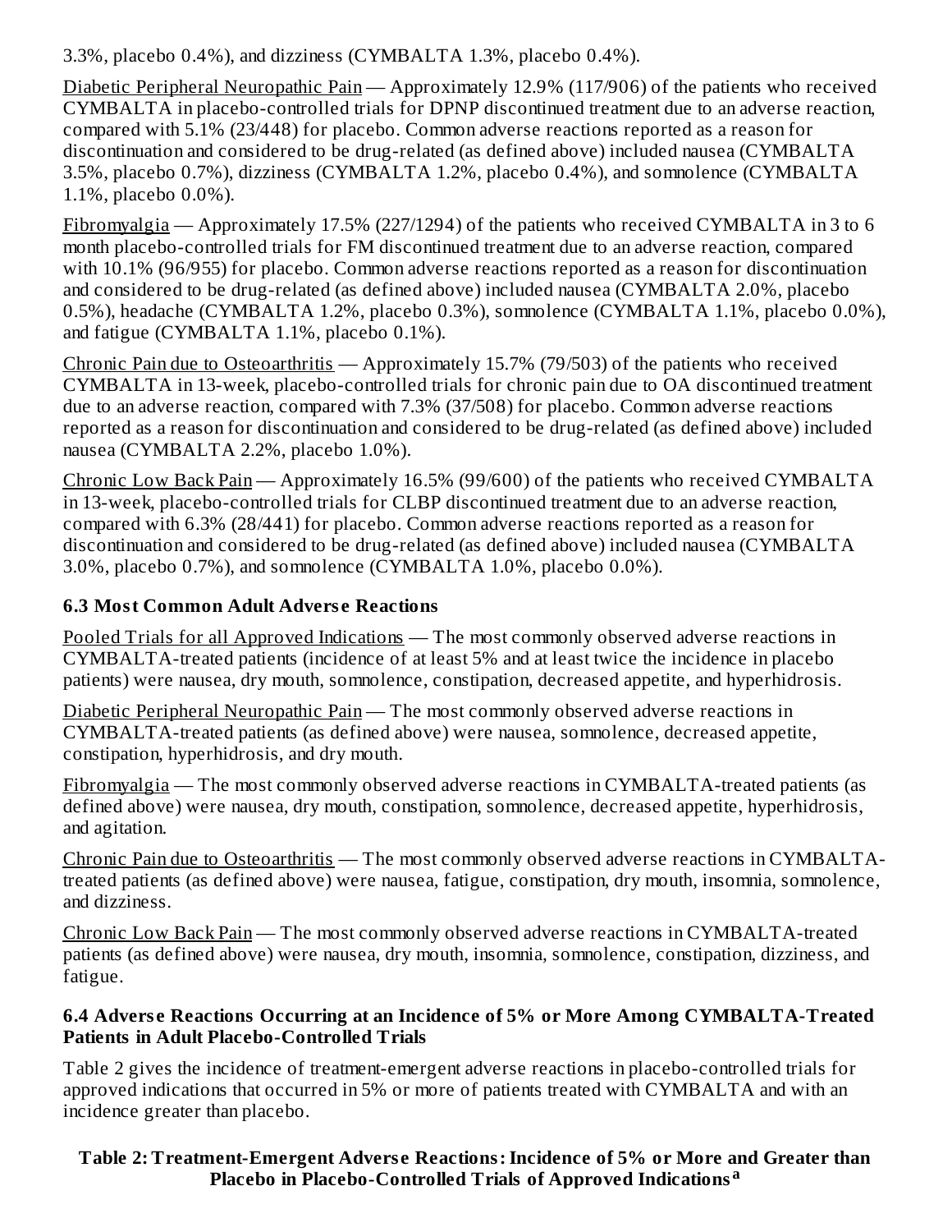3.3%, placebo 0.4%), and dizziness (CYMBALTA 1.3%, placebo 0.4%).

Diabetic Peripheral Neuropathic Pain — Approximately 12.9% (117/906) of the patients who received CYMBALTA in placebo-controlled trials for DPNP discontinued treatment due to an adverse reaction, compared with 5.1% (23/448) for placebo. Common adverse reactions reported as a reason for discontinuation and considered to be drug-related (as defined above) included nausea (CYMBALTA 3.5%, placebo 0.7%), dizziness (CYMBALTA 1.2%, placebo 0.4%), and somnolence (CYMBALTA 1.1%, placebo 0.0%).

Fibromyalgia — Approximately 17.5% (227/1294) of the patients who received CYMBALTA in 3 to 6 month placebo-controlled trials for FM discontinued treatment due to an adverse reaction, compared with 10.1% (96/955) for placebo. Common adverse reactions reported as a reason for discontinuation and considered to be drug-related (as defined above) included nausea (CYMBALTA 2.0%, placebo 0.5%), headache (CYMBALTA 1.2%, placebo 0.3%), somnolence (CYMBALTA 1.1%, placebo 0.0%), and fatigue (CYMBALTA 1.1%, placebo 0.1%).

Chronic Pain due to Osteoarthritis — Approximately 15.7% (79/503) of the patients who received CYMBALTA in 13-week, placebo-controlled trials for chronic pain due to OA discontinued treatment due to an adverse reaction, compared with 7.3% (37/508) for placebo. Common adverse reactions reported as a reason for discontinuation and considered to be drug-related (as defined above) included nausea (CYMBALTA 2.2%, placebo 1.0%).

Chronic Low Back Pain — Approximately 16.5% (99/600) of the patients who received CYMBALTA in 13-week, placebo-controlled trials for CLBP discontinued treatment due to an adverse reaction, compared with 6.3% (28/441) for placebo. Common adverse reactions reported as a reason for discontinuation and considered to be drug-related (as defined above) included nausea (CYMBALTA 3.0%, placebo 0.7%), and somnolence (CYMBALTA 1.0%, placebo 0.0%).

### 6.3 Most Common Adult Adverse Reactions

Pooled Trials for all Approved Indications — The most commonly observed adverse reactions in CYMBALTA-treated patients (incidence of at least 5% and at least twice the incidence in placebo patients) were nausea, dry mouth, somnolence, constipation, decreased appetite, and hyperhidrosis.

Diabetic Peripheral Neuropathic Pain — The most commonly observed adverse reactions in CYMBALTA-treated patients (as defined above) were nausea, somnolence, decreased appetite, constipation, hyperhidrosis, and dry mouth.

Fibromyalgia — The most commonly observed adverse reactions in CYMBALTA-treated patients (as defined above) were nausea, dry mouth, constipation, somnolence, decreased appetite, hyperhidrosis, and agitation.

Chronic Pain due to Osteoarthritis — The most commonly observed adverse reactions in CYMBALTA-treated patients (as defined above) were nausea, fatigue, constipation, dry mouth, insomnia, somnolence, and dizziness.

Chronic Low Back Pain — The most commonly observed adverse reactions in CYMBALTA-treated patients (as defined above) were nausea, dry mouth, insomnia, somnolence, constipation, dizziness, and fatigue.

### 6.4 Adverse Reactions Occurring at an Incidence of 5% or More Among CYMBALTA-Treated Patients in Adult Placebo-Controlled Trials

Table 2 gives the incidence of treatment-emergent adverse reactions in placebo-controlled trials for approved indications that occurred in 5% or more of patients treated with CYMBALTA and with an incidence greater than placebo.

**Table 2: Treatment-Emergent Adverse Reactions: Incidence of 5% or More and Greater than Placebo in Placebo-Controlled Trials of Approved Indications[a]**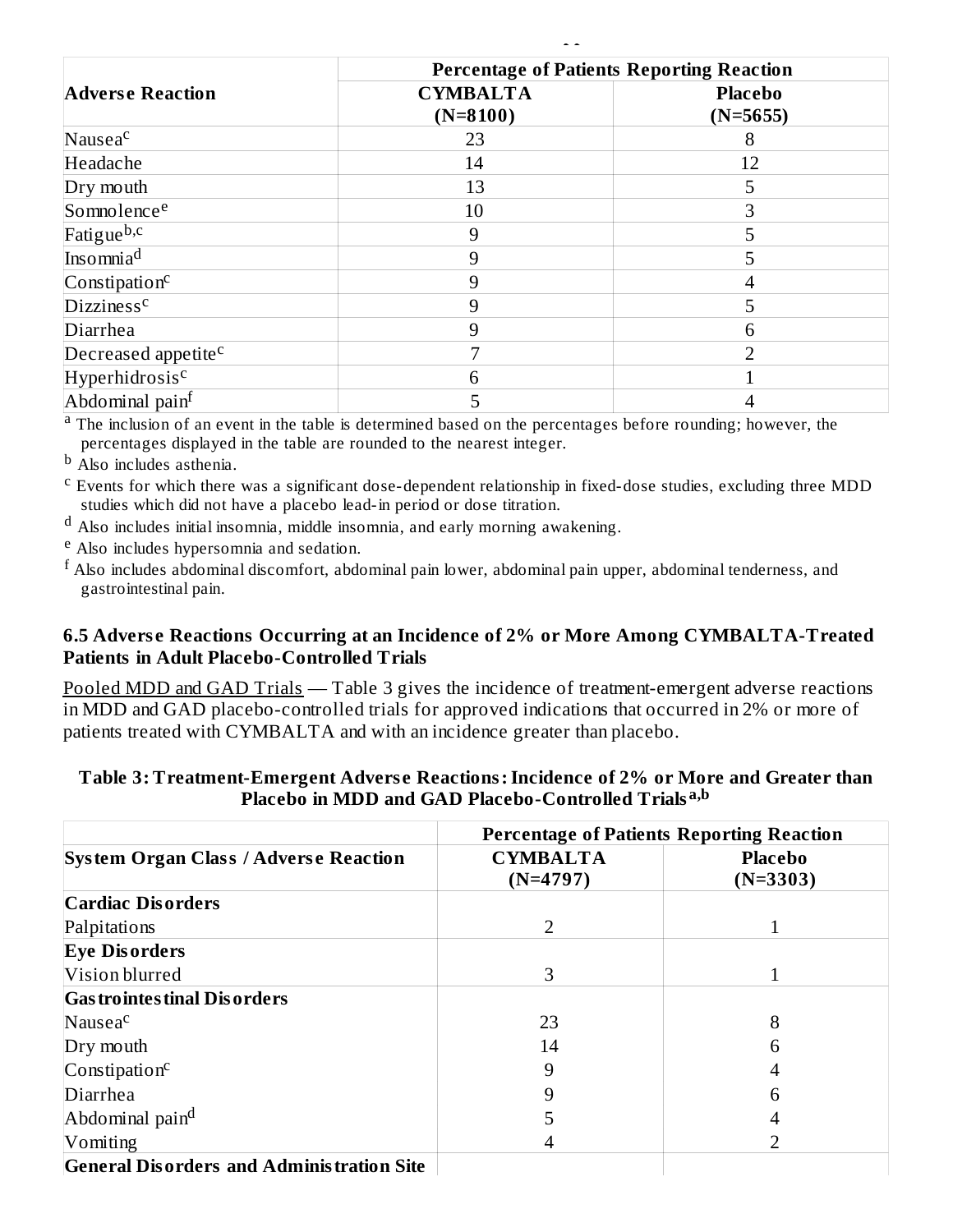| Adverse Reaction | Percentage of Patients Reporting Reaction | |
|---|---|---|
| | **CYMBALTA (N=8100)** | **Placebo (N=5655)** |
| Nausea[c] | 23 | 8 |
| Headache | 14 | 12 |
| Dry mouth | 13 | 5 |
| Somnolence[e] | 10 | 3 |
| Fatigue[b,c] | 9 | 5 |
| Insomnia[d] | 9 | 5 |
| Constipation[c] | 9 | 4 |
| Dizziness[c] | 9 | 5 |
| Diarrhea | 9 | 6 |
| Decreased appetite[c] | 7 | 2 |
| Hyperhidrosis[c] | 6 | 1 |
| Abdominal pain[f] | 5 | 4 |

[a] The inclusion of an event in the table is determined based on the percentages before rounding; however, the percentages displayed in the table are rounded to the nearest integer.

[b] Also includes asthenia.

[c] Events for which there was a significant dose-dependent relationship in fixed-dose studies, excluding three MDD studies which did not have a placebo lead-in period or dose titration.

[d] Also includes initial insomnia, middle insomnia, and early morning awakening.

[e] Also includes hypersomnia and sedation.

[f] Also includes abdominal discomfort, abdominal pain lower, abdominal pain upper, abdominal tenderness, and gastrointestinal pain.

### 6.5 Adverse Reactions Occurring at an Incidence of 2% or More Among CYMBALTA-Treated Patients in Adult Placebo-Controlled Trials

Pooled MDD and GAD Trials — Table 3 gives the incidence of treatment-emergent adverse reactions in MDD and GAD placebo-controlled trials for approved indications that occurred in 2% or more of patients treated with CYMBALTA and with an incidence greater than placebo.

**Table 3: Treatment-Emergent Adverse Reactions: Incidence of 2% or More and Greater than Placebo in MDD and GAD Placebo-Controlled Trials[a,b]**

| System Organ Class / Adverse Reaction | Percentage of Patients Reporting Reaction | |
|---|---|---|
| | **CYMBALTA (N=4797)** | **Placebo (N=3303)** |
| **Cardiac Disorders** | | |
| Palpitations | 2 | 1 |
| **Eye Disorders** | | |
| Vision blurred | 3 | 1 |
| **Gastrointestinal Disorders** | | |
| Nausea[c] | 23 | 8 |
| Dry mouth | 14 | 6 |
| Constipation[c] | 9 | 4 |
| Diarrhea | 9 | 6 |
| Abdominal pain[d] | 5 | 4 |
| Vomiting | 4 | 2 |
| **General Disorders and Administration Site** | | |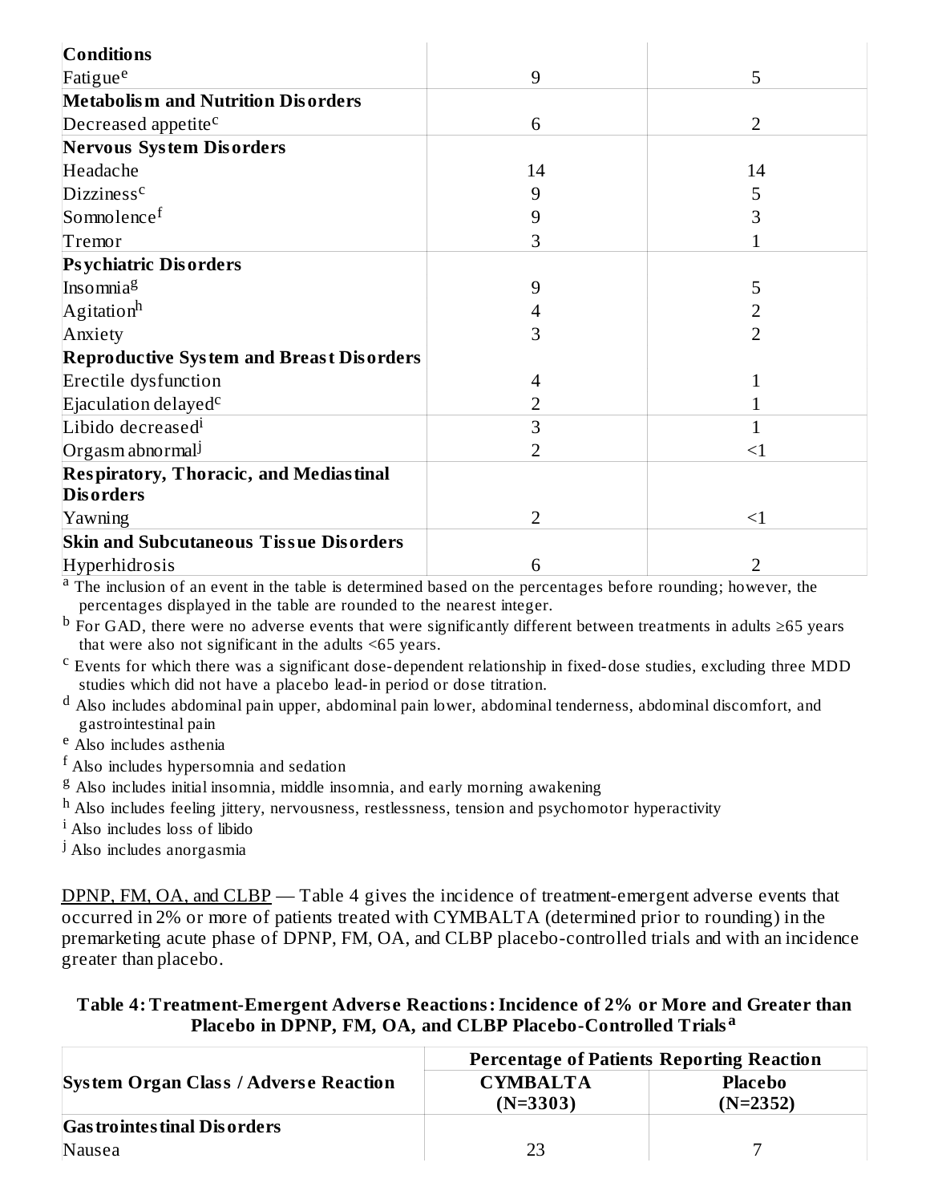| | | |
|---|---|---|
| **Conditions** | | |
| Fatigue[e] | 9 | 5 |
| **Metabolism and Nutrition Disorders** | | |
| Decreased appetite[c] | 6 | 2 |
| **Nervous System Disorders** | | |
| Headache | 14 | 14 |
| Dizziness[c] | 9 | 5 |
| Somnolence[f] | 9 | 3 |
| Tremor | 3 | 1 |
| **Psychiatric Disorders** | | |
| Insomnia[g] | 9 | 5 |
| Agitation[h] | 4 | 2 |
| Anxiety | 3 | 2 |
| **Reproductive System and Breast Disorders** | | |
| Erectile dysfunction | 4 | 1 |
| Ejaculation delayed[c] | 2 | 1 |
| Libido decreased[i] | 3 | 1 |
| Orgasm abnormal[j] | 2 | <1 |
| **Respiratory, Thoracic, and Mediastinal Disorders** | | |
| Yawning | 2 | <1 |
| **Skin and Subcutaneous Tissue Disorders** | | |
| Hyperhidrosis | 6 | 2 |

[a] The inclusion of an event in the table is determined based on the percentages before rounding; however, the percentages displayed in the table are rounded to the nearest integer.

[b] For GAD, there were no adverse events that were significantly different between treatments in adults ≥65 years that were also not significant in the adults <65 years.

[c] Events for which there was a significant dose-dependent relationship in fixed-dose studies, excluding three MDD studies which did not have a placebo lead-in period or dose titration.

[d] Also includes abdominal pain upper, abdominal pain lower, abdominal tenderness, abdominal discomfort, and gastrointestinal pain

[e] Also includes asthenia

[f] Also includes hypersomnia and sedation

[g] Also includes initial insomnia, middle insomnia, and early morning awakening

[h] Also includes feeling jittery, nervousness, restlessness, tension and psychomotor hyperactivity

[i] Also includes loss of libido

[j] Also includes anorgasmia

DPNP, FM, OA, and CLBP — Table 4 gives the incidence of treatment-emergent adverse events that occurred in 2% or more of patients treated with CYMBALTA (determined prior to rounding) in the premarketing acute phase of DPNP, FM, OA, and CLBP placebo-controlled trials and with an incidence greater than placebo.

**Table 4: Treatment-Emergent Adverse Reactions: Incidence of 2% or More and Greater than Placebo in DPNP, FM, OA, and CLBP Placebo-Controlled Trials[a]**

| System Organ Class / Adverse Reaction | Percentage of Patients Reporting Reaction | |
|---|---|---|
| | **CYMBALTA (N=3303)** | **Placebo (N=2352)** |
| **Gastrointestinal Disorders** | | |
| Nausea | 23 | 7 |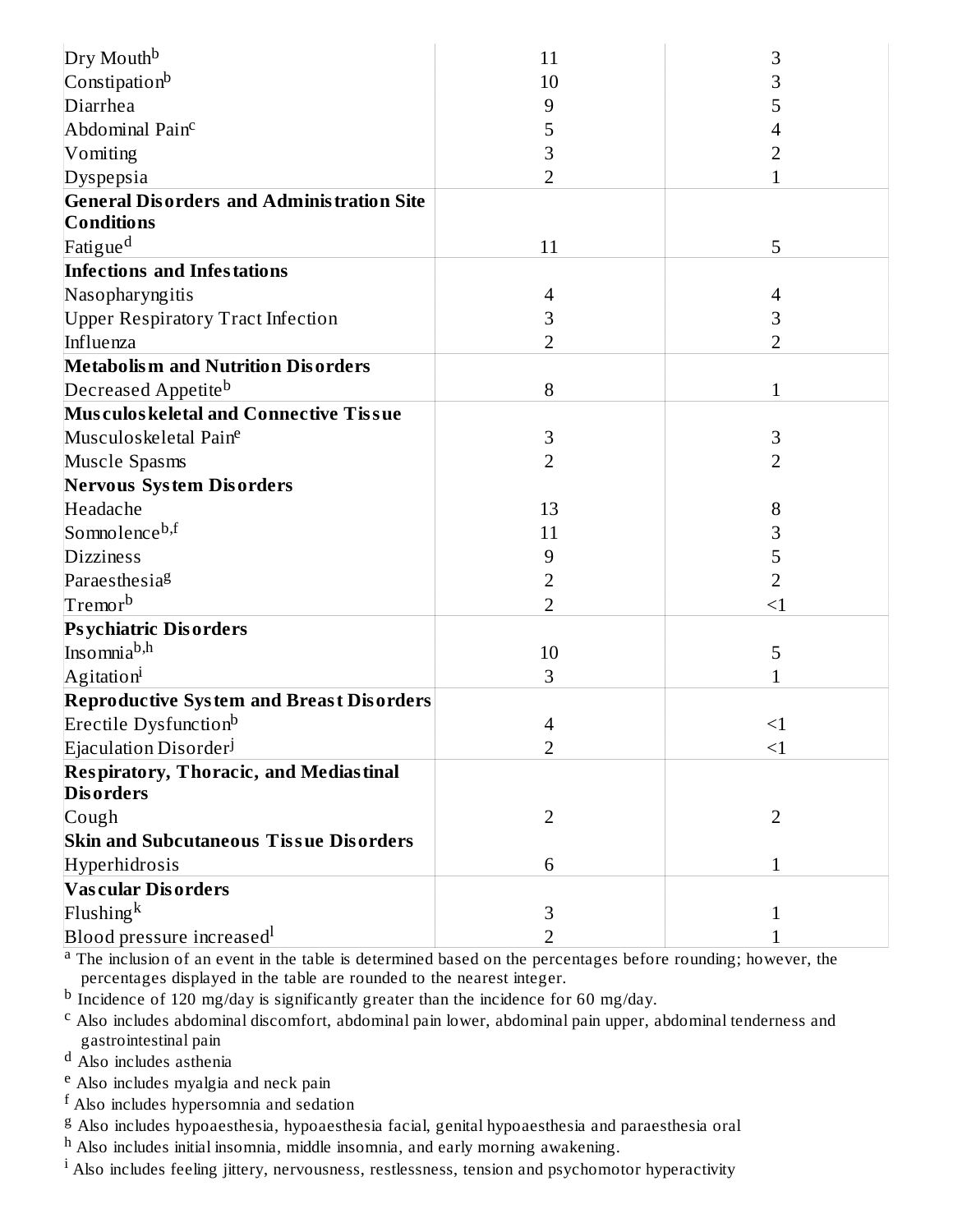| | | |
|---|---|---|
| Dry Mouth[b] | 11 | 3 |
| Constipation[b] | 10 | 3 |
| Diarrhea | 9 | 5 |
| Abdominal Pain[c] | 5 | 4 |
| Vomiting | 3 | 2 |
| Dyspepsia | 2 | 1 |
| **General Disorders and Administration Site Conditions** | | |
| Fatigue[d] | 11 | 5 |
| **Infections and Infestations** | | |
| Nasopharyngitis | 4 | 4 |
| Upper Respiratory Tract Infection | 3 | 3 |
| Influenza | 2 | 2 |
| **Metabolism and Nutrition Disorders** | | |
| Decreased Appetite[b] | 8 | 1 |
| **Musculoskeletal and Connective Tissue** | | |
| Musculoskeletal Pain[e] | 3 | 3 |
| Muscle Spasms | 2 | 2 |
| **Nervous System Disorders** | | |
| Headache | 13 | 8 |
| Somnolence[b,f] | 11 | 3 |
| Dizziness | 9 | 5 |
| Paraesthesia[g] | 2 | 2 |
| Tremor[b] | 2 | <1 |
| **Psychiatric Disorders** | | |
| Insomnia[b,h] | 10 | 5 |
| Agitation[i] | 3 | 1 |
| **Reproductive System and Breast Disorders** | | |
| Erectile Dysfunction[b] | 4 | <1 |
| Ejaculation Disorder[j] | 2 | <1 |
| **Respiratory, Thoracic, and Mediastinal Disorders** | | |
| Cough | 2 | 2 |
| **Skin and Subcutaneous Tissue Disorders** | | |
| Hyperhidrosis | 6 | 1 |
| **Vascular Disorders** | | |
| Flushing[k] | 3 | 1 |
| Blood pressure increased[l] | 2 | 1 |

[a] The inclusion of an event in the table is determined based on the percentages before rounding; however, the percentages displayed in the table are rounded to the nearest integer.

[b] Incidence of 120 mg/day is significantly greater than the incidence for 60 mg/day.

[c] Also includes abdominal discomfort, abdominal pain lower, abdominal pain upper, abdominal tenderness and gastrointestinal pain

[d] Also includes asthenia

[e] Also includes myalgia and neck pain

[f] Also includes hypersomnia and sedation

[g] Also includes hypoaesthesia, hypoaesthesia facial, genital hypoaesthesia and paraesthesia oral

[h] Also includes initial insomnia, middle insomnia, and early morning awakening.

[i] Also includes feeling jittery, nervousness, restlessness, tension and psychomotor hyperactivity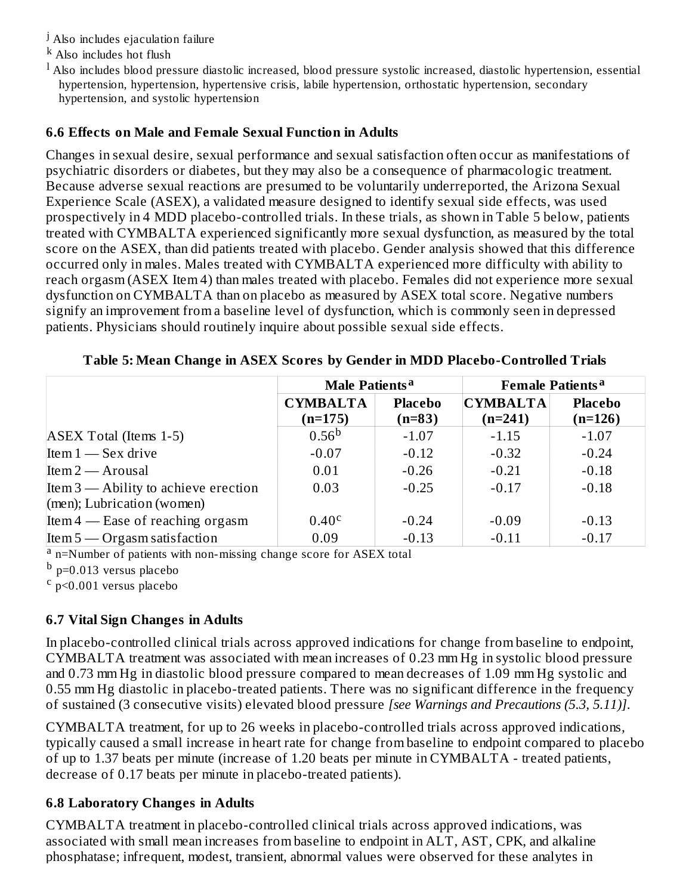[j] Also includes ejaculation failure

[k] Also includes hot flush

[l] Also includes blood pressure diastolic increased, blood pressure systolic increased, diastolic hypertension, essential hypertension, hypertension, hypertensive crisis, labile hypertension, orthostatic hypertension, secondary hypertension, and systolic hypertension

### 6.6 Effects on Male and Female Sexual Function in Adults

Changes in sexual desire, sexual performance and sexual satisfaction often occur as manifestations of psychiatric disorders or diabetes, but they may also be a consequence of pharmacologic treatment. Because adverse sexual reactions are presumed to be voluntarily underreported, the Arizona Sexual Experience Scale (ASEX), a validated measure designed to identify sexual side effects, was used prospectively in 4 MDD placebo-controlled trials. In these trials, as shown in Table 5 below, patients treated with CYMBALTA experienced significantly more sexual dysfunction, as measured by the total score on the ASEX, than did patients treated with placebo. Gender analysis showed that this difference occurred only in males. Males treated with CYMBALTA experienced more difficulty with ability to reach orgasm (ASEX Item 4) than males treated with placebo. Females did not experience more sexual dysfunction on CYMBALTA than on placebo as measured by ASEX total score. Negative numbers signify an improvement from a baseline level of dysfunction, which is commonly seen in depressed patients. Physicians should routinely inquire about possible sexual side effects.

**Table 5: Mean Change in ASEX Scores by Gender in MDD Placebo-Controlled Trials**

| | Male Patients[a] | | Female Patients[a] | |
|---|---|---|---|---|
| | CYMBALTA (n=175) | Placebo (n=83) | CYMBALTA (n=241) | Placebo (n=126) |
| ASEX Total (Items 1-5) | 0.56[b] | -1.07 | -1.15 | -1.07 |
| Item 1 — Sex drive | -0.07 | -0.12 | -0.32 | -0.24 |
| Item 2 — Arousal | 0.01 | -0.26 | -0.21 | -0.18 |
| Item 3 — Ability to achieve erection (men); Lubrication (women) | 0.03 | -0.25 | -0.17 | -0.18 |
| Item 4 — Ease of reaching orgasm | 0.40[c] | -0.24 | -0.09 | -0.13 |
| Item 5 — Orgasm satisfaction | 0.09 | -0.13 | -0.11 | -0.17 |

[a] n=Number of patients with non-missing change score for ASEX total

[b] $p=0.013$ versus placebo

[c] $p<0.001$ versus placebo

### 6.7 Vital Sign Changes in Adults

In placebo-controlled clinical trials across approved indications for change from baseline to endpoint, CYMBALTA treatment was associated with mean increases of 0.23 mm Hg in systolic blood pressure and 0.73 mm Hg in diastolic blood pressure compared to mean decreases of 1.09 mm Hg systolic and 0.55 mm Hg diastolic in placebo-treated patients. There was no significant difference in the frequency of sustained (3 consecutive visits) elevated blood pressure *[see Warnings and Precautions (5.3, 5.11)]*.

CYMBALTA treatment, for up to 26 weeks in placebo-controlled trials across approved indications, typically caused a small increase in heart rate for change from baseline to endpoint compared to placebo of up to 1.37 beats per minute (increase of 1.20 beats per minute in CYMBALTA - treated patients, decrease of 0.17 beats per minute in placebo-treated patients).

### 6.8 Laboratory Changes in Adults

CYMBALTA treatment in placebo-controlled clinical trials across approved indications, was associated with small mean increases from baseline to endpoint in ALT, AST, CPK, and alkaline phosphatase; infrequent, modest, transient, abnormal values were observed for these analytes in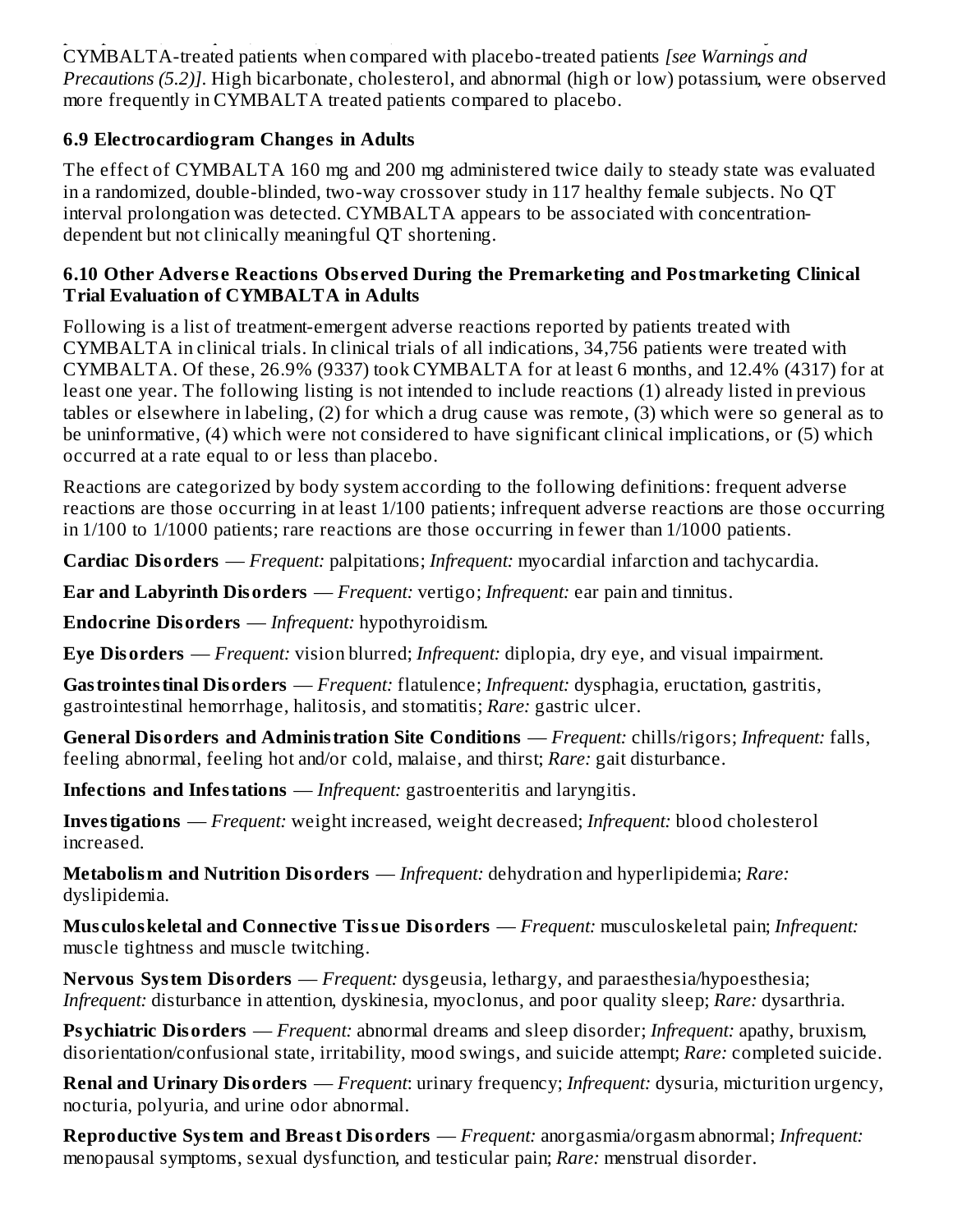CYMBALTA-treated patients when compared with placebo-treated patients *[see Warnings and Precautions (5.2)]*. High bicarbonate, cholesterol, and abnormal (high or low) potassium, were observed more frequently in CYMBALTA treated patients compared to placebo.

### 6.9 Electrocardiogram Changes in Adults

The effect of CYMBALTA 160 mg and 200 mg administered twice daily to steady state was evaluated in a randomized, double-blinded, two-way crossover study in 117 healthy female subjects. No QT interval prolongation was detected. CYMBALTA appears to be associated with concentration-dependent but not clinically meaningful QT shortening.

### 6.10 Other Adverse Reactions Observed During the Premarketing and Postmarketing Clinical Trial Evaluation of CYMBALTA in Adults

Following is a list of treatment-emergent adverse reactions reported by patients treated with CYMBALTA in clinical trials. In clinical trials of all indications, 34,756 patients were treated with CYMBALTA. Of these, 26.9% (9337) took CYMBALTA for at least 6 months, and 12.4% (4317) for at least one year. The following listing is not intended to include reactions (1) already listed in previous tables or elsewhere in labeling, (2) for which a drug cause was remote, (3) which were so general as to be uninformative, (4) which were not considered to have significant clinical implications, or (5) which occurred at a rate equal to or less than placebo.

Reactions are categorized by body system according to the following definitions: frequent adverse reactions are those occurring in at least 1/100 patients; infrequent adverse reactions are those occurring in 1/100 to 1/1000 patients; rare reactions are those occurring in fewer than 1/1000 patients.

**Cardiac Disorders** — *Frequent:* palpitations; *Infrequent:* myocardial infarction and tachycardia.

**Ear and Labyrinth Disorders** — *Frequent:* vertigo; *Infrequent:* ear pain and tinnitus.

**Endocrine Disorders** — *Infrequent:* hypothyroidism.

**Eye Disorders** — *Frequent:* vision blurred; *Infrequent:* diplopia, dry eye, and visual impairment.

**Gastrointestinal Disorders** — *Frequent:* flatulence; *Infrequent:* dysphagia, eructation, gastritis, gastrointestinal hemorrhage, halitosis, and stomatitis; *Rare:* gastric ulcer.

**General Disorders and Administration Site Conditions** — *Frequent:* chills/rigors; *Infrequent:* falls, feeling abnormal, feeling hot and/or cold, malaise, and thirst; *Rare:* gait disturbance.

**Infections and Infestations** — *Infrequent:* gastroenteritis and laryngitis.

**Investigations** — *Frequent:* weight increased, weight decreased; *Infrequent:* blood cholesterol increased.

**Metabolism and Nutrition Disorders** — *Infrequent:* dehydration and hyperlipidemia; *Rare:* dyslipidemia.

**Musculoskeletal and Connective Tissue Disorders** — *Frequent:* musculoskeletal pain; *Infrequent:* muscle tightness and muscle twitching.

**Nervous System Disorders** — *Frequent:* dysgeusia, lethargy, and paraesthesia/hypoesthesia; *Infrequent:* disturbance in attention, dyskinesia, myoclonus, and poor quality sleep; *Rare:* dysarthria.

**Psychiatric Disorders** — *Frequent:* abnormal dreams and sleep disorder; *Infrequent:* apathy, bruxism, disorientation/confusional state, irritability, mood swings, and suicide attempt; *Rare:* completed suicide.

**Renal and Urinary Disorders** — *Frequent*: urinary frequency; *Infrequent:* dysuria, micturition urgency, nocturia, polyuria, and urine odor abnormal.

**Reproductive System and Breast Disorders** — *Frequent:* anorgasmia/orgasm abnormal; *Infrequent:* menopausal symptoms, sexual dysfunction, and testicular pain; *Rare:* menstrual disorder.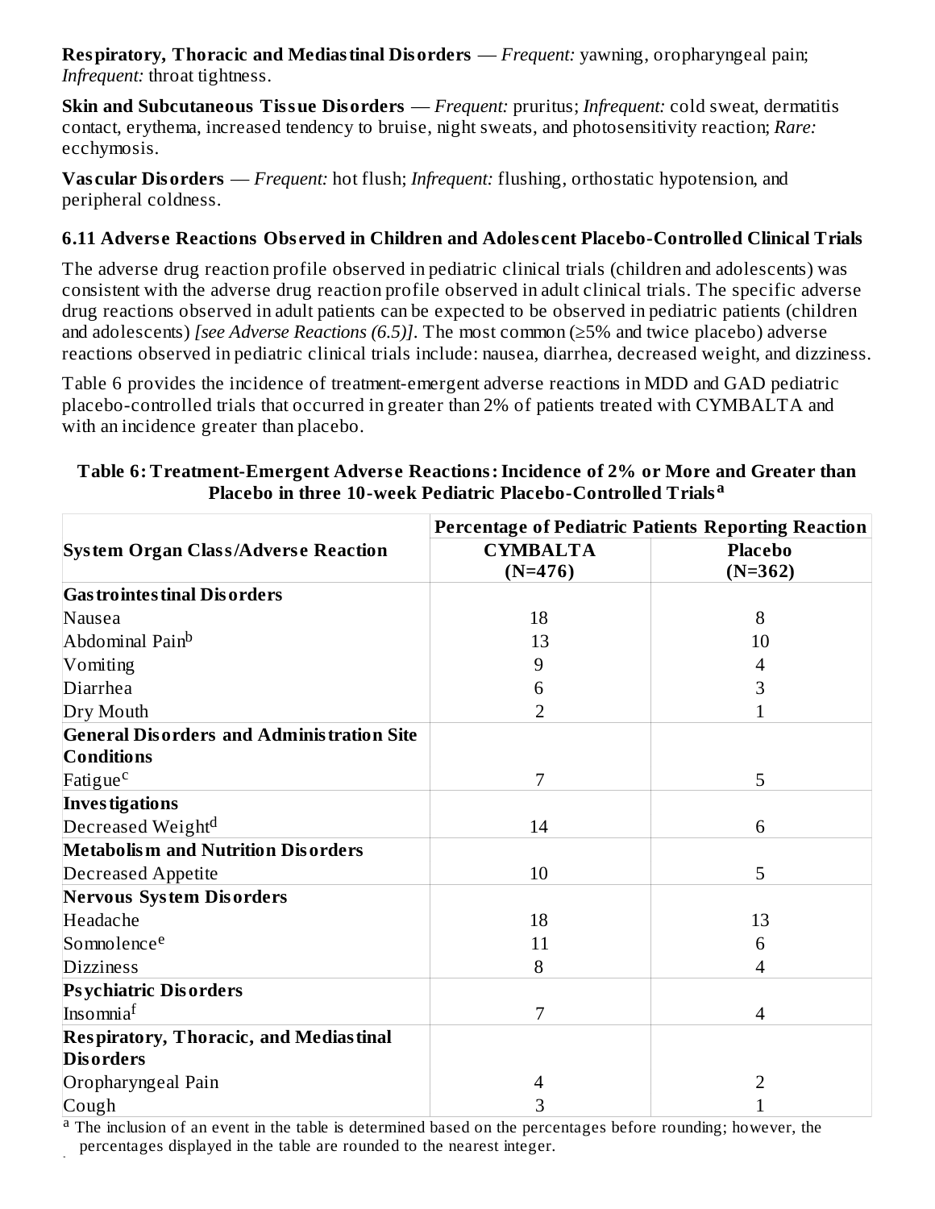**Respiratory, Thoracic and Mediastinal Disorders** — *Frequent:* yawning, oropharyngeal pain; *Infrequent:* throat tightness.

**Skin and Subcutaneous Tissue Disorders** — *Frequent:* pruritus; *Infrequent:* cold sweat, dermatitis contact, erythema, increased tendency to bruise, night sweats, and photosensitivity reaction; *Rare:* ecchymosis.

**Vascular Disorders** — *Frequent:* hot flush; *Infrequent:* flushing, orthostatic hypotension, and peripheral coldness.

### 6.11 Adverse Reactions Observed in Children and Adolescent Placebo-Controlled Clinical Trials

The adverse drug reaction profile observed in pediatric clinical trials (children and adolescents) was consistent with the adverse drug reaction profile observed in adult clinical trials. The specific adverse drug reactions observed in adult patients can be expected to be observed in pediatric patients (children and adolescents) *[see Adverse Reactions (6.5)]*. The most common (≥5% and twice placebo) adverse reactions observed in pediatric clinical trials include: nausea, diarrhea, decreased weight, and dizziness.

Table 6 provides the incidence of treatment-emergent adverse reactions in MDD and GAD pediatric placebo-controlled trials that occurred in greater than 2% of patients treated with CYMBALTA and with an incidence greater than placebo.

**Table 6: Treatment-Emergent Adverse Reactions: Incidence of 2% or More and Greater than Placebo in three 10-week Pediatric Placebo-Controlled Trials[a]**

| System Organ Class/Adverse Reaction | Percentage of Pediatric Patients Reporting Reaction | |
|---|---|---|
| | **CYMBALTA (N=476)** | **Placebo (N=362)** |
| **Gastrointestinal Disorders** | | |
| Nausea | 18 | 8 |
| Abdominal Pain[b] | 13 | 10 |
| Vomiting | 9 | 4 |
| Diarrhea | 6 | 3 |
| Dry Mouth | 2 | 1 |
| **General Disorders and Administration Site Conditions** | | |
| Fatigue[c] | 7 | 5 |
| **Investigations** | | |
| Decreased Weight[d] | 14 | 6 |
| **Metabolism and Nutrition Disorders** | | |
| Decreased Appetite | 10 | 5 |
| **Nervous System Disorders** | | |
| Headache | 18 | 13 |
| Somnolence[e] | 11 | 6 |
| Dizziness | 8 | 4 |
| **Psychiatric Disorders** | | |
| Insomnia[f] | 7 | 4 |
| **Respiratory, Thoracic, and Mediastinal Disorders** | | |
| Oropharyngeal Pain | 4 | 2 |
| Cough | 3 | 1 |

[a] The inclusion of an event in the table is determined based on the percentages before rounding; however, the percentages displayed in the table are rounded to the nearest integer.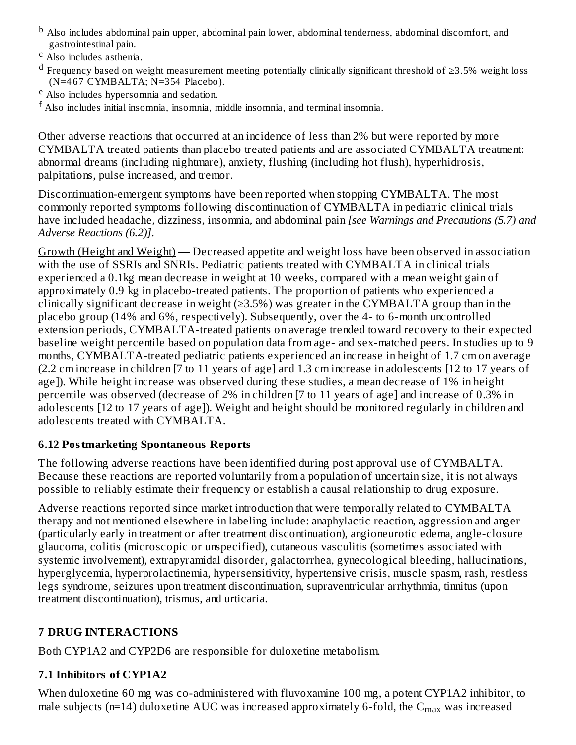[b] Also includes abdominal pain upper, abdominal pain lower, abdominal tenderness, abdominal discomfort, and gastrointestinal pain.

[c] Also includes asthenia.

[d] Frequency based on weight measurement meeting potentially clinically significant threshold of ≥3.5% weight loss (N=467 CYMBALTA; N=354 Placebo).

[e] Also includes hypersomnia and sedation.

[f] Also includes initial insomnia, insomnia, middle insomnia, and terminal insomnia.

Other adverse reactions that occurred at an incidence of less than 2% but were reported by more CYMBALTA treated patients than placebo treated patients and are associated CYMBALTA treatment: abnormal dreams (including nightmare), anxiety, flushing (including hot flush), hyperhidrosis, palpitations, pulse increased, and tremor.

Discontinuation-emergent symptoms have been reported when stopping CYMBALTA. The most commonly reported symptoms following discontinuation of CYMBALTA in pediatric clinical trials have included headache, dizziness, insomnia, and abdominal pain *[see Warnings and Precautions (5.7) and Adverse Reactions (6.2)]*.

Growth (Height and Weight) — Decreased appetite and weight loss have been observed in association with the use of SSRIs and SNRIs. Pediatric patients treated with CYMBALTA in clinical trials experienced a 0.1kg mean decrease in weight at 10 weeks, compared with a mean weight gain of approximately 0.9 kg in placebo-treated patients. The proportion of patients who experienced a clinically significant decrease in weight (≥3.5%) was greater in the CYMBALTA group than in the placebo group (14% and 6%, respectively). Subsequently, over the 4- to 6-month uncontrolled extension periods, CYMBALTA-treated patients on average trended toward recovery to their expected baseline weight percentile based on population data from age- and sex-matched peers. In studies up to 9 months, CYMBALTA-treated pediatric patients experienced an increase in height of 1.7 cm on average (2.2 cm increase in children [7 to 11 years of age] and 1.3 cm increase in adolescents [12 to 17 years of age]). While height increase was observed during these studies, a mean decrease of 1% in height percentile was observed (decrease of 2% in children [7 to 11 years of age] and increase of 0.3% in adolescents [12 to 17 years of age]). Weight and height should be monitored regularly in children and adolescents treated with CYMBALTA.

### 6.12 Postmarketing Spontaneous Reports

The following adverse reactions have been identified during post approval use of CYMBALTA. Because these reactions are reported voluntarily from a population of uncertain size, it is not always possible to reliably estimate their frequency or establish a causal relationship to drug exposure.

Adverse reactions reported since market introduction that were temporally related to CYMBALTA therapy and not mentioned elsewhere in labeling include: anaphylactic reaction, aggression and anger (particularly early in treatment or after treatment discontinuation), angioneurotic edema, angle-closure glaucoma, colitis (microscopic or unspecified), cutaneous vasculitis (sometimes associated with systemic involvement), extrapyramidal disorder, galactorrhea, gynecological bleeding, hallucinations, hyperglycemia, hyperprolactinemia, hypersensitivity, hypertensive crisis, muscle spasm, rash, restless legs syndrome, seizures upon treatment discontinuation, supraventricular arrhythmia, tinnitus (upon treatment discontinuation), trismus, and urticaria.

## 7 DRUG INTERACTIONS

Both CYP1A2 and CYP2D6 are responsible for duloxetine metabolism.

### 7.1 Inhibitors of CYP1A2

When duloxetine 60 mg was co-administered with fluvoxamine 100 mg, a potent CYP1A2 inhibitor, to male subjects (n=14) duloxetine AUC was increased approximately 6-fold, the $C_{max}$ was increased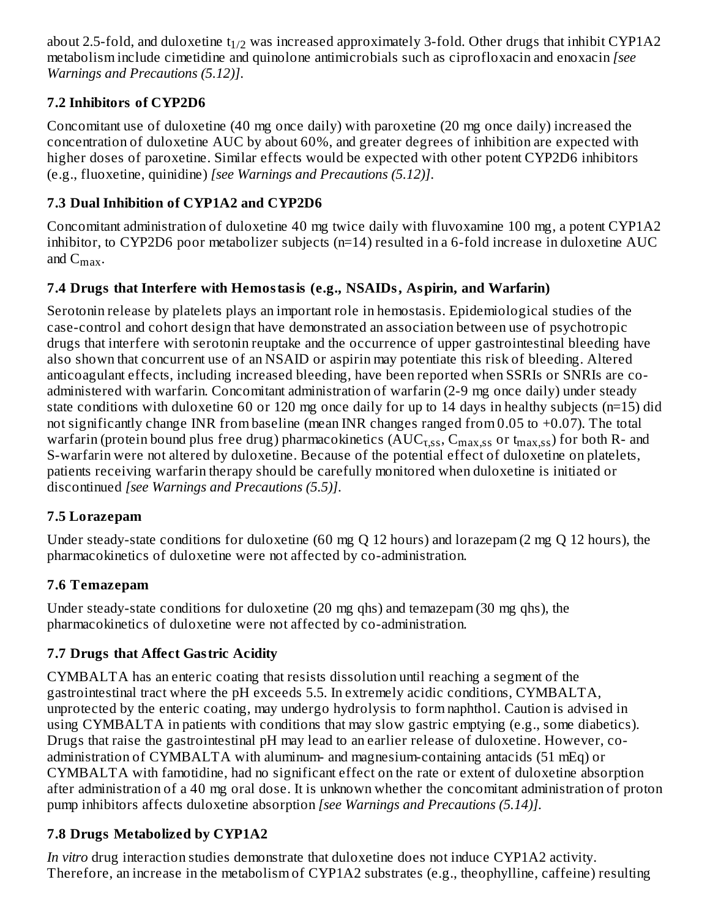about 2.5-fold, and duloxetine $t_{1/2}$ was increased approximately 3-fold. Other drugs that inhibit CYP1A2 metabolism include cimetidine and quinolone antimicrobials such as ciprofloxacin and enoxacin *[see Warnings and Precautions (5.12)]*.

### 7.2 Inhibitors of CYP2D6

Concomitant use of duloxetine (40 mg once daily) with paroxetine (20 mg once daily) increased the concentration of duloxetine AUC by about 60%, and greater degrees of inhibition are expected with higher doses of paroxetine. Similar effects would be expected with other potent CYP2D6 inhibitors (e.g., fluoxetine, quinidine) *[see Warnings and Precautions (5.12)]*.

### 7.3 Dual Inhibition of CYP1A2 and CYP2D6

Concomitant administration of duloxetine 40 mg twice daily with fluvoxamine 100 mg, a potent CYP1A2 inhibitor, to CYP2D6 poor metabolizer subjects (n=14) resulted in a 6-fold increase in duloxetine AUC and $C_{max}$.

### 7.4 Drugs that Interfere with Hemostasis (e.g., NSAIDs, Aspirin, and Warfarin)

Serotonin release by platelets plays an important role in hemostasis. Epidemiological studies of the case-control and cohort design that have demonstrated an association between use of psychotropic drugs that interfere with serotonin reuptake and the occurrence of upper gastrointestinal bleeding have also shown that concurrent use of an NSAID or aspirin may potentiate this risk of bleeding. Altered anticoagulant effects, including increased bleeding, have been reported when SSRIs or SNRIs are co-administered with warfarin. Concomitant administration of warfarin (2-9 mg once daily) under steady state conditions with duloxetine 60 or 120 mg once daily for up to 14 days in healthy subjects (n=15) did not significantly change INR from baseline (mean INR changes ranged from 0.05 to +0.07). The total warfarin (protein bound plus free drug) pharmacokinetics ($AUC_{\tau,ss}$, $C_{max,ss}$ or $t_{max,ss}$) for both R- and S-warfarin were not altered by duloxetine. Because of the potential effect of duloxetine on platelets, patients receiving warfarin therapy should be carefully monitored when duloxetine is initiated or discontinued *[see Warnings and Precautions (5.5)]*.

### 7.5 Lorazepam

Under steady-state conditions for duloxetine (60 mg Q 12 hours) and lorazepam (2 mg Q 12 hours), the pharmacokinetics of duloxetine were not affected by co-administration.

### 7.6 Temazepam

Under steady-state conditions for duloxetine (20 mg qhs) and temazepam (30 mg qhs), the pharmacokinetics of duloxetine were not affected by co-administration.

### 7.7 Drugs that Affect Gastric Acidity

CYMBALTA has an enteric coating that resists dissolution until reaching a segment of the gastrointestinal tract where the pH exceeds 5.5. In extremely acidic conditions, CYMBALTA, unprotected by the enteric coating, may undergo hydrolysis to form naphthol. Caution is advised in using CYMBALTA in patients with conditions that may slow gastric emptying (e.g., some diabetics). Drugs that raise the gastrointestinal pH may lead to an earlier release of duloxetine. However, co-administration of CYMBALTA with aluminum- and magnesium-containing antacids (51 mEq) or CYMBALTA with famotidine, had no significant effect on the rate or extent of duloxetine absorption after administration of a 40 mg oral dose. It is unknown whether the concomitant administration of proton pump inhibitors affects duloxetine absorption *[see Warnings and Precautions (5.14)]*.

### 7.8 Drugs Metabolized by CYP1A2

*In vitro* drug interaction studies demonstrate that duloxetine does not induce CYP1A2 activity. Therefore, an increase in the metabolism of CYP1A2 substrates (e.g., theophylline, caffeine) resulting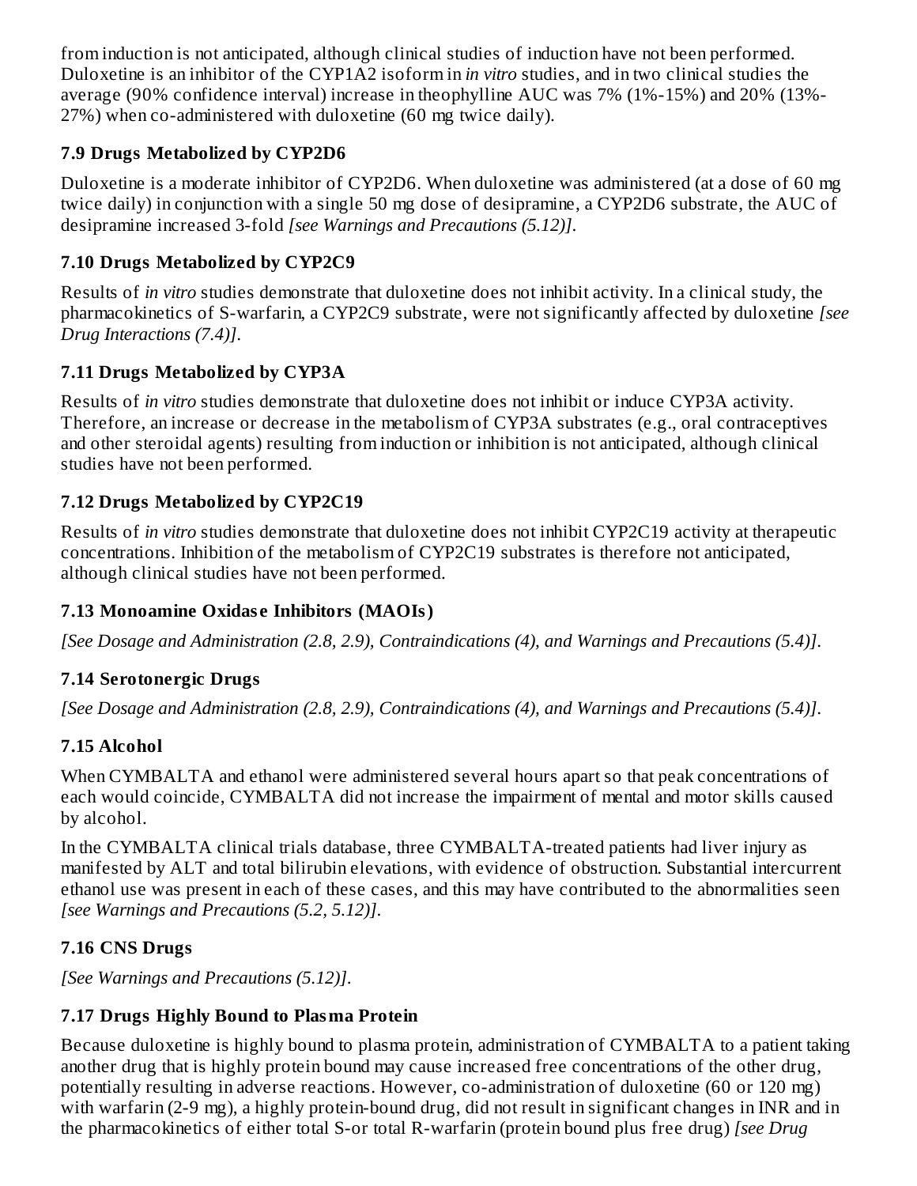from induction is not anticipated, although clinical studies of induction have not been performed. Duloxetine is an inhibitor of the CYP1A2 isoform in *in vitro* studies, and in two clinical studies the average (90% confidence interval) increase in theophylline AUC was 7% (1%-15%) and 20% (13%-27%) when co-administered with duloxetine (60 mg twice daily).

### 7.9 Drugs Metabolized by CYP2D6

Duloxetine is a moderate inhibitor of CYP2D6. When duloxetine was administered (at a dose of 60 mg twice daily) in conjunction with a single 50 mg dose of desipramine, a CYP2D6 substrate, the AUC of desipramine increased 3-fold *[see Warnings and Precautions (5.12)]*.

### 7.10 Drugs Metabolized by CYP2C9

Results of *in vitro* studies demonstrate that duloxetine does not inhibit activity. In a clinical study, the pharmacokinetics of S-warfarin, a CYP2C9 substrate, were not significantly affected by duloxetine *[see Drug Interactions (7.4)]*.

### 7.11 Drugs Metabolized by CYP3A

Results of *in vitro* studies demonstrate that duloxetine does not inhibit or induce CYP3A activity. Therefore, an increase or decrease in the metabolism of CYP3A substrates (e.g., oral contraceptives and other steroidal agents) resulting from induction or inhibition is not anticipated, although clinical studies have not been performed.

### 7.12 Drugs Metabolized by CYP2C19

Results of *in vitro* studies demonstrate that duloxetine does not inhibit CYP2C19 activity at therapeutic concentrations. Inhibition of the metabolism of CYP2C19 substrates is therefore not anticipated, although clinical studies have not been performed.

### 7.13 Monoamine Oxidase Inhibitors (MAOIs)

*[See Dosage and Administration (2.8, 2.9), Contraindications (4), and Warnings and Precautions (5.4)]*.

### 7.14 Serotonergic Drugs

*[See Dosage and Administration (2.8, 2.9), Contraindications (4), and Warnings and Precautions (5.4)]*.

### 7.15 Alcohol

When CYMBALTA and ethanol were administered several hours apart so that peak concentrations of each would coincide, CYMBALTA did not increase the impairment of mental and motor skills caused by alcohol.

In the CYMBALTA clinical trials database, three CYMBALTA-treated patients had liver injury as manifested by ALT and total bilirubin elevations, with evidence of obstruction. Substantial intercurrent ethanol use was present in each of these cases, and this may have contributed to the abnormalities seen *[see Warnings and Precautions (5.2, 5.12)]*.

### 7.16 CNS Drugs

*[See Warnings and Precautions (5.12)]*.

### 7.17 Drugs Highly Bound to Plasma Protein

Because duloxetine is highly bound to plasma protein, administration of CYMBALTA to a patient taking another drug that is highly protein bound may cause increased free concentrations of the other drug, potentially resulting in adverse reactions. However, co-administration of duloxetine (60 or 120 mg) with warfarin (2-9 mg), a highly protein-bound drug, did not result in significant changes in INR and in the pharmacokinetics of either total S-or total R-warfarin (protein bound plus free drug) *[see Drug*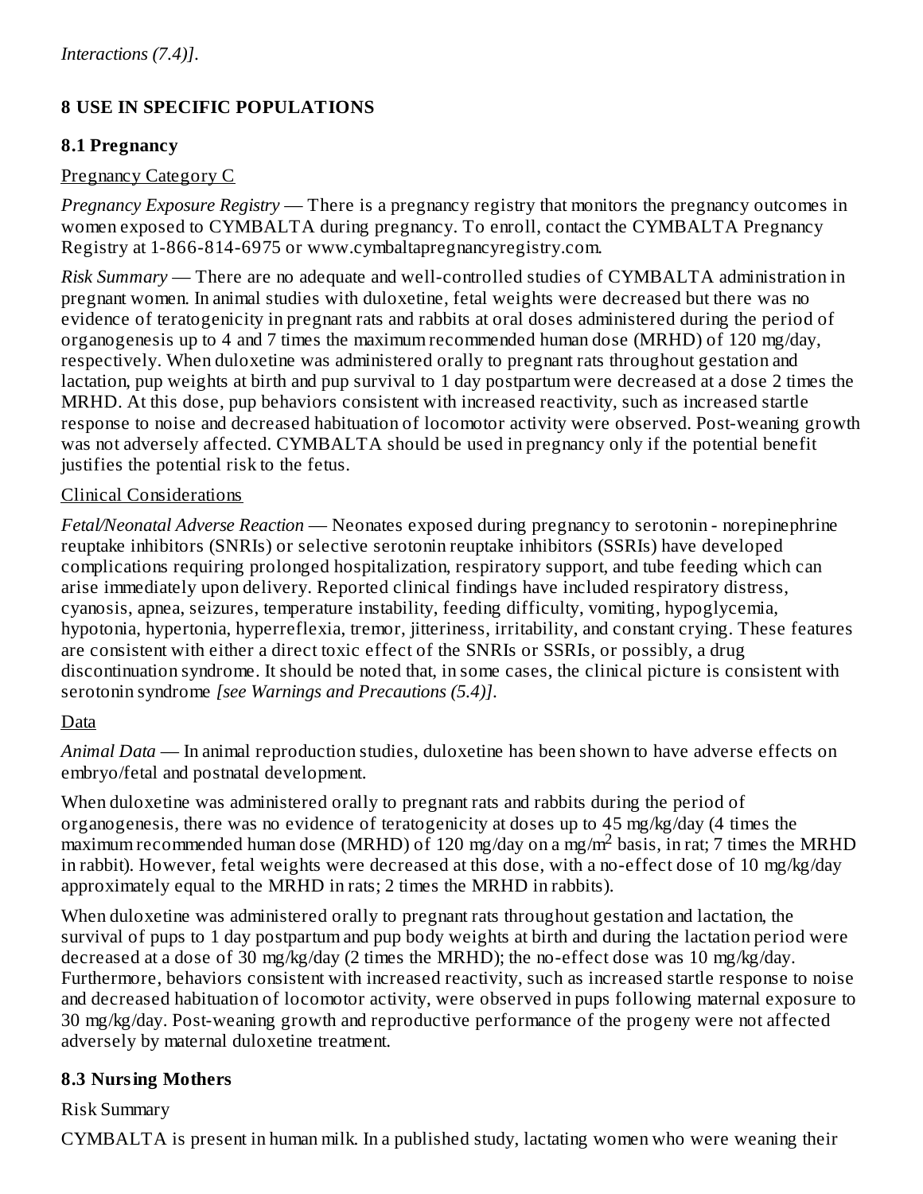*Interactions (7.4)]*.

## 8 USE IN SPECIFIC POPULATIONS

### 8.1 Pregnancy

Pregnancy Category C

*Pregnancy Exposure Registry* — There is a pregnancy registry that monitors the pregnancy outcomes in women exposed to CYMBALTA during pregnancy. To enroll, contact the CYMBALTA Pregnancy Registry at 1-866-814-6975 or www.cymbaltapregnancyregistry.com.

*Risk Summary* — There are no adequate and well-controlled studies of CYMBALTA administration in pregnant women. In animal studies with duloxetine, fetal weights were decreased but there was no evidence of teratogenicity in pregnant rats and rabbits at oral doses administered during the period of organogenesis up to 4 and 7 times the maximum recommended human dose (MRHD) of 120 mg/day, respectively. When duloxetine was administered orally to pregnant rats throughout gestation and lactation, pup weights at birth and pup survival to 1 day postpartum were decreased at a dose 2 times the MRHD. At this dose, pup behaviors consistent with increased reactivity, such as increased startle response to noise and decreased habituation of locomotor activity were observed. Post-weaning growth was not adversely affected. CYMBALTA should be used in pregnancy only if the potential benefit justifies the potential risk to the fetus.

Clinical Considerations

*Fetal/Neonatal Adverse Reaction* — Neonates exposed during pregnancy to serotonin - norepinephrine reuptake inhibitors (SNRIs) or selective serotonin reuptake inhibitors (SSRIs) have developed complications requiring prolonged hospitalization, respiratory support, and tube feeding which can arise immediately upon delivery. Reported clinical findings have included respiratory distress, cyanosis, apnea, seizures, temperature instability, feeding difficulty, vomiting, hypoglycemia, hypotonia, hypertonia, hyperreflexia, tremor, jitteriness, irritability, and constant crying. These features are consistent with either a direct toxic effect of the SNRIs or SSRIs, or possibly, a drug discontinuation syndrome. It should be noted that, in some cases, the clinical picture is consistent with serotonin syndrome *[see Warnings and Precautions (5.4)]*.

Data

*Animal Data* — In animal reproduction studies, duloxetine has been shown to have adverse effects on embryo/fetal and postnatal development.

When duloxetine was administered orally to pregnant rats and rabbits during the period of organogenesis, there was no evidence of teratogenicity at doses up to 45 mg/kg/day (4 times the maximum recommended human dose (MRHD) of 120 mg/day on a mg/$m^2$ basis, in rat; 7 times the MRHD in rabbit). However, fetal weights were decreased at this dose, with a no-effect dose of 10 mg/kg/day approximately equal to the MRHD in rats; 2 times the MRHD in rabbits).

When duloxetine was administered orally to pregnant rats throughout gestation and lactation, the survival of pups to 1 day postpartum and pup body weights at birth and during the lactation period were decreased at a dose of 30 mg/kg/day (2 times the MRHD); the no-effect dose was 10 mg/kg/day. Furthermore, behaviors consistent with increased reactivity, such as increased startle response to noise and decreased habituation of locomotor activity, were observed in pups following maternal exposure to 30 mg/kg/day. Post-weaning growth and reproductive performance of the progeny were not affected adversely by maternal duloxetine treatment.

### 8.3 Nursing Mothers

Risk Summary

CYMBALTA is present in human milk. In a published study, lactating women who were weaning their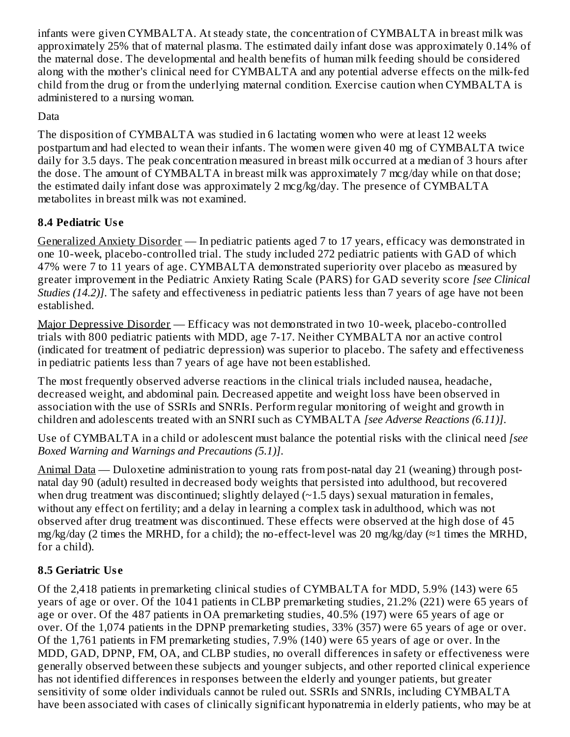infants were given CYMBALTA. At steady state, the concentration of CYMBALTA in breast milk was approximately 25% that of maternal plasma. The estimated daily infant dose was approximately 0.14% of the maternal dose. The developmental and health benefits of human milk feeding should be considered along with the mother's clinical need for CYMBALTA and any potential adverse effects on the milk-fed child from the drug or from the underlying maternal condition. Exercise caution when CYMBALTA is administered to a nursing woman.

Data

The disposition of CYMBALTA was studied in 6 lactating women who were at least 12 weeks postpartum and had elected to wean their infants. The women were given 40 mg of CYMBALTA twice daily for 3.5 days. The peak concentration measured in breast milk occurred at a median of 3 hours after the dose. The amount of CYMBALTA in breast milk was approximately 7 mcg/day while on that dose; the estimated daily infant dose was approximately 2 mcg/kg/day. The presence of CYMBALTA metabolites in breast milk was not examined.

### 8.4 Pediatric Use

Generalized Anxiety Disorder — In pediatric patients aged 7 to 17 years, efficacy was demonstrated in one 10-week, placebo-controlled trial. The study included 272 pediatric patients with GAD of which 47% were 7 to 11 years of age. CYMBALTA demonstrated superiority over placebo as measured by greater improvement in the Pediatric Anxiety Rating Scale (PARS) for GAD severity score *[see Clinical Studies (14.2)]*. The safety and effectiveness in pediatric patients less than 7 years of age have not been established.

Major Depressive Disorder — Efficacy was not demonstrated in two 10-week, placebo-controlled trials with 800 pediatric patients with MDD, age 7-17. Neither CYMBALTA nor an active control (indicated for treatment of pediatric depression) was superior to placebo. The safety and effectiveness in pediatric patients less than 7 years of age have not been established.

The most frequently observed adverse reactions in the clinical trials included nausea, headache, decreased weight, and abdominal pain. Decreased appetite and weight loss have been observed in association with the use of SSRIs and SNRIs. Perform regular monitoring of weight and growth in children and adolescents treated with an SNRI such as CYMBALTA *[see Adverse Reactions (6.11)]*.

Use of CYMBALTA in a child or adolescent must balance the potential risks with the clinical need *[see Boxed Warning and Warnings and Precautions (5.1)]*.

Animal Data — Duloxetine administration to young rats from post-natal day 21 (weaning) through post-natal day 90 (adult) resulted in decreased body weights that persisted into adulthood, but recovered when drug treatment was discontinued; slightly delayed (~1.5 days) sexual maturation in females, without any effect on fertility; and a delay in learning a complex task in adulthood, which was not observed after drug treatment was discontinued. These effects were observed at the high dose of 45 mg/kg/day (2 times the MRHD, for a child); the no-effect-level was 20 mg/kg/day (≈1 times the MRHD, for a child).

### 8.5 Geriatric Use

Of the 2,418 patients in premarketing clinical studies of CYMBALTA for MDD, 5.9% (143) were 65 years of age or over. Of the 1041 patients in CLBP premarketing studies, 21.2% (221) were 65 years of age or over. Of the 487 patients in OA premarketing studies, 40.5% (197) were 65 years of age or over. Of the 1,074 patients in the DPNP premarketing studies, 33% (357) were 65 years of age or over. Of the 1,761 patients in FM premarketing studies, 7.9% (140) were 65 years of age or over. In the MDD, GAD, DPNP, FM, OA, and CLBP studies, no overall differences in safety or effectiveness were generally observed between these subjects and younger subjects, and other reported clinical experience has not identified differences in responses between the elderly and younger patients, but greater sensitivity of some older individuals cannot be ruled out. SSRIs and SNRIs, including CYMBALTA have been associated with cases of clinically significant hyponatremia in elderly patients, who may be at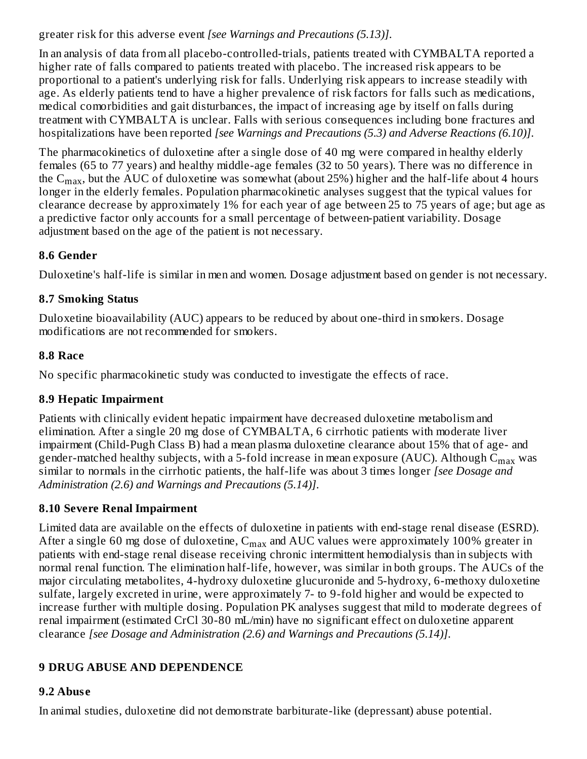greater risk for this adverse event *[see Warnings and Precautions (5.13)]*.

In an analysis of data from all placebo-controlled-trials, patients treated with CYMBALTA reported a higher rate of falls compared to patients treated with placebo. The increased risk appears to be proportional to a patient's underlying risk for falls. Underlying risk appears to increase steadily with age. As elderly patients tend to have a higher prevalence of risk factors for falls such as medications, medical comorbidities and gait disturbances, the impact of increasing age by itself on falls during treatment with CYMBALTA is unclear. Falls with serious consequences including bone fractures and hospitalizations have been reported *[see Warnings and Precautions (5.3) and Adverse Reactions (6.10)]*.

The pharmacokinetics of duloxetine after a single dose of 40 mg were compared in healthy elderly females (65 to 77 years) and healthy middle-age females (32 to 50 years). There was no difference in the $C_{max}$, but the AUC of duloxetine was somewhat (about 25%) higher and the half-life about 4 hours longer in the elderly females. Population pharmacokinetic analyses suggest that the typical values for clearance decrease by approximately 1% for each year of age between 25 to 75 years of age; but age as a predictive factor only accounts for a small percentage of between-patient variability. Dosage adjustment based on the age of the patient is not necessary.

### 8.6 Gender

Duloxetine's half-life is similar in men and women. Dosage adjustment based on gender is not necessary.

### 8.7 Smoking Status

Duloxetine bioavailability (AUC) appears to be reduced by about one-third in smokers. Dosage modifications are not recommended for smokers.

### 8.8 Race

No specific pharmacokinetic study was conducted to investigate the effects of race.

### 8.9 Hepatic Impairment

Patients with clinically evident hepatic impairment have decreased duloxetine metabolism and elimination. After a single 20 mg dose of CYMBALTA, 6 cirrhotic patients with moderate liver impairment (Child-Pugh Class B) had a mean plasma duloxetine clearance about 15% that of age- and gender-matched healthy subjects, with a 5-fold increase in mean exposure (AUC). Although $C_{max}$ was similar to normals in the cirrhotic patients, the half-life was about 3 times longer *[see Dosage and Administration (2.6) and Warnings and Precautions (5.14)]*.

### 8.10 Severe Renal Impairment

Limited data are available on the effects of duloxetine in patients with end-stage renal disease (ESRD). After a single 60 mg dose of duloxetine, $C_{max}$ and AUC values were approximately 100% greater in patients with end-stage renal disease receiving chronic intermittent hemodialysis than in subjects with normal renal function. The elimination half-life, however, was similar in both groups. The AUCs of the major circulating metabolites, 4-hydroxy duloxetine glucuronide and 5-hydroxy, 6-methoxy duloxetine sulfate, largely excreted in urine, were approximately 7- to 9-fold higher and would be expected to increase further with multiple dosing. Population PK analyses suggest that mild to moderate degrees of renal impairment (estimated CrCl 30-80 mL/min) have no significant effect on duloxetine apparent clearance *[see Dosage and Administration (2.6) and Warnings and Precautions (5.14)]*.

## 9 DRUG ABUSE AND DEPENDENCE

### 9.2 Abuse

In animal studies, duloxetine did not demonstrate barbiturate-like (depressant) abuse potential.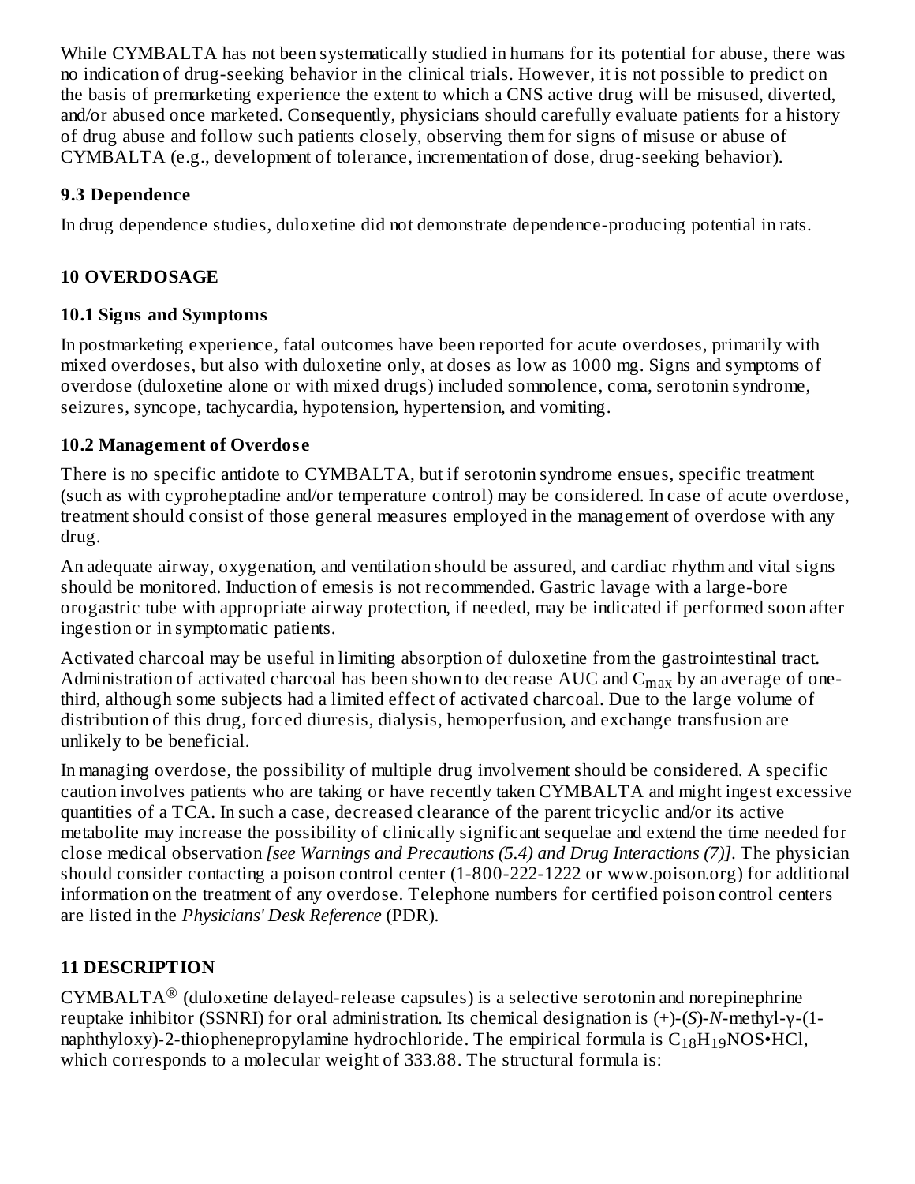While CYMBALTA has not been systematically studied in humans for its potential for abuse, there was no indication of drug-seeking behavior in the clinical trials. However, it is not possible to predict on the basis of premarketing experience the extent to which a CNS active drug will be misused, diverted, and/or abused once marketed. Consequently, physicians should carefully evaluate patients for a history of drug abuse and follow such patients closely, observing them for signs of misuse or abuse of CYMBALTA (e.g., development of tolerance, incrementation of dose, drug-seeking behavior).

### 9.3 Dependence

In drug dependence studies, duloxetine did not demonstrate dependence-producing potential in rats.

## 10 OVERDOSAGE

### 10.1 Signs and Symptoms

In postmarketing experience, fatal outcomes have been reported for acute overdoses, primarily with mixed overdoses, but also with duloxetine only, at doses as low as 1000 mg. Signs and symptoms of overdose (duloxetine alone or with mixed drugs) included somnolence, coma, serotonin syndrome, seizures, syncope, tachycardia, hypotension, hypertension, and vomiting.

### 10.2 Management of Overdose

There is no specific antidote to CYMBALTA, but if serotonin syndrome ensues, specific treatment (such as with cyproheptadine and/or temperature control) may be considered. In case of acute overdose, treatment should consist of those general measures employed in the management of overdose with any drug.

An adequate airway, oxygenation, and ventilation should be assured, and cardiac rhythm and vital signs should be monitored. Induction of emesis is not recommended. Gastric lavage with a large-bore orogastric tube with appropriate airway protection, if needed, may be indicated if performed soon after ingestion or in symptomatic patients.

Activated charcoal may be useful in limiting absorption of duloxetine from the gastrointestinal tract. Administration of activated charcoal has been shown to decrease AUC and $C_{max}$ by an average of one-third, although some subjects had a limited effect of activated charcoal. Due to the large volume of distribution of this drug, forced diuresis, dialysis, hemoperfusion, and exchange transfusion are unlikely to be beneficial.

In managing overdose, the possibility of multiple drug involvement should be considered. A specific caution involves patients who are taking or have recently taken CYMBALTA and might ingest excessive quantities of a TCA. In such a case, decreased clearance of the parent tricyclic and/or its active metabolite may increase the possibility of clinically significant sequelae and extend the time needed for close medical observation *[see Warnings and Precautions (5.4) and Drug Interactions (7)]*. The physician should consider contacting a poison control center (1-800-222-1222 or www.poison.org) for additional information on the treatment of any overdose. Telephone numbers for certified poison control centers are listed in the *Physicians' Desk Reference* (PDR).

## 11 DESCRIPTION

CYMBALTA® (duloxetine delayed-release capsules) is a selective serotonin and norepinephrine reuptake inhibitor (SSNRI) for oral administration. Its chemical designation is (+)-(*S*)-*N*-methyl-γ-(1-naphthyloxy)-2-thiophenepropylamine hydrochloride. The empirical formula is $C_{18}H_{19}NOS•HCl$, which corresponds to a molecular weight of 333.88. The structural formula is: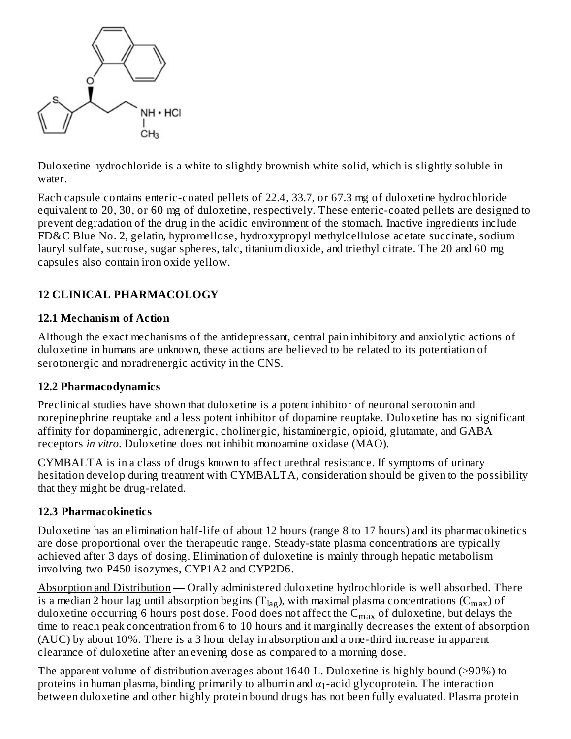Duloxetine hydrochloride is a white to slightly brownish white solid, which is slightly soluble in water.

Each capsule contains enteric-coated pellets of 22.4, 33.7, or 67.3 mg of duloxetine hydrochloride equivalent to 20, 30, or 60 mg of duloxetine, respectively. These enteric-coated pellets are designed to prevent degradation of the drug in the acidic environment of the stomach. Inactive ingredients include FD&C Blue No. 2, gelatin, hypromellose, hydroxypropyl methylcellulose acetate succinate, sodium lauryl sulfate, sucrose, sugar spheres, talc, titanium dioxide, and triethyl citrate. The 20 and 60 mg capsules also contain iron oxide yellow.

## 12 CLINICAL PHARMACOLOGY

### 12.1 Mechanism of Action

Although the exact mechanisms of the antidepressant, central pain inhibitory and anxiolytic actions of duloxetine in humans are unknown, these actions are believed to be related to its potentiation of serotonergic and noradrenergic activity in the CNS.

### 12.2 Pharmacodynamics

Preclinical studies have shown that duloxetine is a potent inhibitor of neuronal serotonin and norepinephrine reuptake and a less potent inhibitor of dopamine reuptake. Duloxetine has no significant affinity for dopaminergic, adrenergic, cholinergic, histaminergic, opioid, glutamate, and GABA receptors *in vitro*. Duloxetine does not inhibit monoamine oxidase (MAO).

CYMBALTA is in a class of drugs known to affect urethral resistance. If symptoms of urinary hesitation develop during treatment with CYMBALTA, consideration should be given to the possibility that they might be drug-related.

### 12.3 Pharmacokinetics

Duloxetine has an elimination half-life of about 12 hours (range 8 to 17 hours) and its pharmacokinetics are dose proportional over the therapeutic range. Steady-state plasma concentrations are typically achieved after 3 days of dosing. Elimination of duloxetine is mainly through hepatic metabolism involving two P450 isozymes, CYP1A2 and CYP2D6.

Absorption and Distribution — Orally administered duloxetine hydrochloride is well absorbed. There is a median 2 hour lag until absorption begins ($T_{lag}$), with maximal plasma concentrations ($C_{max}$) of duloxetine occurring 6 hours post dose. Food does not affect the $C_{max}$ of duloxetine, but delays the time to reach peak concentration from 6 to 10 hours and it marginally decreases the extent of absorption (AUC) by about 10%. There is a 3 hour delay in absorption and a one-third increase in apparent clearance of duloxetine after an evening dose as compared to a morning dose.

The apparent volume of distribution averages about 1640 L. Duloxetine is highly bound (>90%) to proteins in human plasma, binding primarily to albumin and $\alpha_1$-acid glycoprotein. The interaction between duloxetine and other highly protein bound drugs has not been fully evaluated. Plasma protein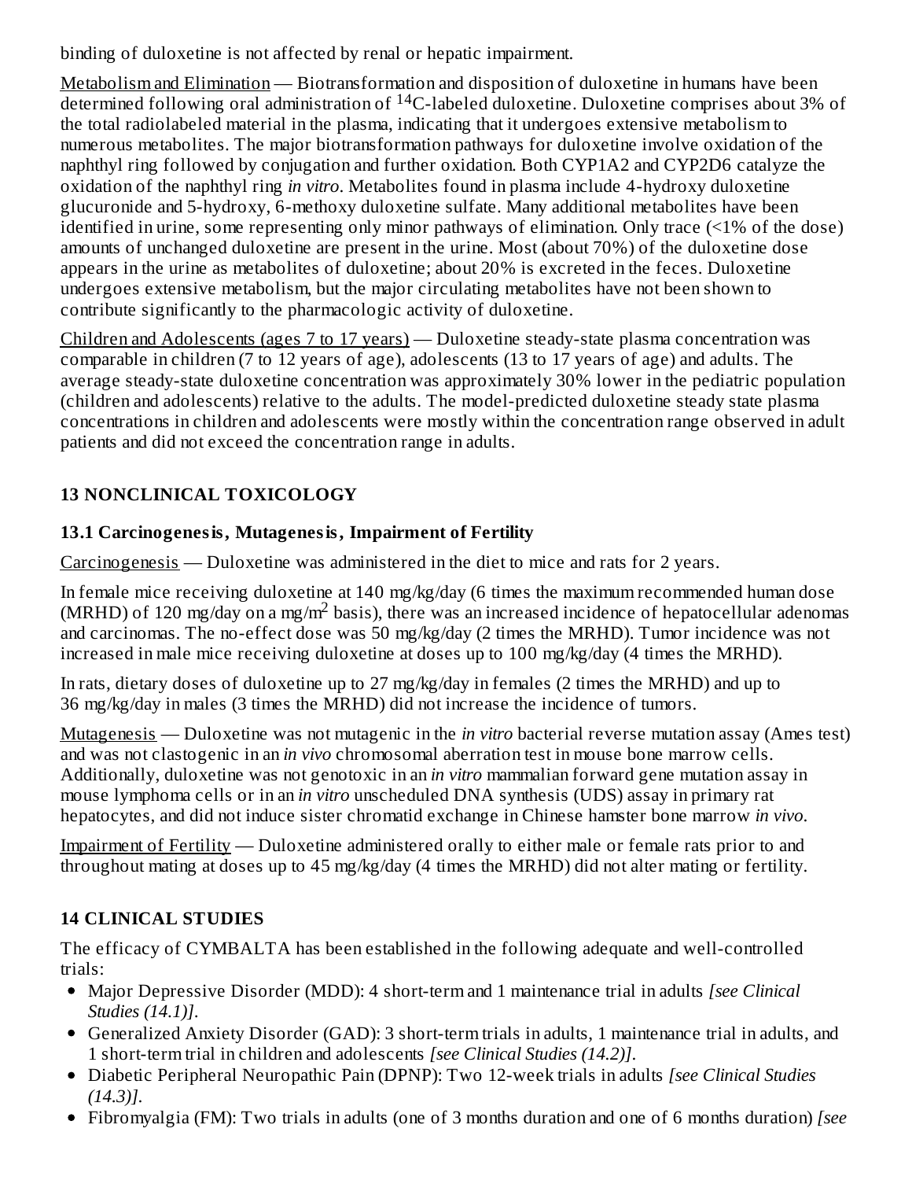binding of duloxetine is not affected by renal or hepatic impairment.

Metabolism and Elimination — Biotransformation and disposition of duloxetine in humans have been determined following oral administration of $^{14}$C-labeled duloxetine. Duloxetine comprises about 3% of the total radiolabeled material in the plasma, indicating that it undergoes extensive metabolism to numerous metabolites. The major biotransformation pathways for duloxetine involve oxidation of the naphthyl ring followed by conjugation and further oxidation. Both CYP1A2 and CYP2D6 catalyze the oxidation of the naphthyl ring *in vitro*. Metabolites found in plasma include 4-hydroxy duloxetine glucuronide and 5-hydroxy, 6-methoxy duloxetine sulfate. Many additional metabolites have been identified in urine, some representing only minor pathways of elimination. Only trace (<1% of the dose) amounts of unchanged duloxetine are present in the urine. Most (about 70%) of the duloxetine dose appears in the urine as metabolites of duloxetine; about 20% is excreted in the feces. Duloxetine undergoes extensive metabolism, but the major circulating metabolites have not been shown to contribute significantly to the pharmacologic activity of duloxetine.

Children and Adolescents (ages 7 to 17 years) — Duloxetine steady-state plasma concentration was comparable in children (7 to 12 years of age), adolescents (13 to 17 years of age) and adults. The average steady-state duloxetine concentration was approximately 30% lower in the pediatric population (children and adolescents) relative to the adults. The model-predicted duloxetine steady state plasma concentrations in children and adolescents were mostly within the concentration range observed in adult patients and did not exceed the concentration range in adults.

## 13 NONCLINICAL TOXICOLOGY

### 13.1 Carcinogenesis, Mutagenesis, Impairment of Fertility

Carcinogenesis — Duloxetine was administered in the diet to mice and rats for 2 years.

In female mice receiving duloxetine at 140 mg/kg/day (6 times the maximum recommended human dose (MRHD) of 120 mg/day on a mg/m$^2$ basis), there was an increased incidence of hepatocellular adenomas and carcinomas. The no-effect dose was 50 mg/kg/day (2 times the MRHD). Tumor incidence was not increased in male mice receiving duloxetine at doses up to 100 mg/kg/day (4 times the MRHD).

In rats, dietary doses of duloxetine up to 27 mg/kg/day in females (2 times the MRHD) and up to 36 mg/kg/day in males (3 times the MRHD) did not increase the incidence of tumors.

Mutagenesis — Duloxetine was not mutagenic in the *in vitro* bacterial reverse mutation assay (Ames test) and was not clastogenic in an *in vivo* chromosomal aberration test in mouse bone marrow cells. Additionally, duloxetine was not genotoxic in an *in vitro* mammalian forward gene mutation assay in mouse lymphoma cells or in an *in vitro* unscheduled DNA synthesis (UDS) assay in primary rat hepatocytes, and did not induce sister chromatid exchange in Chinese hamster bone marrow *in vivo*.

Impairment of Fertility — Duloxetine administered orally to either male or female rats prior to and throughout mating at doses up to 45 mg/kg/day (4 times the MRHD) did not alter mating or fertility.

## 14 CLINICAL STUDIES

The efficacy of CYMBALTA has been established in the following adequate and well-controlled trials:

- Major Depressive Disorder (MDD): 4 short-term and 1 maintenance trial in adults *[see Clinical Studies (14.1)]*.
- Generalized Anxiety Disorder (GAD): 3 short-term trials in adults, 1 maintenance trial in adults, and 1 short-term trial in children and adolescents *[see Clinical Studies (14.2)]*.
- Diabetic Peripheral Neuropathic Pain (DPNP): Two 12-week trials in adults *[see Clinical Studies (14.3)]*.
- Fibromyalgia (FM): Two trials in adults (one of 3 months duration and one of 6 months duration) *[see*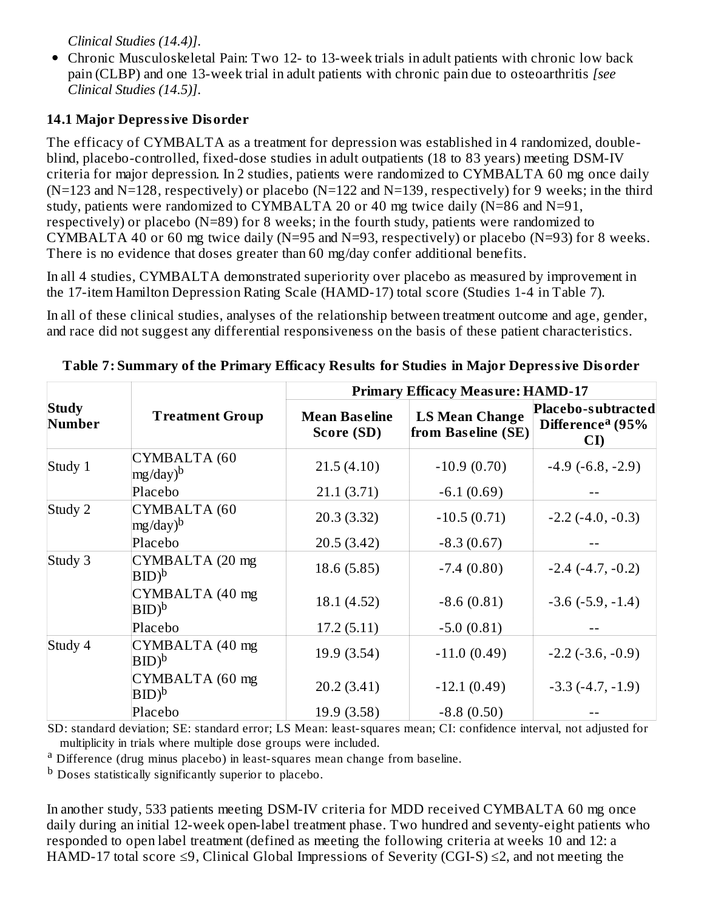*Clinical Studies (14.4)]*.

- Chronic Musculoskeletal Pain: Two 12- to 13-week trials in adult patients with chronic low back pain (CLBP) and one 13-week trial in adult patients with chronic pain due to osteoarthritis *[see Clinical Studies (14.5)]*.

### 14.1 Major Depressive Disorder

The efficacy of CYMBALTA as a treatment for depression was established in 4 randomized, double-blind, placebo-controlled, fixed-dose studies in adult outpatients (18 to 83 years) meeting DSM-IV criteria for major depression. In 2 studies, patients were randomized to CYMBALTA 60 mg once daily (N=123 and N=128, respectively) or placebo (N=122 and N=139, respectively) for 9 weeks; in the third study, patients were randomized to CYMBALTA 20 or 40 mg twice daily (N=86 and N=91, respectively) or placebo (N=89) for 8 weeks; in the fourth study, patients were randomized to CYMBALTA 40 or 60 mg twice daily (N=95 and N=93, respectively) or placebo (N=93) for 8 weeks. There is no evidence that doses greater than 60 mg/day confer additional benefits.

In all 4 studies, CYMBALTA demonstrated superiority over placebo as measured by improvement in the 17-item Hamilton Depression Rating Scale (HAMD-17) total score (Studies 1-4 in Table 7).

In all of these clinical studies, analyses of the relationship between treatment outcome and age, gender, and race did not suggest any differential responsiveness on the basis of these patient characteristics.

**Table 7: Summary of the Primary Efficacy Results for Studies in Major Depressive Disorder**

| Study Number | Treatment Group | Primary Efficacy Measure: HAMD-17 | | |
|---|---|---|---|---|
| | | Mean Baseline Score (SD) | LS Mean Change from Baseline (SE) | Placebo-subtracted Difference[a] (95% CI) |
| Study 1 | CYMBALTA (60 mg/day)[b] | 21.5 (4.10) | -10.9 (0.70) | -4.9 (-6.8, -2.9) |
| | Placebo | 21.1 (3.71) | -6.1 (0.69) | -- |
| Study 2 | CYMBALTA (60 mg/day)[b] | 20.3 (3.32) | -10.5 (0.71) | -2.2 (-4.0, -0.3) |
| | Placebo | 20.5 (3.42) | -8.3 (0.67) | -- |
| Study 3 | CYMBALTA (20 mg BID)[b] | 18.6 (5.85) | -7.4 (0.80) | -2.4 (-4.7, -0.2) |
| | CYMBALTA (40 mg BID)[b] | 18.1 (4.52) | -8.6 (0.81) | -3.6 (-5.9, -1.4) |
| | Placebo | 17.2 (5.11) | -5.0 (0.81) | -- |
| Study 4 | CYMBALTA (40 mg BID)[b] | 19.9 (3.54) | -11.0 (0.49) | -2.2 (-3.6, -0.9) |
| | CYMBALTA (60 mg BID)[b] | 20.2 (3.41) | -12.1 (0.49) | -3.3 (-4.7, -1.9) |
| | Placebo | 19.9 (3.58) | -8.8 (0.50) | -- |

SD: standard deviation; SE: standard error; LS Mean: least-squares mean; CI: confidence interval, not adjusted for multiplicity in trials where multiple dose groups were included.

[a] Difference (drug minus placebo) in least-squares mean change from baseline.

[b] Doses statistically significantly superior to placebo.

In another study, 533 patients meeting DSM-IV criteria for MDD received CYMBALTA 60 mg once daily during an initial 12-week open-label treatment phase. Two hundred and seventy-eight patients who responded to open label treatment (defined as meeting the following criteria at weeks 10 and 12: a HAMD-17 total score ≤9, Clinical Global Impressions of Severity (CGI-S) ≤2, and not meeting the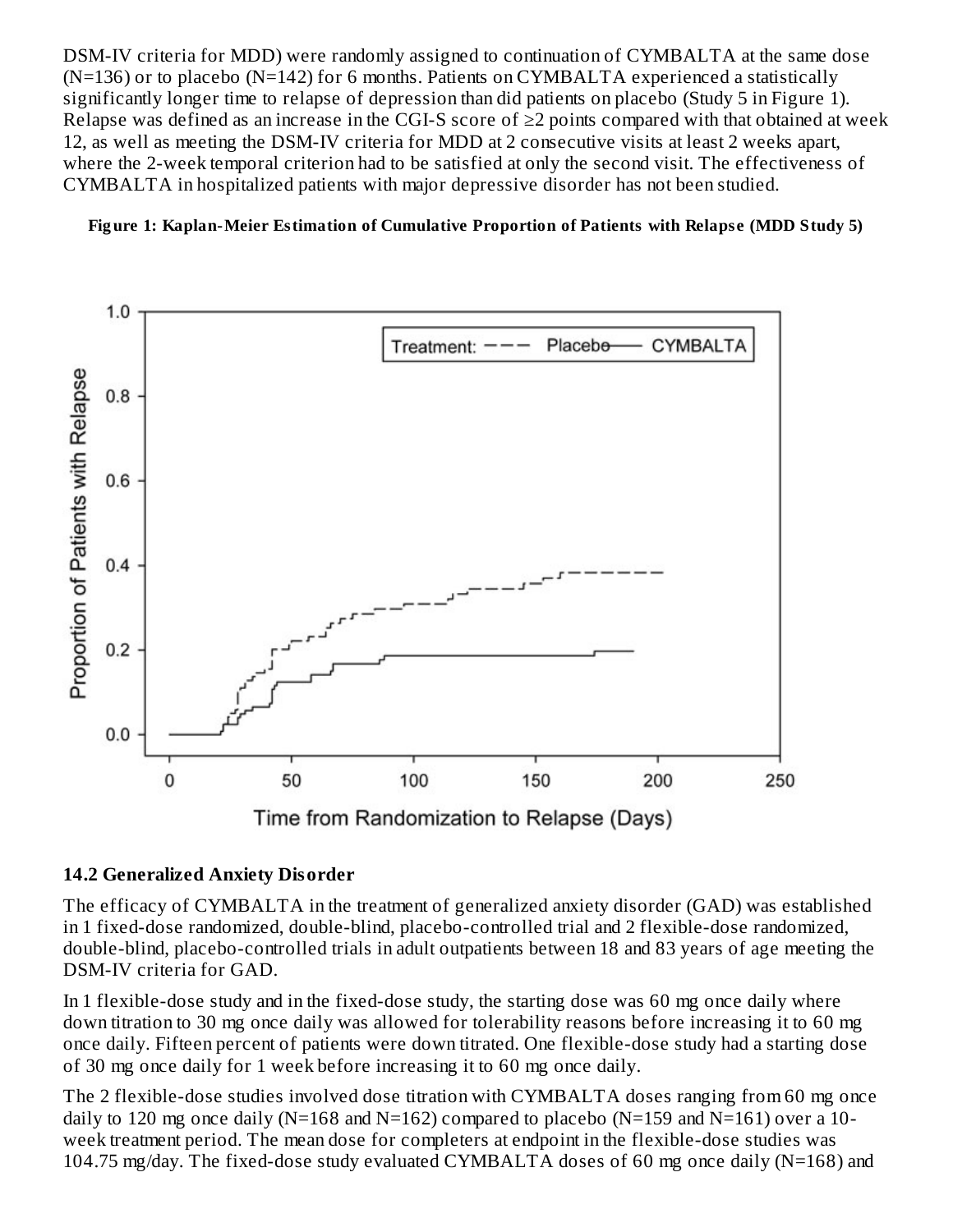DSM-IV criteria for MDD) were randomly assigned to continuation of CYMBALTA at the same dose (N=136) or to placebo (N=142) for 6 months. Patients on CYMBALTA experienced a statistically significantly longer time to relapse of depression than did patients on placebo (Study 5 in Figure 1). Relapse was defined as an increase in the CGI-S score of ≥2 points compared with that obtained at week 12, as well as meeting the DSM-IV criteria for MDD at 2 consecutive visits at least 2 weeks apart, where the 2-week temporal criterion had to be satisfied at only the second visit. The effectiveness of CYMBALTA in hospitalized patients with major depressive disorder has not been studied.

**Figure 1: Kaplan-Meier Estimation of Cumulative Proportion of Patients with Relapse (MDD Study 5)**

## 14.2 Generalized Anxiety Disorder

The efficacy of CYMBALTA in the treatment of generalized anxiety disorder (GAD) was established in 1 fixed-dose randomized, double-blind, placebo-controlled trial and 2 flexible-dose randomized, double-blind, placebo-controlled trials in adult outpatients between 18 and 83 years of age meeting the DSM-IV criteria for GAD.

In 1 flexible-dose study and in the fixed-dose study, the starting dose was 60 mg once daily where down titration to 30 mg once daily was allowed for tolerability reasons before increasing it to 60 mg once daily. Fifteen percent of patients were down titrated. One flexible-dose study had a starting dose of 30 mg once daily for 1 week before increasing it to 60 mg once daily.

The 2 flexible-dose studies involved dose titration with CYMBALTA doses ranging from 60 mg once daily to 120 mg once daily (N=168 and N=162) compared to placebo (N=159 and N=161) over a 10-week treatment period. The mean dose for completers at endpoint in the flexible-dose studies was 104.75 mg/day. The fixed-dose study evaluated CYMBALTA doses of 60 mg once daily (N=168) and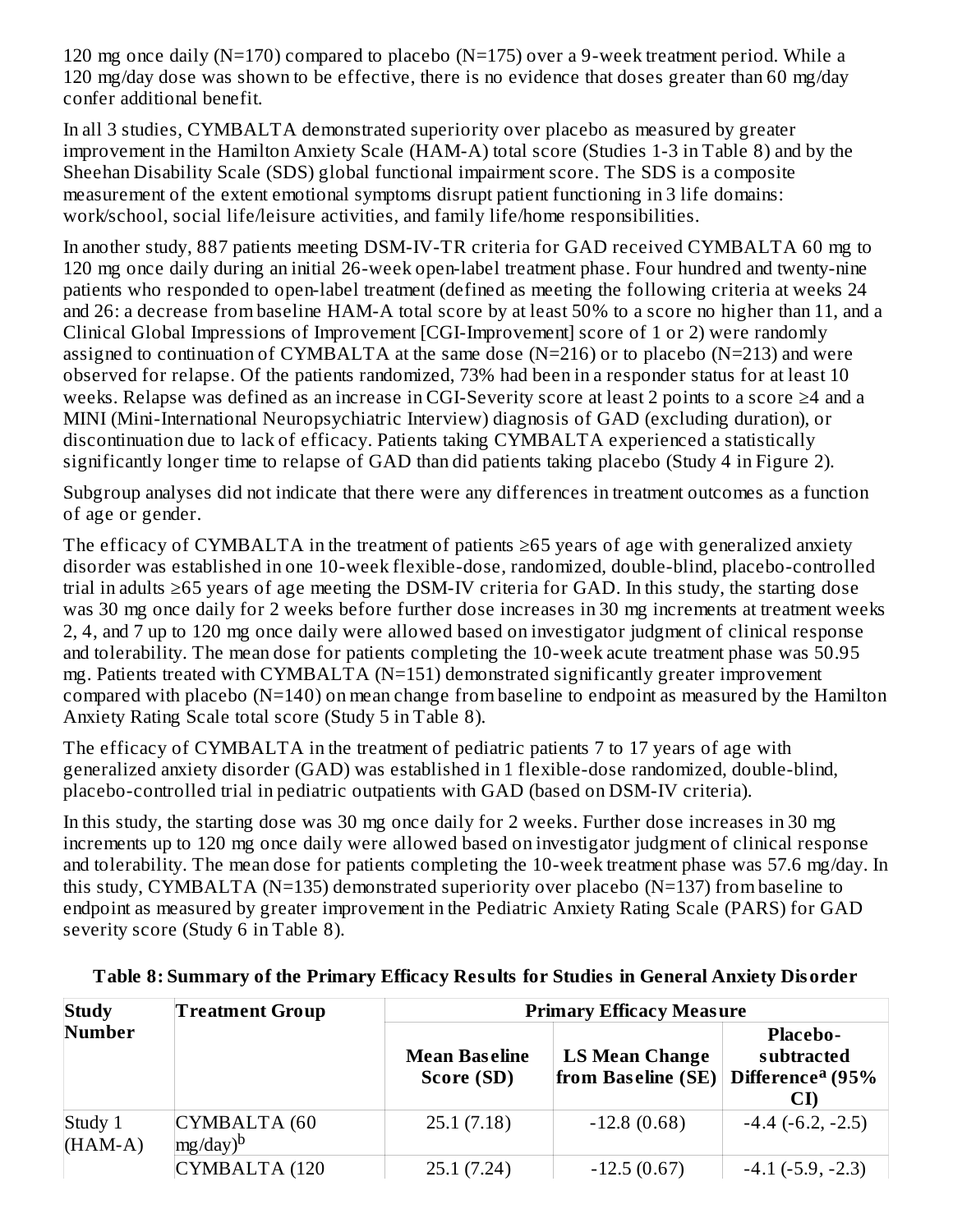120 mg once daily (N=170) compared to placebo (N=175) over a 9-week treatment period. While a 120 mg/day dose was shown to be effective, there is no evidence that doses greater than 60 mg/day confer additional benefit.

In all 3 studies, CYMBALTA demonstrated superiority over placebo as measured by greater improvement in the Hamilton Anxiety Scale (HAM-A) total score (Studies 1-3 in Table 8) and by the Sheehan Disability Scale (SDS) global functional impairment score. The SDS is a composite measurement of the extent emotional symptoms disrupt patient functioning in 3 life domains: work/school, social life/leisure activities, and family life/home responsibilities.

In another study, 887 patients meeting DSM-IV-TR criteria for GAD received CYMBALTA 60 mg to 120 mg once daily during an initial 26-week open-label treatment phase. Four hundred and twenty-nine patients who responded to open-label treatment (defined as meeting the following criteria at weeks 24 and 26: a decrease from baseline HAM-A total score by at least 50% to a score no higher than 11, and a Clinical Global Impressions of Improvement [CGI-Improvement] score of 1 or 2) were randomly assigned to continuation of CYMBALTA at the same dose (N=216) or to placebo (N=213) and were observed for relapse. Of the patients randomized, 73% had been in a responder status for at least 10 weeks. Relapse was defined as an increase in CGI-Severity score at least 2 points to a score ≥4 and a MINI (Mini-International Neuropsychiatric Interview) diagnosis of GAD (excluding duration), or discontinuation due to lack of efficacy. Patients taking CYMBALTA experienced a statistically significantly longer time to relapse of GAD than did patients taking placebo (Study 4 in Figure 2).

Subgroup analyses did not indicate that there were any differences in treatment outcomes as a function of age or gender.

The efficacy of CYMBALTA in the treatment of patients ≥65 years of age with generalized anxiety disorder was established in one 10-week flexible-dose, randomized, double-blind, placebo-controlled trial in adults ≥65 years of age meeting the DSM-IV criteria for GAD. In this study, the starting dose was 30 mg once daily for 2 weeks before further dose increases in 30 mg increments at treatment weeks 2, 4, and 7 up to 120 mg once daily were allowed based on investigator judgment of clinical response and tolerability. The mean dose for patients completing the 10-week acute treatment phase was 50.95 mg. Patients treated with CYMBALTA (N=151) demonstrated significantly greater improvement compared with placebo (N=140) on mean change from baseline to endpoint as measured by the Hamilton Anxiety Rating Scale total score (Study 5 in Table 8).

The efficacy of CYMBALTA in the treatment of pediatric patients 7 to 17 years of age with generalized anxiety disorder (GAD) was established in 1 flexible-dose randomized, double-blind, placebo-controlled trial in pediatric outpatients with GAD (based on DSM-IV criteria).

In this study, the starting dose was 30 mg once daily for 2 weeks. Further dose increases in 30 mg increments up to 120 mg once daily were allowed based on investigator judgment of clinical response and tolerability. The mean dose for patients completing the 10-week treatment phase was 57.6 mg/day. In this study, CYMBALTA (N=135) demonstrated superiority over placebo (N=137) from baseline to endpoint as measured by greater improvement in the Pediatric Anxiety Rating Scale (PARS) for GAD severity score (Study 6 in Table 8).

**Table 8: Summary of the Primary Efficacy Results for Studies in General Anxiety Disorder**

| Study Number | Treatment Group | Primary Efficacy Measure | | |
|---|---|---|---|---|
| | | Mean Baseline Score (SD) | LS Mean Change from Baseline (SE) | Placebo-subtracted Difference[a] (95% CI) |
| Study 1 (HAM-A) | CYMBALTA (60 mg/day)[b] | 25.1 (7.18) | -12.8 (0.68) | -4.4 (-6.2, -2.5) |
| | CYMBALTA (120 | 25.1 (7.24) | -12.5 (0.67) | -4.1 (-5.9, -2.3) |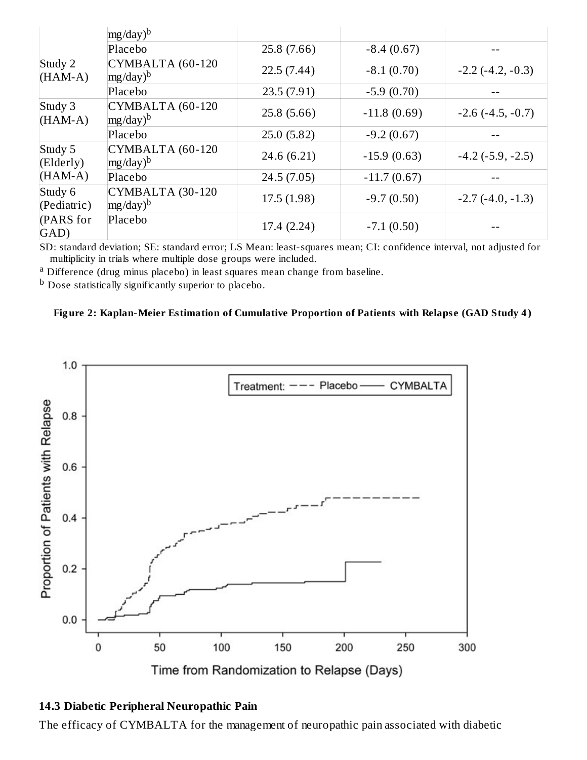| | mg/day)[b] | | | |
|---|---|---|---|---|
| | Placebo | 25.8 (7.66) | -8.4 (0.67) | -- |
| Study 2 (HAM-A) | CYMBALTA (60-120 mg/day)[b] | 22.5 (7.44) | -8.1 (0.70) | -2.2 (-4.2, -0.3) |
| | Placebo | 23.5 (7.91) | -5.9 (0.70) | -- |
| Study 3 (HAM-A) | CYMBALTA (60-120 mg/day)[b] | 25.8 (5.66) | -11.8 (0.69) | -2.6 (-4.5, -0.7) |
| | Placebo | 25.0 (5.82) | -9.2 (0.67) | -- |
| Study 5 (Elderly) (HAM-A) | CYMBALTA (60-120 mg/day)[b] | 24.6 (6.21) | -15.9 (0.63) | -4.2 (-5.9, -2.5) |
| | Placebo | 24.5 (7.05) | -11.7 (0.67) | -- |
| Study 6 (Pediatric) (PARS for GAD) | CYMBALTA (30-120 mg/day)[b] | 17.5 (1.98) | -9.7 (0.50) | -2.7 (-4.0, -1.3) |
| | Placebo | 17.4 (2.24) | -7.1 (0.50) | -- |

SD: standard deviation; SE: standard error; LS Mean: least-squares mean; CI: confidence interval, not adjusted for multiplicity in trials where multiple dose groups were included.

[a] Difference (drug minus placebo) in least squares mean change from baseline.

[b] Dose statistically significantly superior to placebo.

**Figure 2: Kaplan-Meier Estimation of Cumulative Proportion of Patients with Relapse (GAD Study 4)**

### 14.3 Diabetic Peripheral Neuropathic Pain

The efficacy of CYMBALTA for the management of neuropathic pain associated with diabetic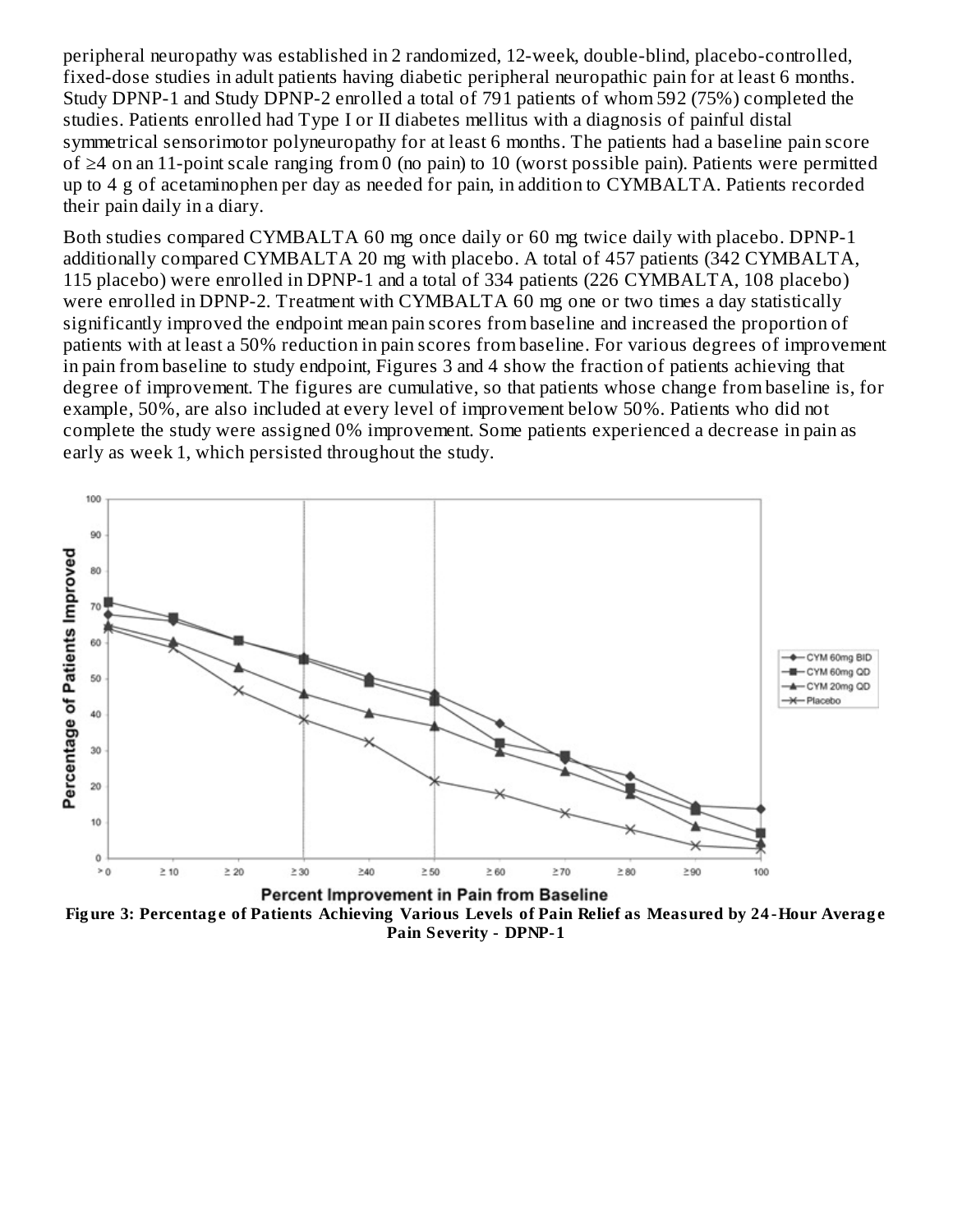peripheral neuropathy was established in 2 randomized, 12-week, double-blind, placebo-controlled, fixed-dose studies in adult patients having diabetic peripheral neuropathic pain for at least 6 months. Study DPNP-1 and Study DPNP-2 enrolled a total of 791 patients of whom 592 (75%) completed the studies. Patients enrolled had Type I or II diabetes mellitus with a diagnosis of painful distal symmetrical sensorimotor polyneuropathy for at least 6 months. The patients had a baseline pain score of ≥4 on an 11-point scale ranging from 0 (no pain) to 10 (worst possible pain). Patients were permitted up to 4 g of acetaminophen per day as needed for pain, in addition to CYMBALTA. Patients recorded their pain daily in a diary.

Both studies compared CYMBALTA 60 mg once daily or 60 mg twice daily with placebo. DPNP-1 additionally compared CYMBALTA 20 mg with placebo. A total of 457 patients (342 CYMBALTA, 115 placebo) were enrolled in DPNP-1 and a total of 334 patients (226 CYMBALTA, 108 placebo) were enrolled in DPNP-2. Treatment with CYMBALTA 60 mg one or two times a day statistically significantly improved the endpoint mean pain scores from baseline and increased the proportion of patients with at least a 50% reduction in pain scores from baseline. For various degrees of improvement in pain from baseline to study endpoint, Figures 3 and 4 show the fraction of patients achieving that degree of improvement. The figures are cumulative, so that patients whose change from baseline is, for example, 50%, are also included at every level of improvement below 50%. Patients who did not complete the study were assigned 0% improvement. Some patients experienced a decrease in pain as early as week 1, which persisted throughout the study.

**Figure 3: Percentage of Patients Achieving Various Levels of Pain Relief as Measured by 24-Hour Average Pain Severity - DPNP-1**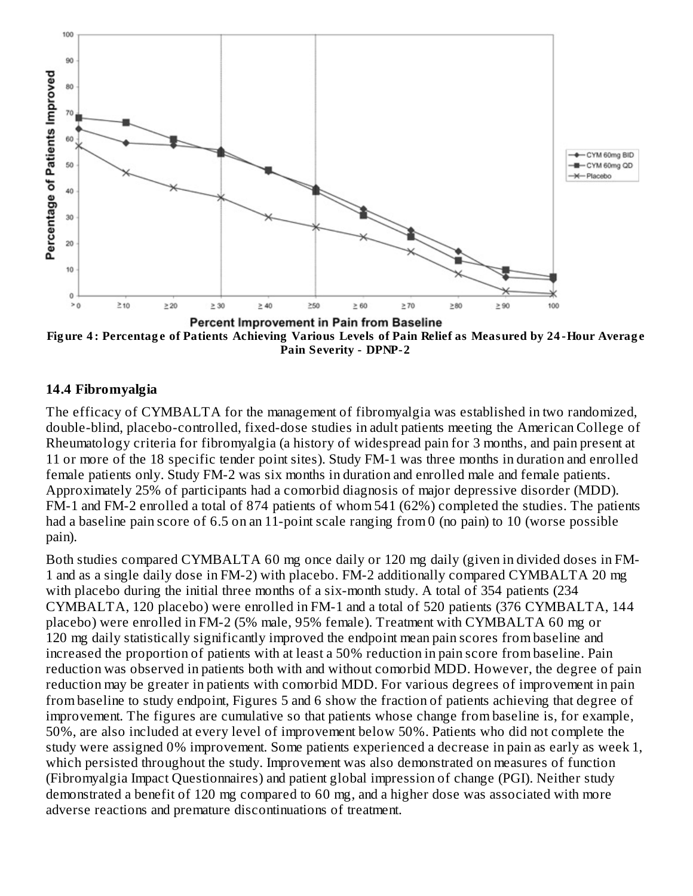**Figure 4: Percentage of Patients Achieving Various Levels of Pain Relief as Measured by 24-Hour Average Pain Severity - DPNP-2**

### 14.4 Fibromyalgia

The efficacy of CYMBALTA for the management of fibromyalgia was established in two randomized, double-blind, placebo-controlled, fixed-dose studies in adult patients meeting the American College of Rheumatology criteria for fibromyalgia (a history of widespread pain for 3 months, and pain present at 11 or more of the 18 specific tender point sites). Study FM-1 was three months in duration and enrolled female patients only. Study FM-2 was six months in duration and enrolled male and female patients. Approximately 25% of participants had a comorbid diagnosis of major depressive disorder (MDD). FM-1 and FM-2 enrolled a total of 874 patients of whom 541 (62%) completed the studies. The patients had a baseline pain score of 6.5 on an 11-point scale ranging from 0 (no pain) to 10 (worse possible pain).

Both studies compared CYMBALTA 60 mg once daily or 120 mg daily (given in divided doses in FM-1 and as a single daily dose in FM-2) with placebo. FM-2 additionally compared CYMBALTA 20 mg with placebo during the initial three months of a six-month study. A total of 354 patients (234 CYMBALTA, 120 placebo) were enrolled in FM-1 and a total of 520 patients (376 CYMBALTA, 144 placebo) were enrolled in FM-2 (5% male, 95% female). Treatment with CYMBALTA 60 mg or 120 mg daily statistically significantly improved the endpoint mean pain scores from baseline and increased the proportion of patients with at least a 50% reduction in pain score from baseline. Pain reduction was observed in patients both with and without comorbid MDD. However, the degree of pain reduction may be greater in patients with comorbid MDD. For various degrees of improvement in pain from baseline to study endpoint, Figures 5 and 6 show the fraction of patients achieving that degree of improvement. The figures are cumulative so that patients whose change from baseline is, for example, 50%, are also included at every level of improvement below 50%. Patients who did not complete the study were assigned 0% improvement. Some patients experienced a decrease in pain as early as week 1, which persisted throughout the study. Improvement was also demonstrated on measures of function (Fibromyalgia Impact Questionnaires) and patient global impression of change (PGI). Neither study demonstrated a benefit of 120 mg compared to 60 mg, and a higher dose was associated with more adverse reactions and premature discontinuations of treatment.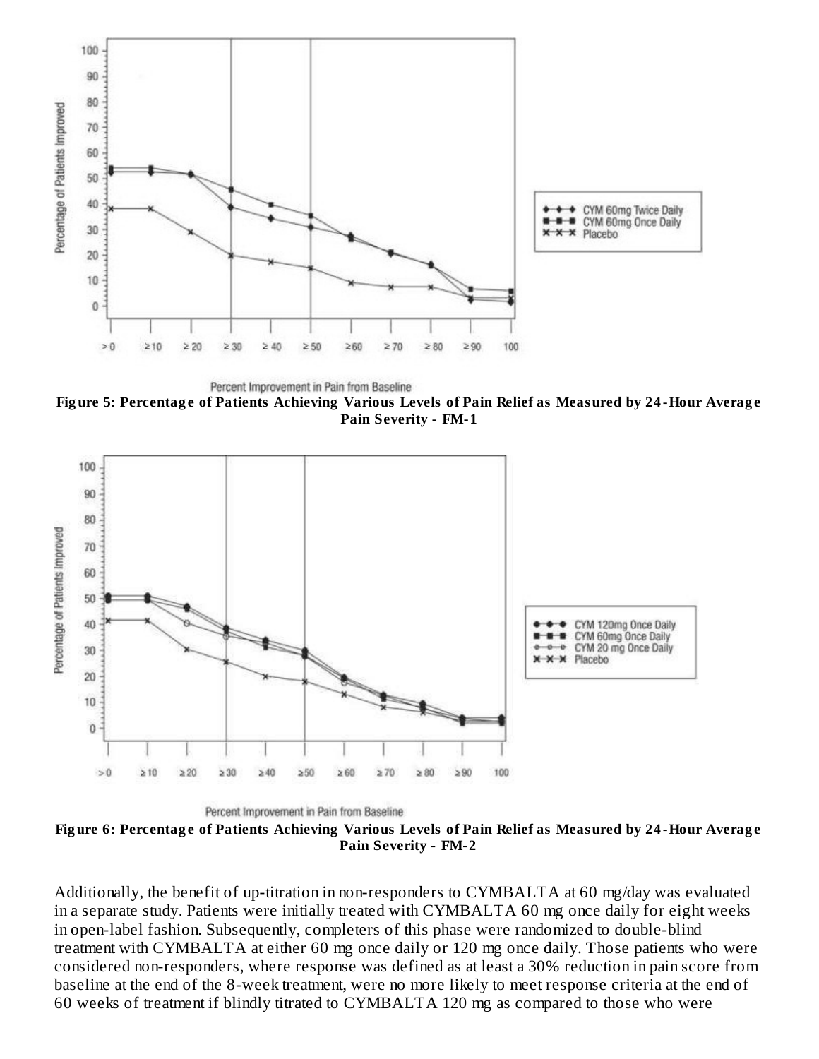**Figure 5: Percentage of Patients Achieving Various Levels of Pain Relief as Measured by 24-Hour Average Pain Severity - FM-1**

**Figure 6: Percentage of Patients Achieving Various Levels of Pain Relief as Measured by 24-Hour Average Pain Severity - FM-2**

Additionally, the benefit of up-titration in non-responders to CYMBALTA at 60 mg/day was evaluated in a separate study. Patients were initially treated with CYMBALTA 60 mg once daily for eight weeks in open-label fashion. Subsequently, completers of this phase were randomized to double-blind treatment with CYMBALTA at either 60 mg once daily or 120 mg once daily. Those patients who were considered non-responders, where response was defined as at least a 30% reduction in pain score from baseline at the end of the 8-week treatment, were no more likely to meet response criteria at the end of 60 weeks of treatment if blindly titrated to CYMBALTA 120 mg as compared to those who were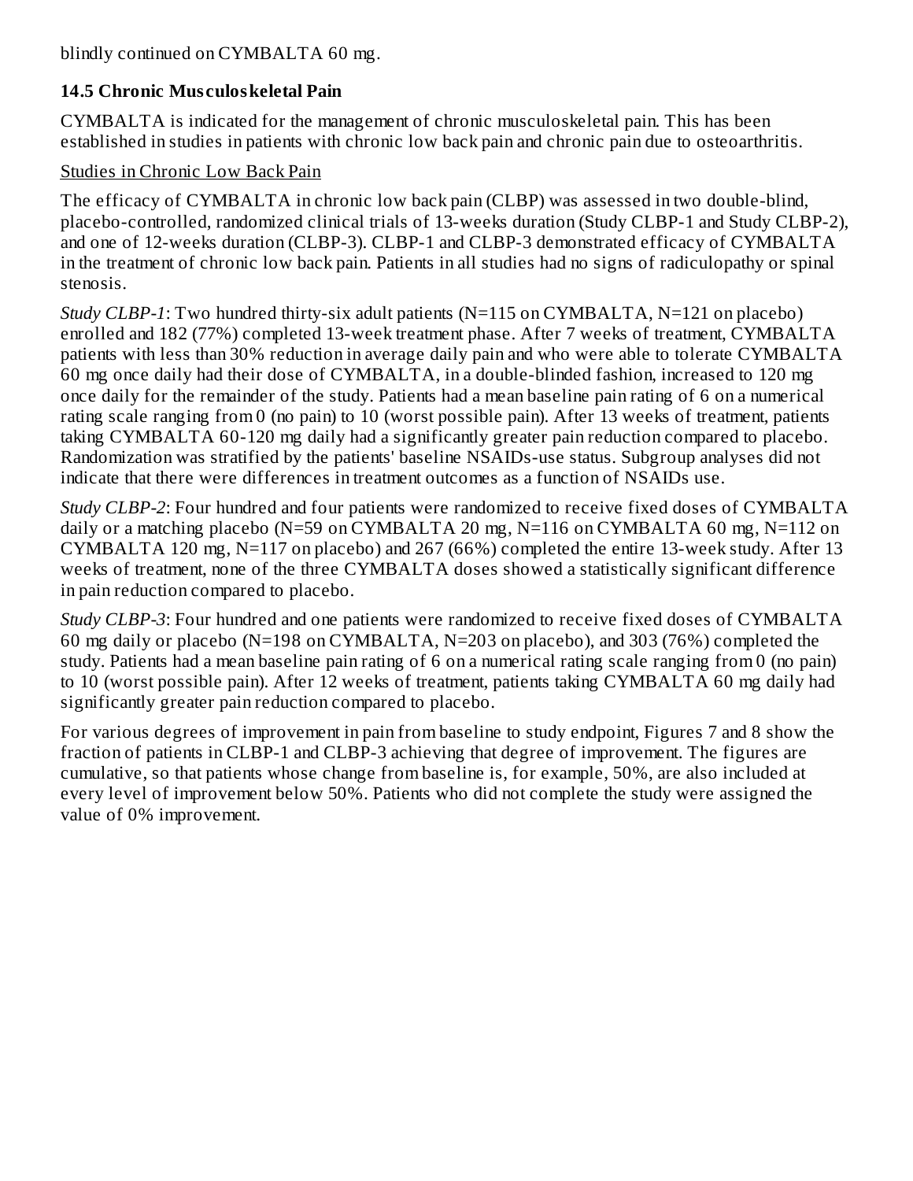blindly continued on CYMBALTA 60 mg.

### 14.5 Chronic Musculoskeletal Pain

CYMBALTA is indicated for the management of chronic musculoskeletal pain. This has been established in studies in patients with chronic low back pain and chronic pain due to osteoarthritis.

Studies in Chronic Low Back Pain

The efficacy of CYMBALTA in chronic low back pain (CLBP) was assessed in two double-blind, placebo-controlled, randomized clinical trials of 13-weeks duration (Study CLBP-1 and Study CLBP-2), and one of 12-weeks duration (CLBP-3). CLBP-1 and CLBP-3 demonstrated efficacy of CYMBALTA in the treatment of chronic low back pain. Patients in all studies had no signs of radiculopathy or spinal stenosis.

*Study CLBP-1*: Two hundred thirty-six adult patients (N=115 on CYMBALTA, N=121 on placebo) enrolled and 182 (77%) completed 13-week treatment phase. After 7 weeks of treatment, CYMBALTA patients with less than 30% reduction in average daily pain and who were able to tolerate CYMBALTA 60 mg once daily had their dose of CYMBALTA, in a double-blinded fashion, increased to 120 mg once daily for the remainder of the study. Patients had a mean baseline pain rating of 6 on a numerical rating scale ranging from 0 (no pain) to 10 (worst possible pain). After 13 weeks of treatment, patients taking CYMBALTA 60-120 mg daily had a significantly greater pain reduction compared to placebo. Randomization was stratified by the patients' baseline NSAIDs-use status. Subgroup analyses did not indicate that there were differences in treatment outcomes as a function of NSAIDs use.

*Study CLBP-2*: Four hundred and four patients were randomized to receive fixed doses of CYMBALTA daily or a matching placebo (N=59 on CYMBALTA 20 mg, N=116 on CYMBALTA 60 mg, N=112 on CYMBALTA 120 mg, N=117 on placebo) and 267 (66%) completed the entire 13-week study. After 13 weeks of treatment, none of the three CYMBALTA doses showed a statistically significant difference in pain reduction compared to placebo.

*Study CLBP-3*: Four hundred and one patients were randomized to receive fixed doses of CYMBALTA 60 mg daily or placebo (N=198 on CYMBALTA, N=203 on placebo), and 303 (76%) completed the study. Patients had a mean baseline pain rating of 6 on a numerical rating scale ranging from 0 (no pain) to 10 (worst possible pain). After 12 weeks of treatment, patients taking CYMBALTA 60 mg daily had significantly greater pain reduction compared to placebo.

For various degrees of improvement in pain from baseline to study endpoint, Figures 7 and 8 show the fraction of patients in CLBP-1 and CLBP-3 achieving that degree of improvement. The figures are cumulative, so that patients whose change from baseline is, for example, 50%, are also included at every level of improvement below 50%. Patients who did not complete the study were assigned the value of 0% improvement.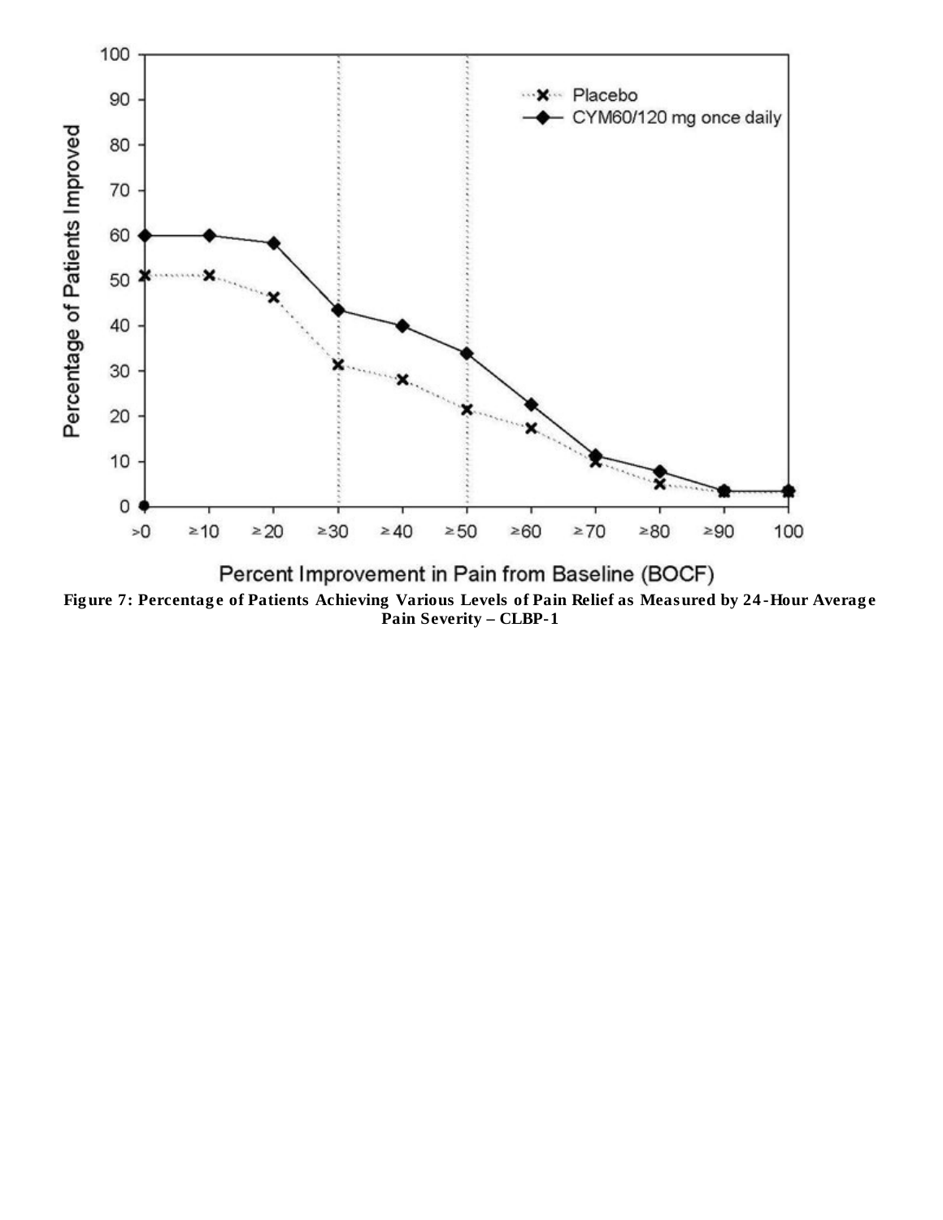**Figure 7: Percentage of Patients Achieving Various Levels of Pain Relief as Measured by 24-Hour Average Pain Severity – CLBP-1**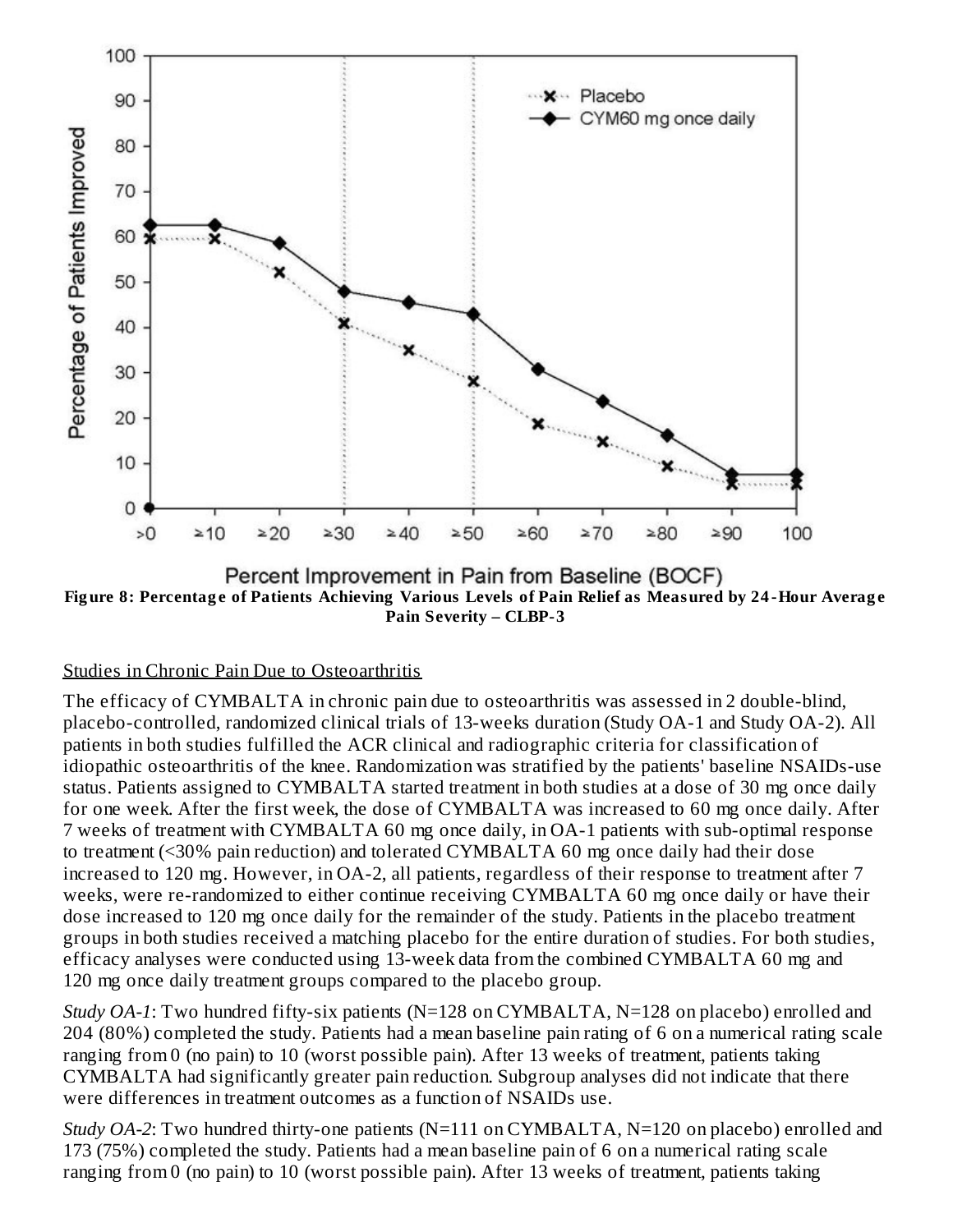Figure 8: Percentage of Patients Achieving Various Levels of Pain Relief as Measured by 24-Hour Average Pain Severity – CLBP-3

Studies in Chronic Pain Due to Osteoarthritis

The efficacy of CYMBALTA in chronic pain due to osteoarthritis was assessed in 2 double-blind, placebo-controlled, randomized clinical trials of 13-weeks duration (Study OA-1 and Study OA-2). All patients in both studies fulfilled the ACR clinical and radiographic criteria for classification of idiopathic osteoarthritis of the knee. Randomization was stratified by the patients' baseline NSAIDs-use status. Patients assigned to CYMBALTA started treatment in both studies at a dose of 30 mg once daily for one week. After the first week, the dose of CYMBALTA was increased to 60 mg once daily. After 7 weeks of treatment with CYMBALTA 60 mg once daily, in OA-1 patients with sub-optimal response to treatment (<30% pain reduction) and tolerated CYMBALTA 60 mg once daily had their dose increased to 120 mg. However, in OA-2, all patients, regardless of their response to treatment after 7 weeks, were re-randomized to either continue receiving CYMBALTA 60 mg once daily or have their dose increased to 120 mg once daily for the remainder of the study. Patients in the placebo treatment groups in both studies received a matching placebo for the entire duration of studies. For both studies, efficacy analyses were conducted using 13-week data from the combined CYMBALTA 60 mg and 120 mg once daily treatment groups compared to the placebo group.

*Study OA-1*: Two hundred fifty-six patients (N=128 on CYMBALTA, N=128 on placebo) enrolled and 204 (80%) completed the study. Patients had a mean baseline pain rating of 6 on a numerical rating scale ranging from 0 (no pain) to 10 (worst possible pain). After 13 weeks of treatment, patients taking CYMBALTA had significantly greater pain reduction. Subgroup analyses did not indicate that there were differences in treatment outcomes as a function of NSAIDs use.

*Study OA-2*: Two hundred thirty-one patients (N=111 on CYMBALTA, N=120 on placebo) enrolled and 173 (75%) completed the study. Patients had a mean baseline pain of 6 on a numerical rating scale ranging from 0 (no pain) to 10 (worst possible pain). After 13 weeks of treatment, patients taking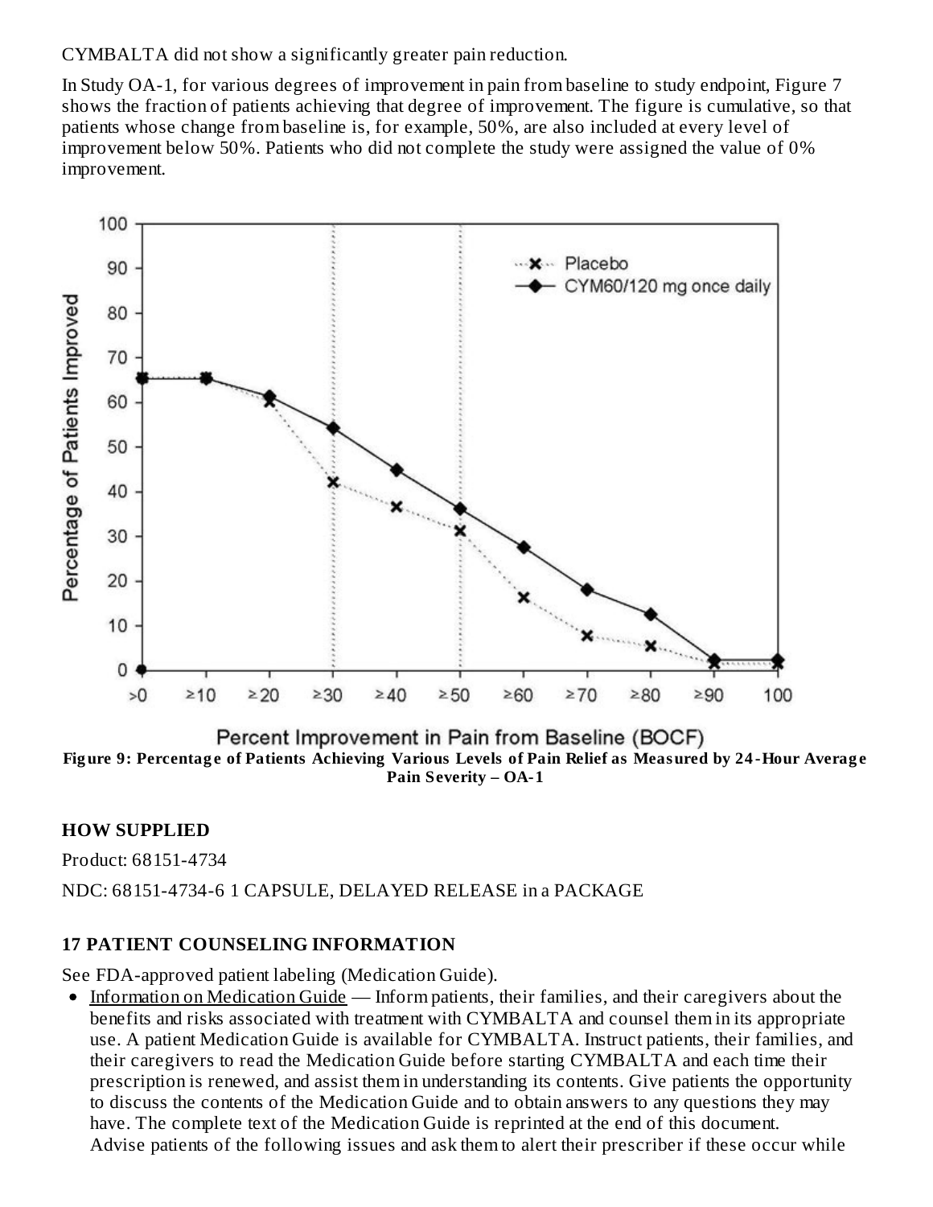CYMBALTA did not show a significantly greater pain reduction.

In Study OA-1, for various degrees of improvement in pain from baseline to study endpoint, Figure 7 shows the fraction of patients achieving that degree of improvement. The figure is cumulative, so that patients whose change from baseline is, for example, 50%, are also included at every level of improvement below 50%. Patients who did not complete the study were assigned the value of 0% improvement.

**Figure 9: Percentage of Patients Achieving Various Levels of Pain Relief as Measured by 24-Hour Average Pain Severity – OA-1**

## HOW SUPPLIED

Product: 68151-4734

NDC: 68151-4734-6 1 CAPSULE, DELAYED RELEASE in a PACKAGE

## 17 PATIENT COUNSELING INFORMATION

See FDA-approved patient labeling (Medication Guide).

- Information on Medication Guide — Inform patients, their families, and their caregivers about the benefits and risks associated with treatment with CYMBALTA and counsel them in its appropriate use. A patient Medication Guide is available for CYMBALTA. Instruct patients, their families, and their caregivers to read the Medication Guide before starting CYMBALTA and each time their prescription is renewed, and assist them in understanding its contents. Give patients the opportunity to discuss the contents of the Medication Guide and to obtain answers to any questions they may have. The complete text of the Medication Guide is reprinted at the end of this document.
  Advise patients of the following issues and ask them to alert their prescriber if these occur while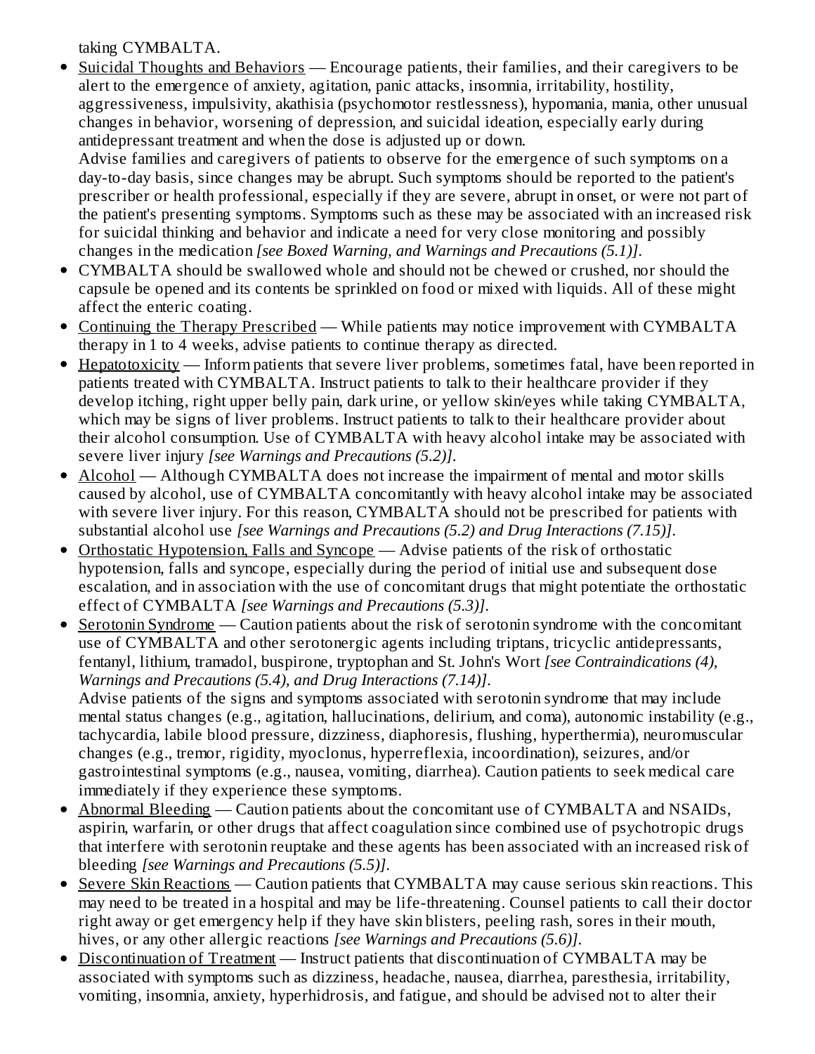taking CYMBALTA.

- Suicidal Thoughts and Behaviors — Encourage patients, their families, and their caregivers to be alert to the emergence of anxiety, agitation, panic attacks, insomnia, irritability, hostility, aggressiveness, impulsivity, akathisia (psychomotor restlessness), hypomania, mania, other unusual changes in behavior, worsening of depression, and suicidal ideation, especially early during antidepressant treatment and when the dose is adjusted up or down.
  Advise families and caregivers of patients to observe for the emergence of such symptoms on a day-to-day basis, since changes may be abrupt. Such symptoms should be reported to the patient's prescriber or health professional, especially if they are severe, abrupt in onset, or were not part of the patient's presenting symptoms. Symptoms such as these may be associated with an increased risk for suicidal thinking and behavior and indicate a need for very close monitoring and possibly changes in the medication *[see Boxed Warning, and Warnings and Precautions (5.1)]*.
- CYMBALTA should be swallowed whole and should not be chewed or crushed, nor should the capsule be opened and its contents be sprinkled on food or mixed with liquids. All of these might affect the enteric coating.
- Continuing the Therapy Prescribed — While patients may notice improvement with CYMBALTA therapy in 1 to 4 weeks, advise patients to continue therapy as directed.
- Hepatotoxicity — Inform patients that severe liver problems, sometimes fatal, have been reported in patients treated with CYMBALTA. Instruct patients to talk to their healthcare provider if they develop itching, right upper belly pain, dark urine, or yellow skin/eyes while taking CYMBALTA, which may be signs of liver problems. Instruct patients to talk to their healthcare provider about their alcohol consumption. Use of CYMBALTA with heavy alcohol intake may be associated with severe liver injury *[see Warnings and Precautions (5.2)]*.
- Alcohol — Although CYMBALTA does not increase the impairment of mental and motor skills caused by alcohol, use of CYMBALTA concomitantly with heavy alcohol intake may be associated with severe liver injury. For this reason, CYMBALTA should not be prescribed for patients with substantial alcohol use *[see Warnings and Precautions (5.2) and Drug Interactions (7.15)]*.
- Orthostatic Hypotension, Falls and Syncope — Advise patients of the risk of orthostatic hypotension, falls and syncope, especially during the period of initial use and subsequent dose escalation, and in association with the use of concomitant drugs that might potentiate the orthostatic effect of CYMBALTA *[see Warnings and Precautions (5.3)]*.
- Serotonin Syndrome — Caution patients about the risk of serotonin syndrome with the concomitant use of CYMBALTA and other serotonergic agents including triptans, tricyclic antidepressants, fentanyl, lithium, tramadol, buspirone, tryptophan and St. John's Wort *[see Contraindications (4), Warnings and Precautions (5.4), and Drug Interactions (7.14)]*.
  Advise patients of the signs and symptoms associated with serotonin syndrome that may include mental status changes (e.g., agitation, hallucinations, delirium, and coma), autonomic instability (e.g., tachycardia, labile blood pressure, dizziness, diaphoresis, flushing, hyperthermia), neuromuscular changes (e.g., tremor, rigidity, myoclonus, hyperreflexia, incoordination), seizures, and/or gastrointestinal symptoms (e.g., nausea, vomiting, diarrhea). Caution patients to seek medical care immediately if they experience these symptoms.
- Abnormal Bleeding — Caution patients about the concomitant use of CYMBALTA and NSAIDs, aspirin, warfarin, or other drugs that affect coagulation since combined use of psychotropic drugs that interfere with serotonin reuptake and these agents has been associated with an increased risk of bleeding *[see Warnings and Precautions (5.5)]*.
- Severe Skin Reactions — Caution patients that CYMBALTA may cause serious skin reactions. This may need to be treated in a hospital and may be life-threatening. Counsel patients to call their doctor right away or get emergency help if they have skin blisters, peeling rash, sores in their mouth, hives, or any other allergic reactions *[see Warnings and Precautions (5.6)]*.
- Discontinuation of Treatment — Instruct patients that discontinuation of CYMBALTA may be associated with symptoms such as dizziness, headache, nausea, diarrhea, paresthesia, irritability, vomiting, insomnia, anxiety, hyperhidrosis, and fatigue, and should be advised not to alter their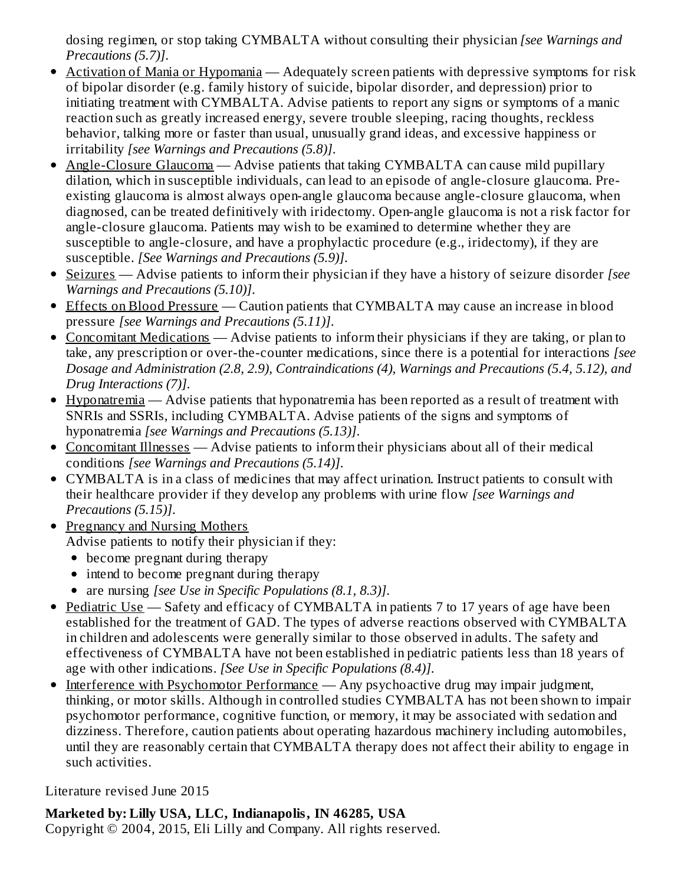dosing regimen, or stop taking CYMBALTA without consulting their physician *[see Warnings and Precautions (5.7)]*.

- Activation of Mania or Hypomania — Adequately screen patients with depressive symptoms for risk of bipolar disorder (e.g. family history of suicide, bipolar disorder, and depression) prior to initiating treatment with CYMBALTA. Advise patients to report any signs or symptoms of a manic reaction such as greatly increased energy, severe trouble sleeping, racing thoughts, reckless behavior, talking more or faster than usual, unusually grand ideas, and excessive happiness or irritability *[see Warnings and Precautions (5.8)]*.
- Angle-Closure Glaucoma — Advise patients that taking CYMBALTA can cause mild pupillary dilation, which in susceptible individuals, can lead to an episode of angle-closure glaucoma. Pre-existing glaucoma is almost always open-angle glaucoma because angle-closure glaucoma, when diagnosed, can be treated definitively with iridectomy. Open-angle glaucoma is not a risk factor for angle-closure glaucoma. Patients may wish to be examined to determine whether they are susceptible to angle-closure, and have a prophylactic procedure (e.g., iridectomy), if they are susceptible. *[See Warnings and Precautions (5.9)]*.
- Seizures — Advise patients to inform their physician if they have a history of seizure disorder *[see Warnings and Precautions (5.10)]*.
- Effects on Blood Pressure — Caution patients that CYMBALTA may cause an increase in blood pressure *[see Warnings and Precautions (5.11)]*.
- Concomitant Medications — Advise patients to inform their physicians if they are taking, or plan to take, any prescription or over-the-counter medications, since there is a potential for interactions *[see Dosage and Administration (2.8, 2.9), Contraindications (4), Warnings and Precautions (5.4, 5.12), and Drug Interactions (7)]*.
- Hyponatremia — Advise patients that hyponatremia has been reported as a result of treatment with SNRIs and SSRIs, including CYMBALTA. Advise patients of the signs and symptoms of hyponatremia *[see Warnings and Precautions (5.13)]*.
- Concomitant Illnesses — Advise patients to inform their physicians about all of their medical conditions *[see Warnings and Precautions (5.14)]*.
- CYMBALTA is in a class of medicines that may affect urination. Instruct patients to consult with their healthcare provider if they develop any problems with urine flow *[see Warnings and Precautions (5.15)]*.
- Pregnancy and Nursing Mothers
  Advise patients to notify their physician if they:
  - become pregnant during therapy
  - intend to become pregnant during therapy
  - are nursing *[see Use in Specific Populations (8.1, 8.3)]*.
- Pediatric Use — Safety and efficacy of CYMBALTA in patients 7 to 17 years of age have been established for the treatment of GAD. The types of adverse reactions observed with CYMBALTA in children and adolescents were generally similar to those observed in adults. The safety and effectiveness of CYMBALTA have not been established in pediatric patients less than 18 years of age with other indications. *[See Use in Specific Populations (8.4)]*.
- Interference with Psychomotor Performance — Any psychoactive drug may impair judgment, thinking, or motor skills. Although in controlled studies CYMBALTA has not been shown to impair psychomotor performance, cognitive function, or memory, it may be associated with sedation and dizziness. Therefore, caution patients about operating hazardous machinery including automobiles, until they are reasonably certain that CYMBALTA therapy does not affect their ability to engage in such activities.

Literature revised June 2015

**Marketed by: Lilly USA, LLC, Indianapolis, IN 46285, USA**
Copyright © 2004, 2015, Eli Lilly and Company. All rights reserved.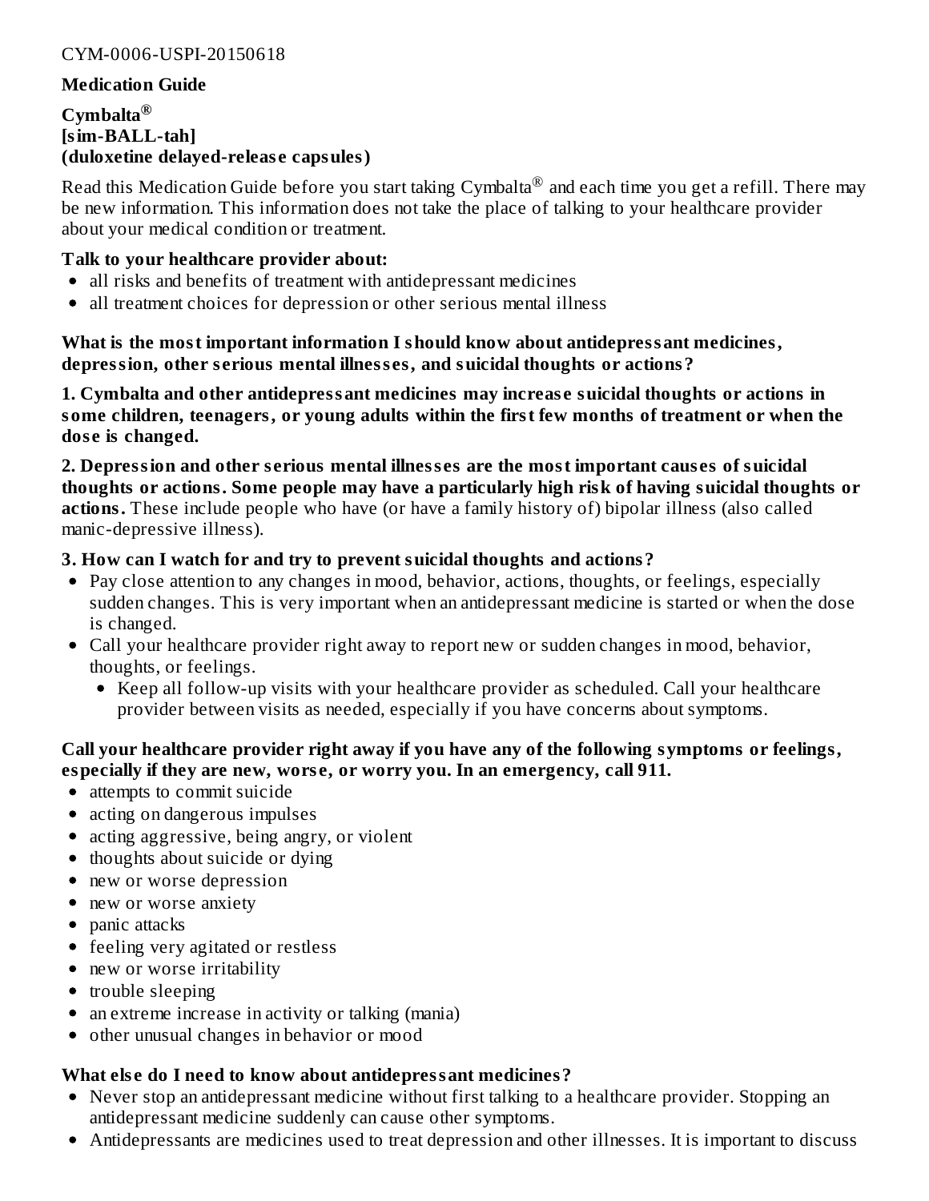CYM-0006-USPI-20150618

**Medication Guide**

**Cymbalta®**
**[sim-BALL-tah]**
**(duloxetine delayed-release capsules)**

Read this Medication Guide before you start taking Cymbalta® and each time you get a refill. There may be new information. This information does not take the place of talking to your healthcare provider about your medical condition or treatment.

**Talk to your healthcare provider about:**

- all risks and benefits of treatment with antidepressant medicines
- all treatment choices for depression or other serious mental illness

**What is the most important information I should know about antidepressant medicines, depression, other serious mental illnesses, and suicidal thoughts or actions?**

**1. Cymbalta and other antidepressant medicines may increase suicidal thoughts or actions in some children, teenagers, or young adults within the first few months of treatment or when the dose is changed.**

**2. Depression and other serious mental illnesses are the most important causes of suicidal thoughts or actions. Some people may have a particularly high risk of having suicidal thoughts or actions.** These include people who have (or have a family history of) bipolar illness (also called manic-depressive illness).

**3. How can I watch for and try to prevent suicidal thoughts and actions?**

- Pay close attention to any changes in mood, behavior, actions, thoughts, or feelings, especially sudden changes. This is very important when an antidepressant medicine is started or when the dose is changed.
- Call your healthcare provider right away to report new or sudden changes in mood, behavior, thoughts, or feelings.
  - Keep all follow-up visits with your healthcare provider as scheduled. Call your healthcare provider between visits as needed, especially if you have concerns about symptoms.

**Call your healthcare provider right away if you have any of the following symptoms or feelings, especially if they are new, worse, or worry you. In an emergency, call 911.**

- attempts to commit suicide
- acting on dangerous impulses
- acting aggressive, being angry, or violent
- thoughts about suicide or dying
- new or worse depression
- new or worse anxiety
- panic attacks
- feeling very agitated or restless
- new or worse irritability
- trouble sleeping
- an extreme increase in activity or talking (mania)
- other unusual changes in behavior or mood

**What else do I need to know about antidepressant medicines?**

- Never stop an antidepressant medicine without first talking to a healthcare provider. Stopping an antidepressant medicine suddenly can cause other symptoms.
- Antidepressants are medicines used to treat depression and other illnesses. It is important to discuss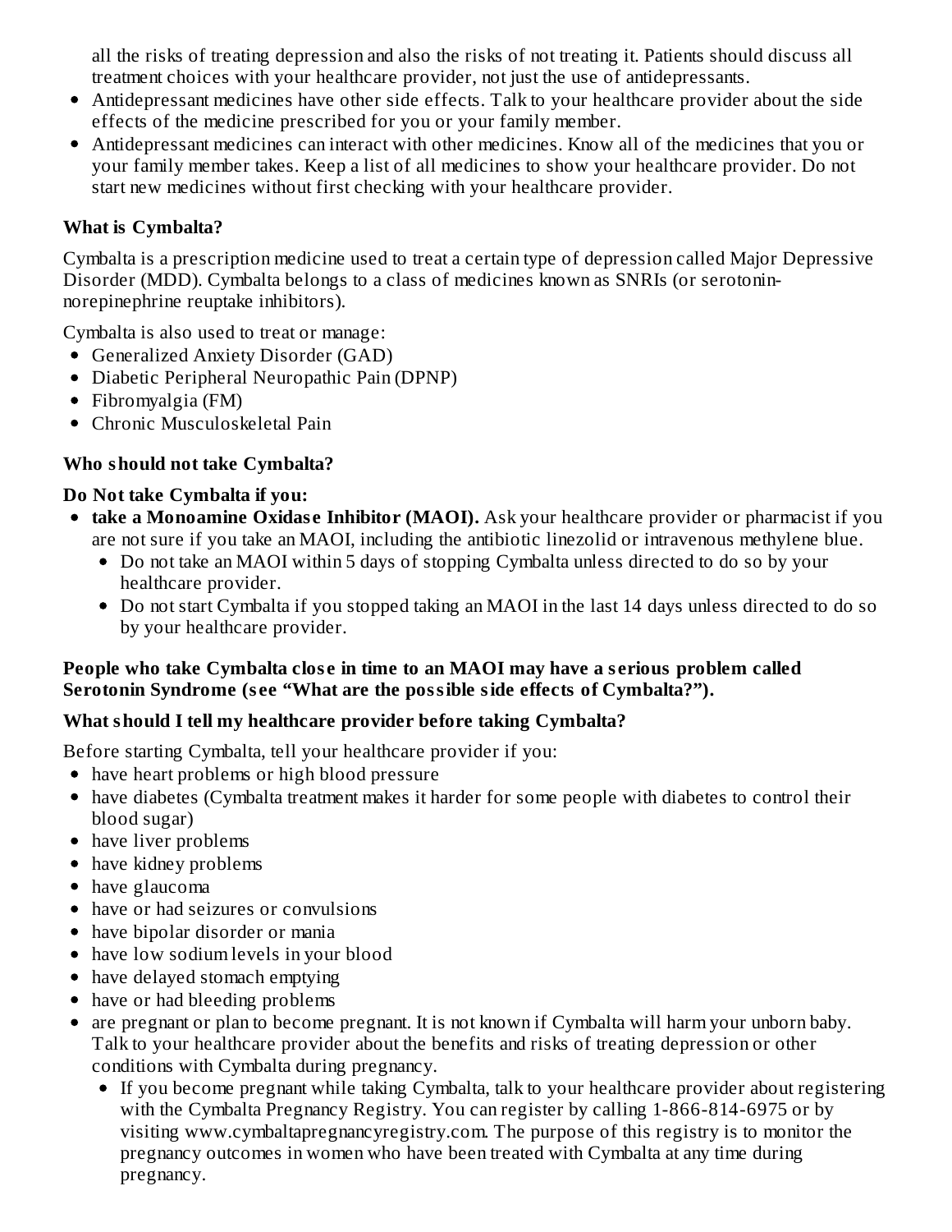all the risks of treating depression and also the risks of not treating it. Patients should discuss all treatment choices with your healthcare provider, not just the use of antidepressants.

- Antidepressant medicines have other side effects. Talk to your healthcare provider about the side effects of the medicine prescribed for you or your family member.
- Antidepressant medicines can interact with other medicines. Know all of the medicines that you or your family member takes. Keep a list of all medicines to show your healthcare provider. Do not start new medicines without first checking with your healthcare provider.

**What is Cymbalta?**

Cymbalta is a prescription medicine used to treat a certain type of depression called Major Depressive Disorder (MDD). Cymbalta belongs to a class of medicines known as SNRIs (or serotonin-norepinephrine reuptake inhibitors).

Cymbalta is also used to treat or manage:

- Generalized Anxiety Disorder (GAD)
- Diabetic Peripheral Neuropathic Pain (DPNP)
- Fibromyalgia (FM)
- Chronic Musculoskeletal Pain

**Who should not take Cymbalta?**

**Do Not take Cymbalta if you:**

- **take a Monoamine Oxidase Inhibitor (MAOI).** Ask your healthcare provider or pharmacist if you are not sure if you take an MAOI, including the antibiotic linezolid or intravenous methylene blue.
  - Do not take an MAOI within 5 days of stopping Cymbalta unless directed to do so by your healthcare provider.
  - Do not start Cymbalta if you stopped taking an MAOI in the last 14 days unless directed to do so by your healthcare provider.

**People who take Cymbalta close in time to an MAOI may have a serious problem called Serotonin Syndrome (see "What are the possible side effects of Cymbalta?").**

**What should I tell my healthcare provider before taking Cymbalta?**

Before starting Cymbalta, tell your healthcare provider if you:

- have heart problems or high blood pressure
- have diabetes (Cymbalta treatment makes it harder for some people with diabetes to control their blood sugar)
- have liver problems
- have kidney problems
- have glaucoma
- have or had seizures or convulsions
- have bipolar disorder or mania
- have low sodium levels in your blood
- have delayed stomach emptying
- have or had bleeding problems
- are pregnant or plan to become pregnant. It is not known if Cymbalta will harm your unborn baby. Talk to your healthcare provider about the benefits and risks of treating depression or other conditions with Cymbalta during pregnancy.
  - If you become pregnant while taking Cymbalta, talk to your healthcare provider about registering with the Cymbalta Pregnancy Registry. You can register by calling 1-866-814-6975 or by visiting www.cymbaltapregnancyregistry.com. The purpose of this registry is to monitor the pregnancy outcomes in women who have been treated with Cymbalta at any time during pregnancy.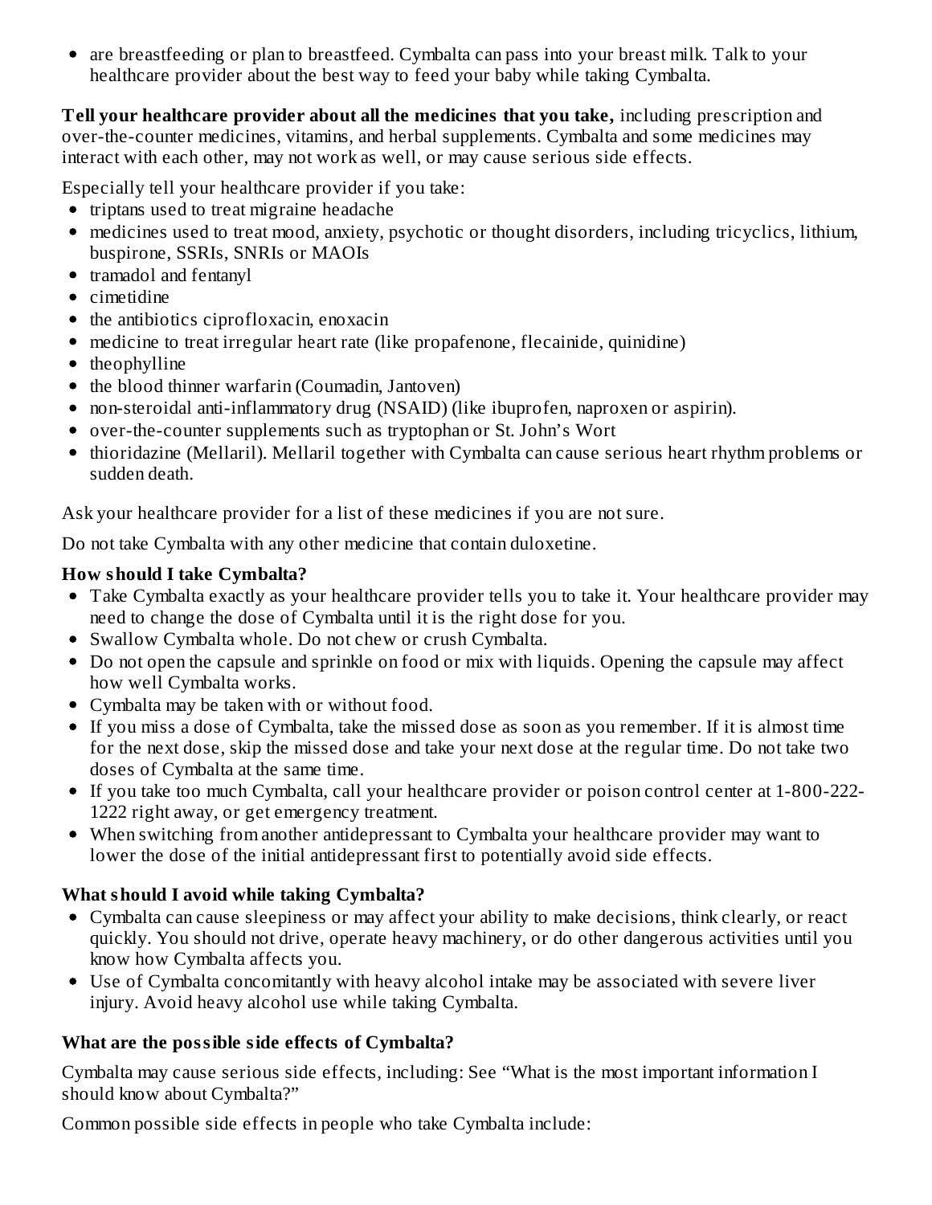- are breastfeeding or plan to breastfeed. Cymbalta can pass into your breast milk. Talk to your healthcare provider about the best way to feed your baby while taking Cymbalta.

**Tell your healthcare provider about all the medicines that you take,** including prescription and over-the-counter medicines, vitamins, and herbal supplements. Cymbalta and some medicines may interact with each other, may not work as well, or may cause serious side effects.

Especially tell your healthcare provider if you take:

- triptans used to treat migraine headache
- medicines used to treat mood, anxiety, psychotic or thought disorders, including tricyclics, lithium, buspirone, SSRIs, SNRIs or MAOIs
- tramadol and fentanyl
- cimetidine
- the antibiotics ciprofloxacin, enoxacin
- medicine to treat irregular heart rate (like propafenone, flecainide, quinidine)
- theophylline
- the blood thinner warfarin (Coumadin, Jantoven)
- non-steroidal anti-inflammatory drug (NSAID) (like ibuprofen, naproxen or aspirin).
- over-the-counter supplements such as tryptophan or St. John's Wort
- thioridazine (Mellaril). Mellaril together with Cymbalta can cause serious heart rhythm problems or sudden death.

Ask your healthcare provider for a list of these medicines if you are not sure.

Do not take Cymbalta with any other medicine that contain duloxetine.

### How should I take Cymbalta?

- Take Cymbalta exactly as your healthcare provider tells you to take it. Your healthcare provider may need to change the dose of Cymbalta until it is the right dose for you.
- Swallow Cymbalta whole. Do not chew or crush Cymbalta.
- Do not open the capsule and sprinkle on food or mix with liquids. Opening the capsule may affect how well Cymbalta works.
- Cymbalta may be taken with or without food.
- If you miss a dose of Cymbalta, take the missed dose as soon as you remember. If it is almost time for the next dose, skip the missed dose and take your next dose at the regular time. Do not take two doses of Cymbalta at the same time.
- If you take too much Cymbalta, call your healthcare provider or poison control center at 1-800-222-1222 right away, or get emergency treatment.
- When switching from another antidepressant to Cymbalta your healthcare provider may want to lower the dose of the initial antidepressant first to potentially avoid side effects.

### What should I avoid while taking Cymbalta?

- Cymbalta can cause sleepiness or may affect your ability to make decisions, think clearly, or react quickly. You should not drive, operate heavy machinery, or do other dangerous activities until you know how Cymbalta affects you.
- Use of Cymbalta concomitantly with heavy alcohol intake may be associated with severe liver injury. Avoid heavy alcohol use while taking Cymbalta.

### What are the possible side effects of Cymbalta?

Cymbalta may cause serious side effects, including: See "What is the most important information I should know about Cymbalta?"

Common possible side effects in people who take Cymbalta include: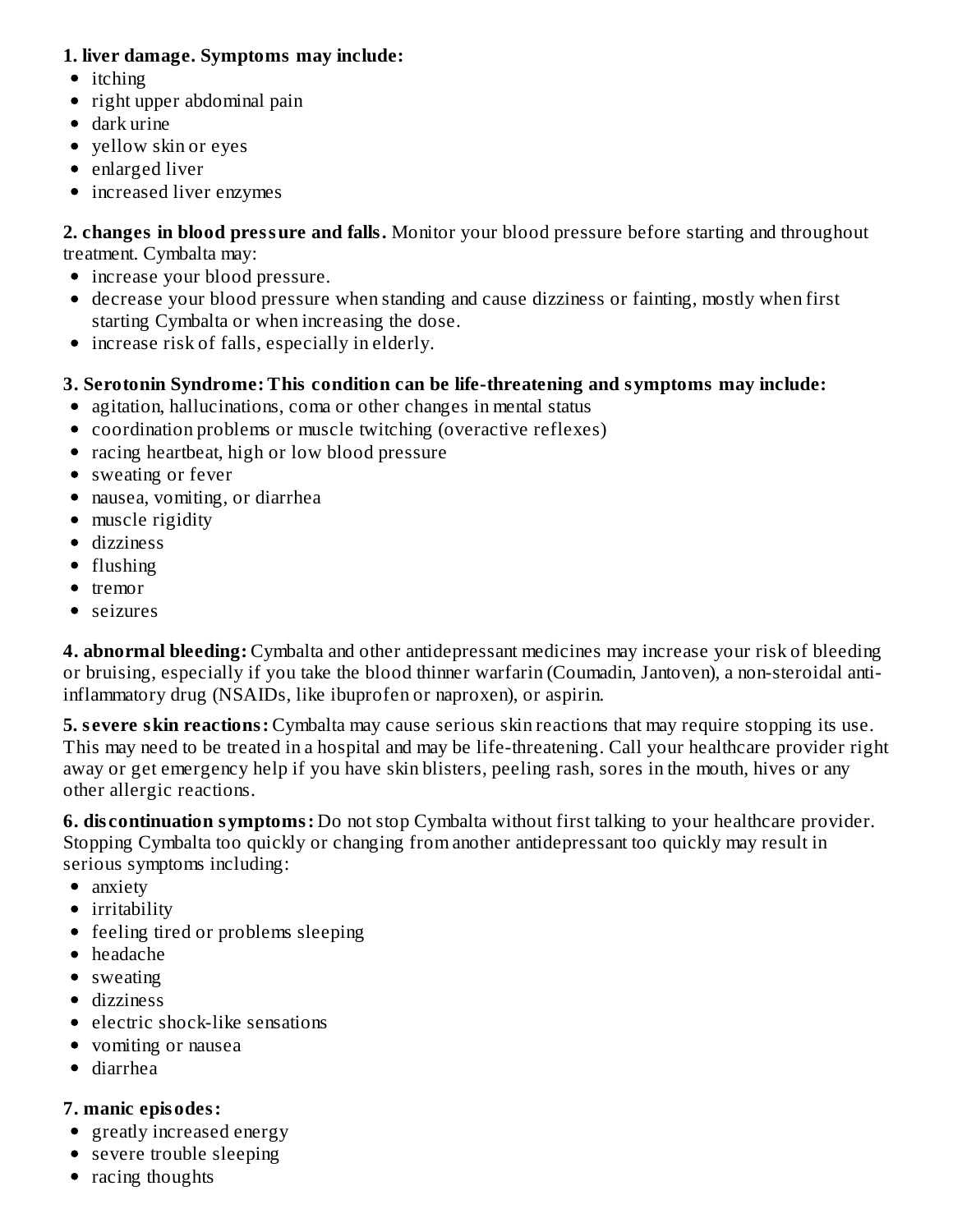**1. liver damage. Symptoms may include:**

- itching
- right upper abdominal pain
- dark urine
- yellow skin or eyes
- enlarged liver
- increased liver enzymes

**2. changes in blood pressure and falls.** Monitor your blood pressure before starting and throughout treatment. Cymbalta may:

- increase your blood pressure.
- decrease your blood pressure when standing and cause dizziness or fainting, mostly when first starting Cymbalta or when increasing the dose.
- increase risk of falls, especially in elderly.

**3. Serotonin Syndrome: This condition can be life-threatening and symptoms may include:**

- agitation, hallucinations, coma or other changes in mental status
- coordination problems or muscle twitching (overactive reflexes)
- racing heartbeat, high or low blood pressure
- sweating or fever
- nausea, vomiting, or diarrhea
- muscle rigidity
- dizziness
- flushing
- tremor
- seizures

**4. abnormal bleeding:** Cymbalta and other antidepressant medicines may increase your risk of bleeding or bruising, especially if you take the blood thinner warfarin (Coumadin, Jantoven), a non-steroidal anti-inflammatory drug (NSAIDs, like ibuprofen or naproxen), or aspirin.

**5. severe skin reactions:** Cymbalta may cause serious skin reactions that may require stopping its use. This may need to be treated in a hospital and may be life-threatening. Call your healthcare provider right away or get emergency help if you have skin blisters, peeling rash, sores in the mouth, hives or any other allergic reactions.

**6. discontinuation symptoms:** Do not stop Cymbalta without first talking to your healthcare provider. Stopping Cymbalta too quickly or changing from another antidepressant too quickly may result in serious symptoms including:

- anxiety
- irritability
- feeling tired or problems sleeping
- headache
- sweating
- dizziness
- electric shock-like sensations
- vomiting or nausea
- diarrhea

**7. manic episodes:**

- greatly increased energy
- severe trouble sleeping
- racing thoughts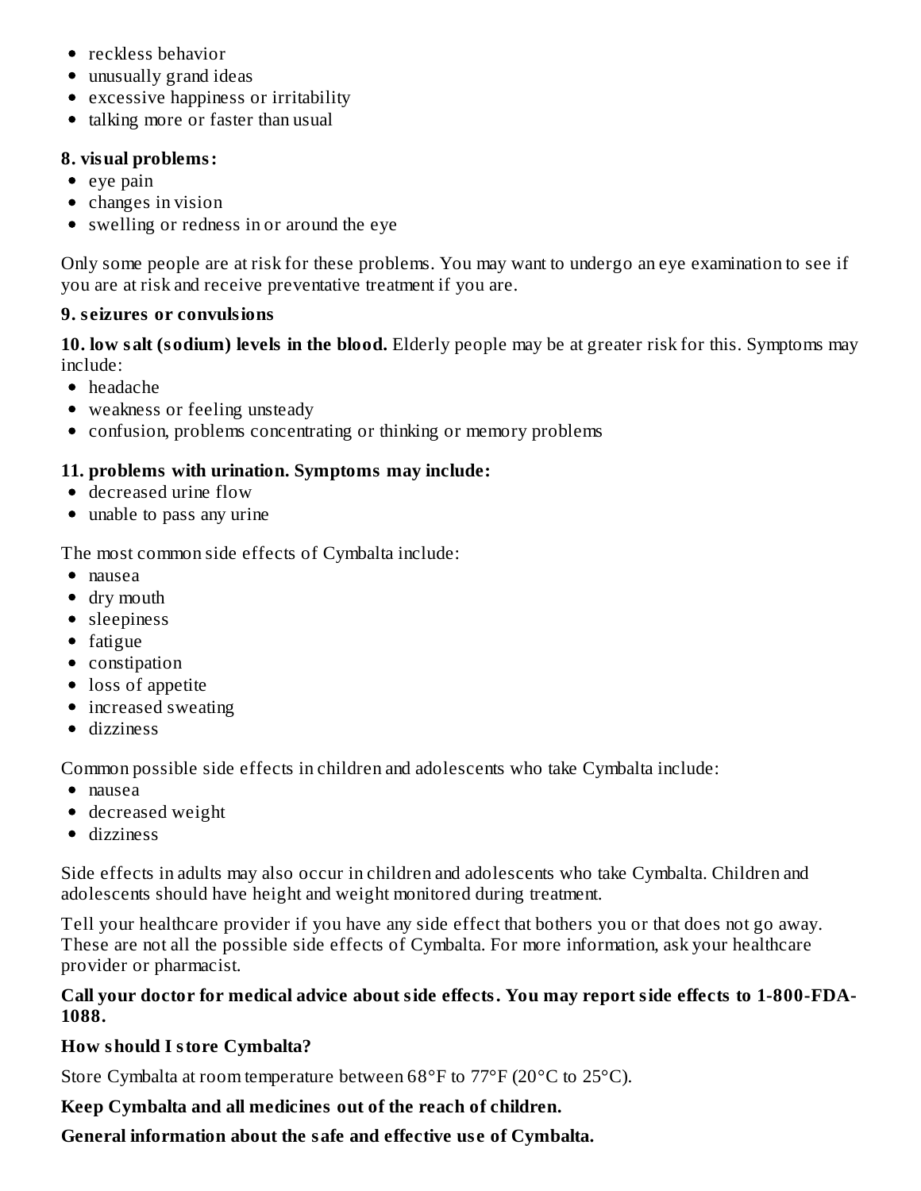- reckless behavior
- unusually grand ideas
- excessive happiness or irritability
- talking more or faster than usual

**8. visual problems:**

- eye pain
- changes in vision
- swelling or redness in or around the eye

Only some people are at risk for these problems. You may want to undergo an eye examination to see if you are at risk and receive preventative treatment if you are.

**9. seizures or convulsions**

**10. low salt (sodium) levels in the blood.** Elderly people may be at greater risk for this. Symptoms may include:

- headache
- weakness or feeling unsteady
- confusion, problems concentrating or thinking or memory problems

**11. problems with urination. Symptoms may include:**

- decreased urine flow
- unable to pass any urine

The most common side effects of Cymbalta include:

- nausea
- dry mouth
- sleepiness
- fatigue
- constipation
- loss of appetite
- increased sweating
- dizziness

Common possible side effects in children and adolescents who take Cymbalta include:

- nausea
- decreased weight
- dizziness

Side effects in adults may also occur in children and adolescents who take Cymbalta. Children and adolescents should have height and weight monitored during treatment.

Tell your healthcare provider if you have any side effect that bothers you or that does not go away. These are not all the possible side effects of Cymbalta. For more information, ask your healthcare provider or pharmacist.

**Call your doctor for medical advice about side effects. You may report side effects to 1-800-FDA-1088.**

**How should I store Cymbalta?**

Store Cymbalta at room temperature between 68°F to 77°F (20°C to 25°C).

**Keep Cymbalta and all medicines out of the reach of children.**

**General information about the safe and effective use of Cymbalta.**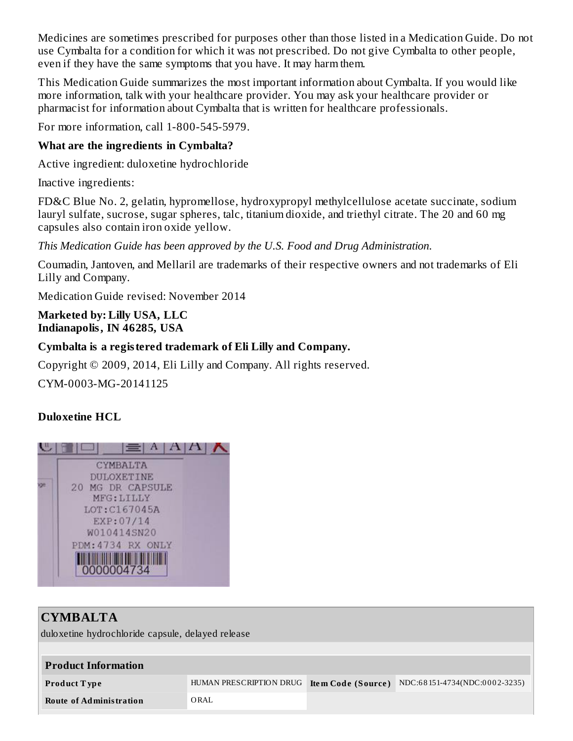Medicines are sometimes prescribed for purposes other than those listed in a Medication Guide. Do not use Cymbalta for a condition for which it was not prescribed. Do not give Cymbalta to other people, even if they have the same symptoms that you have. It may harm them.

This Medication Guide summarizes the most important information about Cymbalta. If you would like more information, talk with your healthcare provider. You may ask your healthcare provider or pharmacist for information about Cymbalta that is written for healthcare professionals.

For more information, call 1-800-545-5979.

**What are the ingredients in Cymbalta?**

Active ingredient: duloxetine hydrochloride

Inactive ingredients:

FD&C Blue No. 2, gelatin, hypromellose, hydroxypropyl methylcellulose acetate succinate, sodium lauryl sulfate, sucrose, sugar spheres, talc, titanium dioxide, and triethyl citrate. The 20 and 60 mg capsules also contain iron oxide yellow.

*This Medication Guide has been approved by the U.S. Food and Drug Administration.*

Coumadin, Jantoven, and Mellaril are trademarks of their respective owners and not trademarks of Eli Lilly and Company.

Medication Guide revised: November 2014

**Marketed by: Lilly USA, LLC**
**Indianapolis, IN 46285, USA**

**Cymbalta is a registered trademark of Eli Lilly and Company.**

Copyright © 2009, 2014, Eli Lilly and Company. All rights reserved.

CYM-0003-MG-20141125

**Duloxetine HCL**

CYMBALTA
DULOXETINE
20 MG DR CAPSULE
MFG:LILLY
LOT:C167045A
EXP:07/14
W010414SN20
PDM:4734 RX ONLY
0000004734

## CYMBALTA

duloxetine hydrochloride capsule, delayed release

| Product Information | | | |
|---|---|---|---|
| **Product Type** | HUMAN PRESCRIPTION DRUG | **Item Code (Source)** | NDC:68151-4734(NDC:0002-3235) |
| **Route of Administration** | ORAL | | |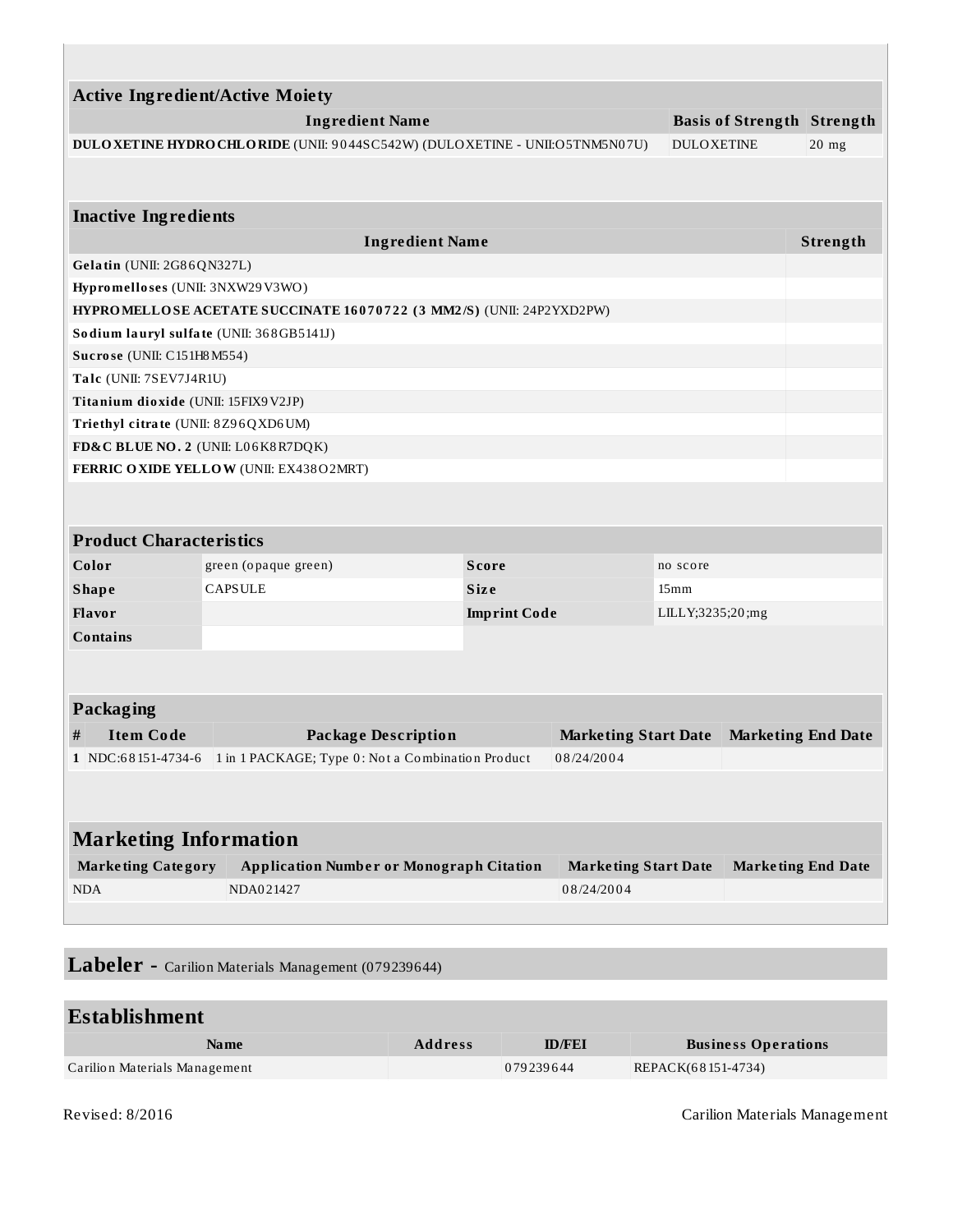| Active Ingredient/Active Moiety | | |
|---|---|---|
| **Ingredient Name** | **Basis of Strength** | **Strength** |
| **DULOXETINE HYDROCHLORIDE** (UNII: 9044SC542W) (DULOXETINE - UNII:O5TNM5N07U) | DULOXETINE | 20 mg |

| Inactive Ingredients | |
|---|---|
| **Ingredient Name** | **Strength** |
| **Gelatin** (UNII: 2G86QN327L) | |
| **Hypromelloses** (UNII: 3NXW29V3WO) | |
| **HYPROMELLOSE ACETATE SUCCINATE 16070722 (3 MM2/S)** (UNII: 24P2YXD2PW) | |
| **Sodium lauryl sulfate** (UNII: 368GB5141J) | |
| **Sucrose** (UNII: C151H8M554) | |
| **Talc** (UNII: 7SEV7J4R1U) | |
| **Titanium dioxide** (UNII: 15FIX9V2JP) | |
| **Triethyl citrate** (UNII: 8Z96QXD6UM) | |
| **FD&C BLUE NO. 2** (UNII: L06K8R7DQK) | |
| **FERRIC OXIDE YELLOW** (UNII: EX438O2MRT) | |

| Product Characteristics | | | |
|---|---|---|---|
| **Color** | green (opaque green) | **Score** | no score |
| **Shape** | CAPSULE | **Size** | 15mm |
| **Flavor** | | **Imprint Code** | LILLY;3235;20;mg |
| **Contains** | | | |

| Packaging | | | | |
|---|---|---|---|---|
| **#** | **Item Code** | **Package Description** | **Marketing Start Date** | **Marketing End Date** |
| **1** | NDC:68151-4734-6 | 1 in 1 PACKAGE; Type 0: Not a Combination Product | 08/24/2004 | |

| Marketing Information | | | |
|---|---|---|---|
| **Marketing Category** | **Application Number or Monograph Citation** | **Marketing Start Date** | **Marketing End Date** |
| NDA | NDA021427 | 08/24/2004 | |

## Labeler - Carilion Materials Management (079239644)

| Establishment | | | |
|---|---|---|---|
| **Name** | **Address** | **ID/FEI** | **Business Operations** |
| Carilion Materials Management | | 079239644 | REPACK(68151-4734) |

Revised: 8/2016 Carilion Materials Management